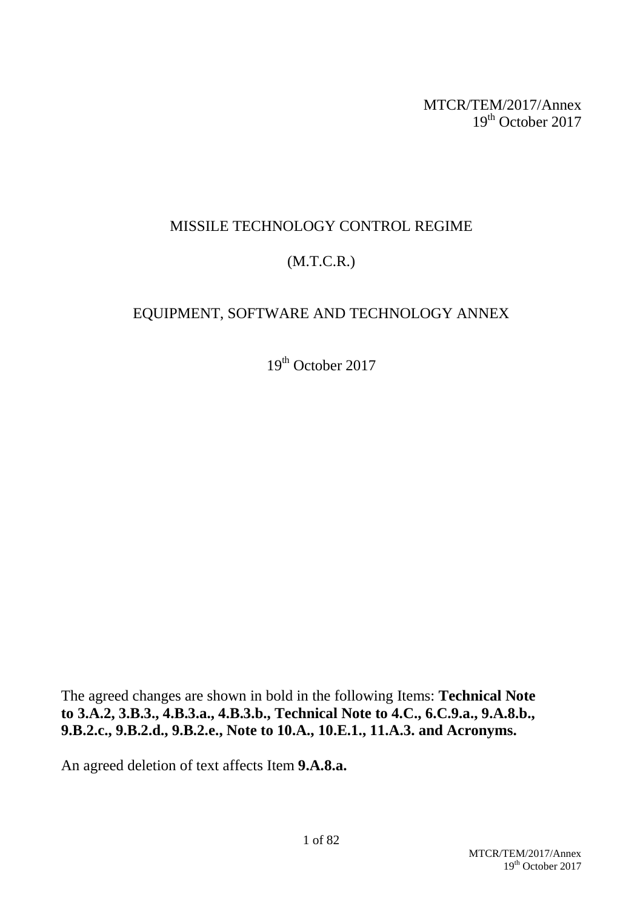MTCR/TEM/2017/Annex
19th October 2017

# MISSILE TECHNOLOGY CONTROL REGIME

# (M.T.C.R.)

## EQUIPMENT, SOFTWARE AND TECHNOLOGY ANNEX

19th October 2017

The agreed changes are shown in bold in the following Items: **Technical Note to 3.A.2, 3.B.3., 4.B.3.a., 4.B.3.b., Technical Note to 4.C., 6.C.9.a., 9.A.8.b., 9.B.2.c., 9.B.2.d., 9.B.2.e., Note to 10.A., 10.E.1., 11.A.3. and Acronyms.**

An agreed deletion of text affects Item **9.A.8.a.**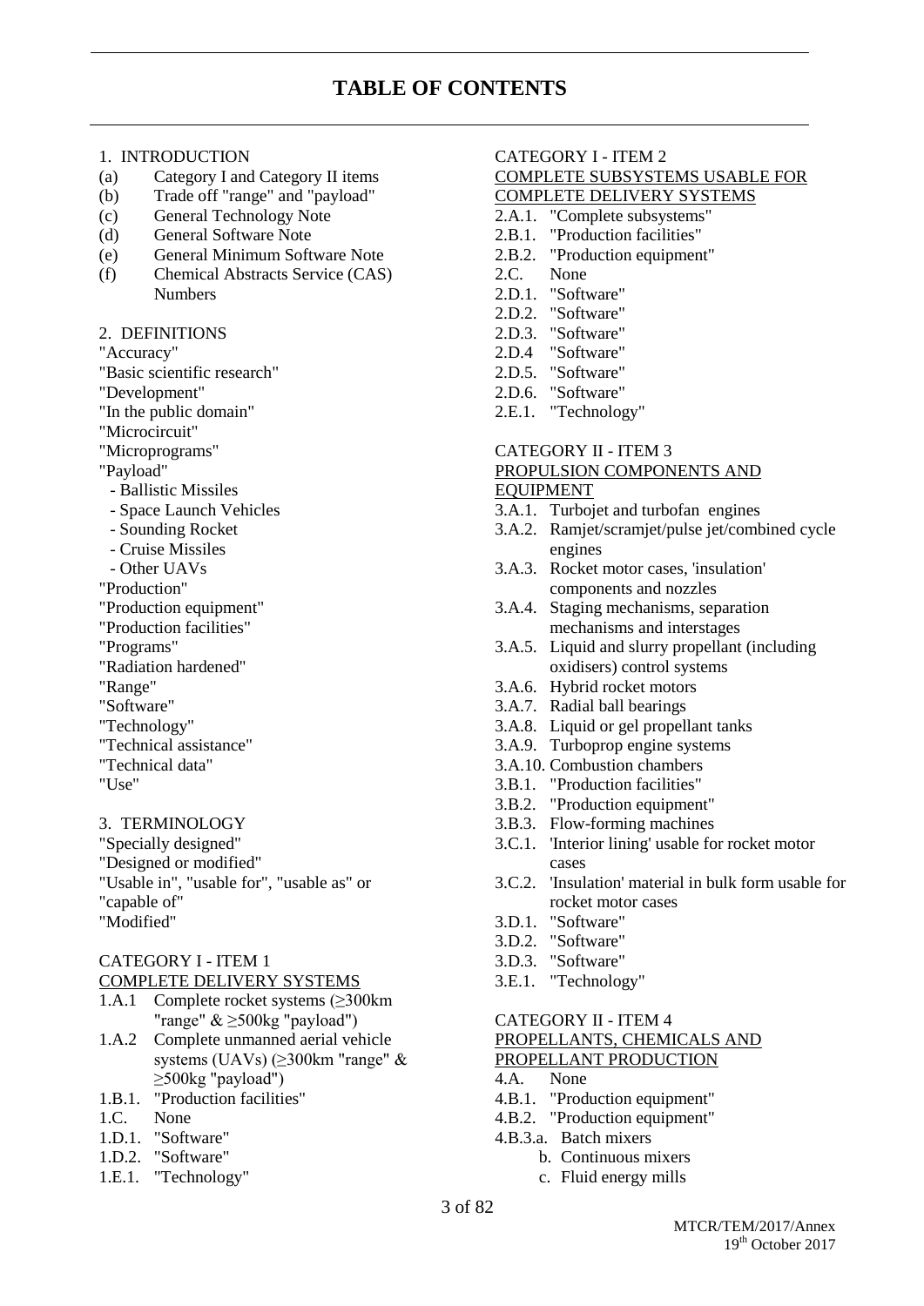# TABLE OF CONTENTS

1. INTRODUCTION
- (a) Category I and Category II items
- (b) Trade off "range" and "payload"
- (c) General Technology Note
- (d) General Software Note
- (e) General Minimum Software Note
- (f) Chemical Abstracts Service (CAS) Numbers

2. DEFINITIONS

"Accuracy"
"Basic scientific research"
"Development"
"In the public domain"
"Microcircuit"
"Microprograms"
"Payload"
- Ballistic Missiles
- Space Launch Vehicles
- Sounding Rocket
- Cruise Missiles
- Other UAVs

"Production"
"Production equipment"
"Production facilities"
"Programs"
"Radiation hardened"
"Range"
"Software"
"Technology"
"Technical assistance"
"Technical data"
"Use"

3. TERMINOLOGY

"Specially designed"
"Designed or modified"
"Usable in", "usable for", "usable as" or "capable of"
"Modified"

CATEGORY I - ITEM 1
COMPLETE DELIVERY SYSTEMS

- 1.A.1 Complete rocket systems (≥300km "range" & ≥500kg "payload")
- 1.A.2 Complete unmanned aerial vehicle systems (UAVs) (≥300km "range" & ≥500kg "payload")
- 1.B.1. "Production facilities"
- 1.C. None
- 1.D.1. "Software"
- 1.D.2. "Software"
- 1.E.1. "Technology"

CATEGORY I - ITEM 2
COMPLETE SUBSYSTEMS USABLE FOR COMPLETE DELIVERY SYSTEMS

- 2.A.1. "Complete subsystems"
- 2.B.1. "Production facilities"
- 2.B.2. "Production equipment"
- 2.C. None
- 2.D.1. "Software"
- 2.D.2. "Software"
- 2.D.3. "Software"
- 2.D.4 "Software"
- 2.D.5. "Software"
- 2.D.6. "Software"
- 2.E.1. "Technology"

CATEGORY II - ITEM 3
PROPULSION COMPONENTS AND EQUIPMENT

- 3.A.1. Turbojet and turbofan engines
- 3.A.2. Ramjet/scramjet/pulse jet/combined cycle engines
- 3.A.3. Rocket motor cases, 'insulation' components and nozzles
- 3.A.4. Staging mechanisms, separation mechanisms and interstages
- 3.A.5. Liquid and slurry propellant (including oxidisers) control systems
- 3.A.6. Hybrid rocket motors
- 3.A.7. Radial ball bearings
- 3.A.8. Liquid or gel propellant tanks
- 3.A.9. Turboprop engine systems
- 3.A.10. Combustion chambers
- 3.B.1. "Production facilities"
- 3.B.2. "Production equipment"
- 3.B.3. Flow-forming machines
- 3.C.1. 'Interior lining' usable for rocket motor cases
- 3.C.2. 'Insulation' material in bulk form usable for rocket motor cases
- 3.D.1. "Software"
- 3.D.2. "Software"
- 3.D.3. "Software"
- 3.E.1. "Technology"

CATEGORY II - ITEM 4
PROPELLANTS, CHEMICALS AND PROPELLANT PRODUCTION

- 4.A. None
- 4.B.1. "Production equipment"
- 4.B.2. "Production equipment"
- 4.B.3.a. Batch mixers
  - b. Continuous mixers
  - c. Fluid energy mills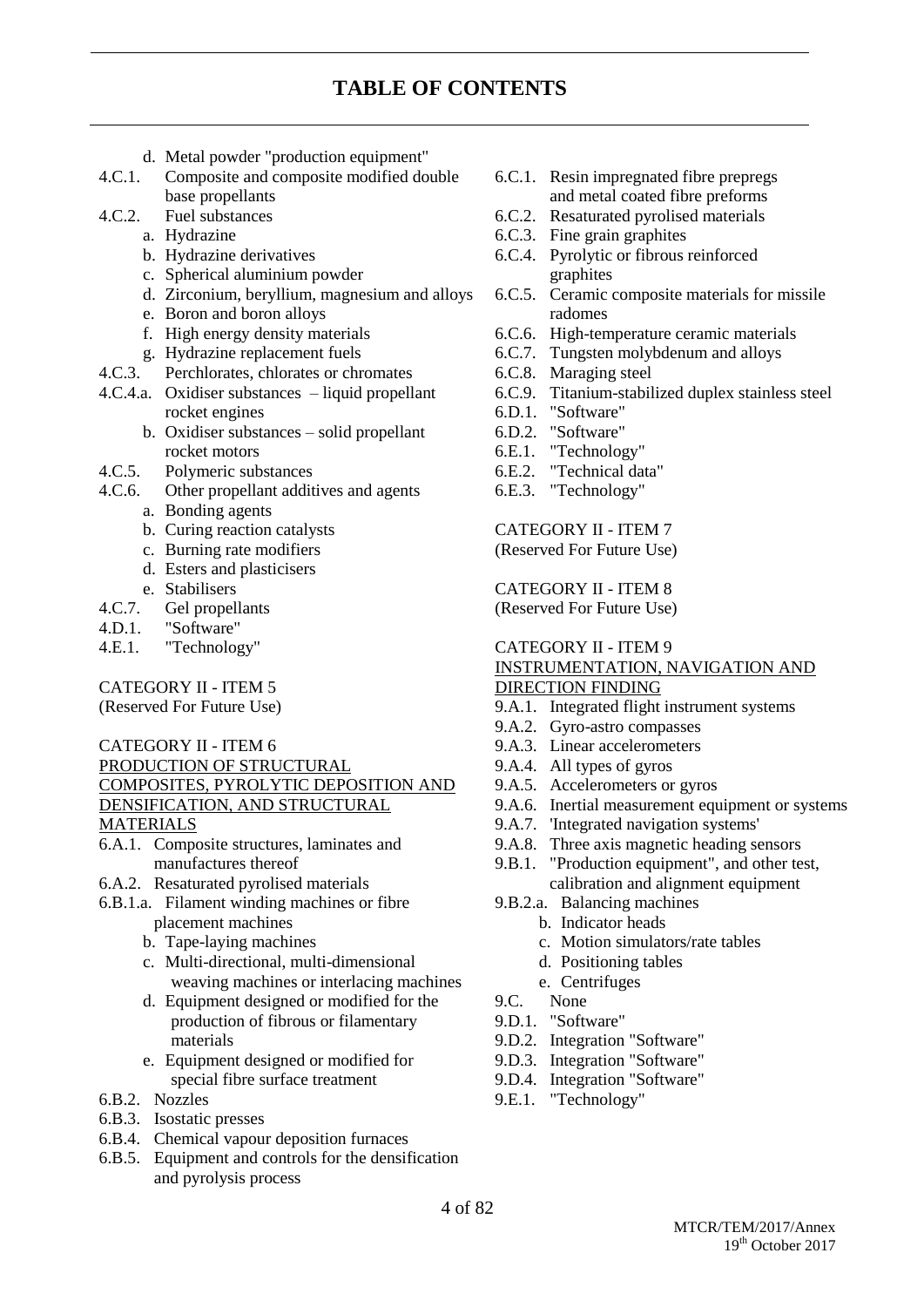# TABLE OF CONTENTS

- d. Metal powder "production equipment"
- 4.C.1. Composite and composite modified double base propellants
- 4.C.2. Fuel substances
  - a. Hydrazine
  - b. Hydrazine derivatives
  - c. Spherical aluminium powder
  - d. Zirconium, beryllium, magnesium and alloys
  - e. Boron and boron alloys
  - f. High energy density materials
  - g. Hydrazine replacement fuels
- 4.C.3. Perchlorates, chlorates or chromates
- 4.C.4.a. Oxidiser substances – liquid propellant rocket engines
  - b. Oxidiser substances – solid propellant rocket motors
- 4.C.5. Polymeric substances
- 4.C.6. Other propellant additives and agents
  - a. Bonding agents
  - b. Curing reaction catalysts
  - c. Burning rate modifiers
  - d. Esters and plasticisers
  - e. Stabilisers
- 4.C.7. Gel propellants
- 4.D.1. "Software"
- 4.E.1. "Technology"

CATEGORY II - ITEM 5
(Reserved For Future Use)

CATEGORY II - ITEM 6
PRODUCTION OF STRUCTURAL COMPOSITES, PYROLYTIC DEPOSITION AND DENSIFICATION, AND STRUCTURAL MATERIALS

- 6.A.1. Composite structures, laminates and manufactures thereof
- 6.A.2. Resaturated pyrolised materials
- 6.B.1.a. Filament winding machines or fibre placement machines
  - b. Tape-laying machines
  - c. Multi-directional, multi-dimensional weaving machines or interlacing machines
  - d. Equipment designed or modified for the production of fibrous or filamentary materials
  - e. Equipment designed or modified for special fibre surface treatment
- 6.B.2. Nozzles
- 6.B.3. Isostatic presses
- 6.B.4. Chemical vapour deposition furnaces
- 6.B.5. Equipment and controls for the densification and pyrolysis process
- 6.C.1. Resin impregnated fibre prepregs and metal coated fibre preforms
- 6.C.2. Resaturated pyrolised materials
- 6.C.3. Fine grain graphites
- 6.C.4. Pyrolytic or fibrous reinforced graphites
- 6.C.5. Ceramic composite materials for missile radomes
- 6.C.6. High-temperature ceramic materials
- 6.C.7. Tungsten molybdenum and alloys
- 6.C.8. Maraging steel
- 6.C.9. Titanium-stabilized duplex stainless steel
- 6.D.1. "Software"
- 6.D.2. "Software"
- 6.E.1. "Technology"
- 6.E.2. "Technical data"
- 6.E.3. "Technology"

CATEGORY II - ITEM 7
(Reserved For Future Use)

CATEGORY II - ITEM 8
(Reserved For Future Use)

CATEGORY II - ITEM 9
INSTRUMENTATION, NAVIGATION AND DIRECTION FINDING

- 9.A.1. Integrated flight instrument systems
- 9.A.2. Gyro-astro compasses
- 9.A.3. Linear accelerometers
- 9.A.4. All types of gyros
- 9.A.5. Accelerometers or gyros
- 9.A.6. Inertial measurement equipment or systems
- 9.A.7. 'Integrated navigation systems'
- 9.A.8. Three axis magnetic heading sensors
- 9.B.1. "Production equipment", and other test, calibration and alignment equipment
- 9.B.2.a. Balancing machines
  - b. Indicator heads
  - c. Motion simulators/rate tables
  - d. Positioning tables
  - e. Centrifuges
- 9.C. None
- 9.D.1. "Software"
- 9.D.2. Integration "Software"
- 9.D.3. Integration "Software"
- 9.D.4. Integration "Software"
- 9.E.1. "Technology"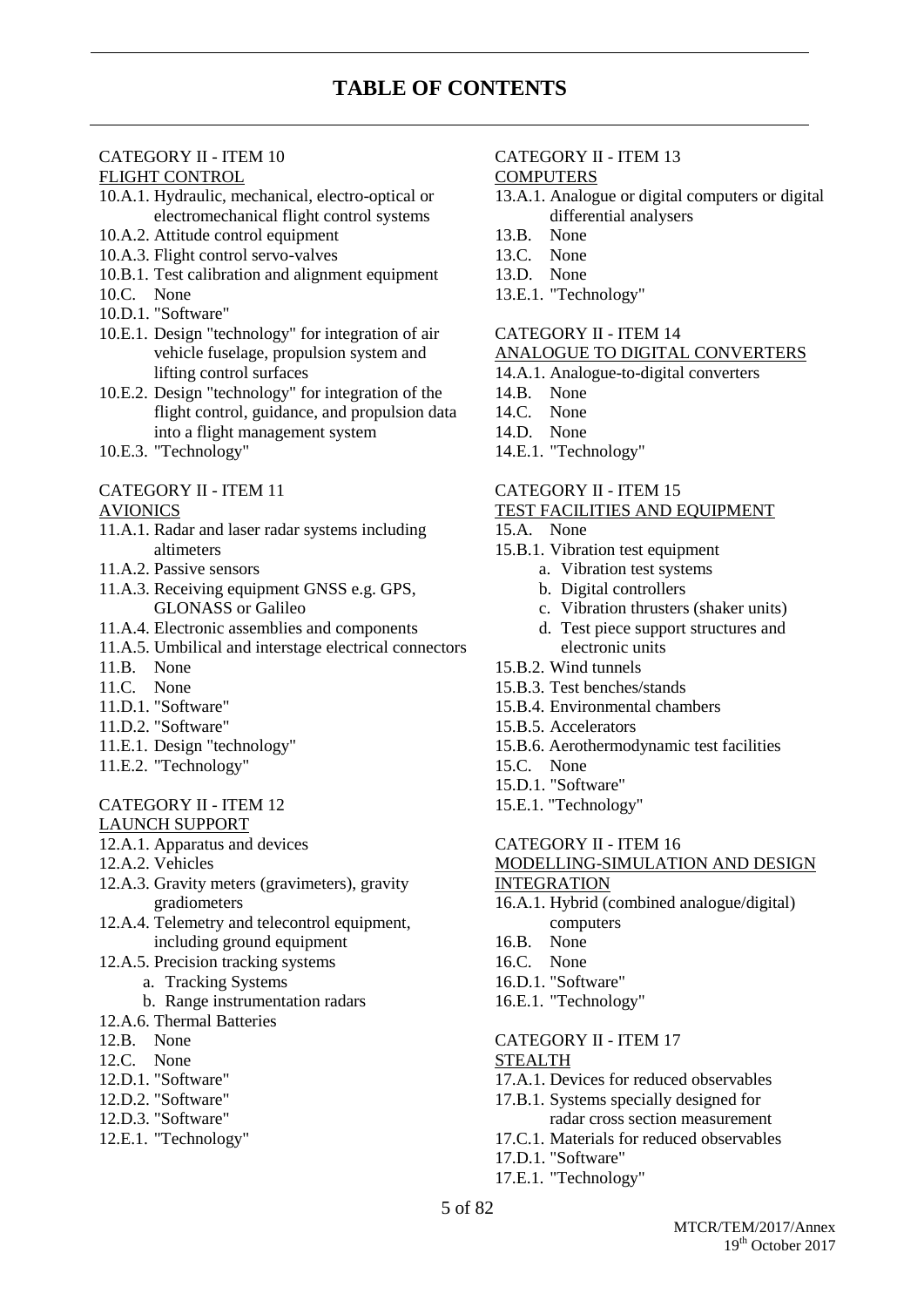# TABLE OF CONTENTS

CATEGORY II - ITEM 10
FLIGHT CONTROL

- 10.A.1. Hydraulic, mechanical, electro-optical or electromechanical flight control systems
- 10.A.2. Attitude control equipment
- 10.A.3. Flight control servo-valves
- 10.B.1. Test calibration and alignment equipment
- 10.C. None
- 10.D.1. "Software"
- 10.E.1. Design "technology" for integration of air vehicle fuselage, propulsion system and lifting control surfaces
- 10.E.2. Design "technology" for integration of the flight control, guidance, and propulsion data into a flight management system
- 10.E.3. "Technology"

CATEGORY II - ITEM 11
AVIONICS

- 11.A.1. Radar and laser radar systems including altimeters
- 11.A.2. Passive sensors
- 11.A.3. Receiving equipment GNSS e.g. GPS, GLONASS or Galileo
- 11.A.4. Electronic assemblies and components
- 11.A.5. Umbilical and interstage electrical connectors
- 11.B. None
- 11.C. None
- 11.D.1. "Software"
- 11.D.2. "Software"
- 11.E.1. Design "technology"
- 11.E.2. "Technology"

CATEGORY II - ITEM 12
LAUNCH SUPPORT

- 12.A.1. Apparatus and devices
- 12.A.2. Vehicles
- 12.A.3. Gravity meters (gravimeters), gravity gradiometers
- 12.A.4. Telemetry and telecontrol equipment, including ground equipment
- 12.A.5. Precision tracking systems
  - a. Tracking Systems
  - b. Range instrumentation radars
- 12.A.6. Thermal Batteries
- 12.B. None
- 12.C. None
- 12.D.1. "Software"
- 12.D.2. "Software"
- 12.D.3. "Software"
- 12.E.1. "Technology"

CATEGORY II - ITEM 13
COMPUTERS

- 13.A.1. Analogue or digital computers or digital differential analysers
- 13.B. None
- 13.C. None
- 13.D. None
- 13.E.1. "Technology"

CATEGORY II - ITEM 14
ANALOGUE TO DIGITAL CONVERTERS

- 14.A.1. Analogue-to-digital converters
- 14.B. None
- 14.C. None
- 14.D. None
- 14.E.1. "Technology"

CATEGORY II - ITEM 15
TEST FACILITIES AND EQUIPMENT

- 15.A. None
- 15.B.1. Vibration test equipment
  - a. Vibration test systems
  - b. Digital controllers
  - c. Vibration thrusters (shaker units)
  - d. Test piece support structures and electronic units
- 15.B.2. Wind tunnels
- 15.B.3. Test benches/stands
- 15.B.4. Environmental chambers
- 15.B.5. Accelerators
- 15.B.6. Aerothermodynamic test facilities
- 15.C. None
- 15.D.1. "Software"
- 15.E.1. "Technology"

CATEGORY II - ITEM 16
MODELLING-SIMULATION AND DESIGN INTEGRATION

- 16.A.1. Hybrid (combined analogue/digital) computers
- 16.B. None
- 16.C. None
- 16.D.1. "Software"
- 16.E.1. "Technology"

CATEGORY II - ITEM 17
STEALTH

- 17.A.1. Devices for reduced observables
- 17.B.1. Systems specially designed for radar cross section measurement
- 17.C.1. Materials for reduced observables
- 17.D.1. "Software"
- 17.E.1. "Technology"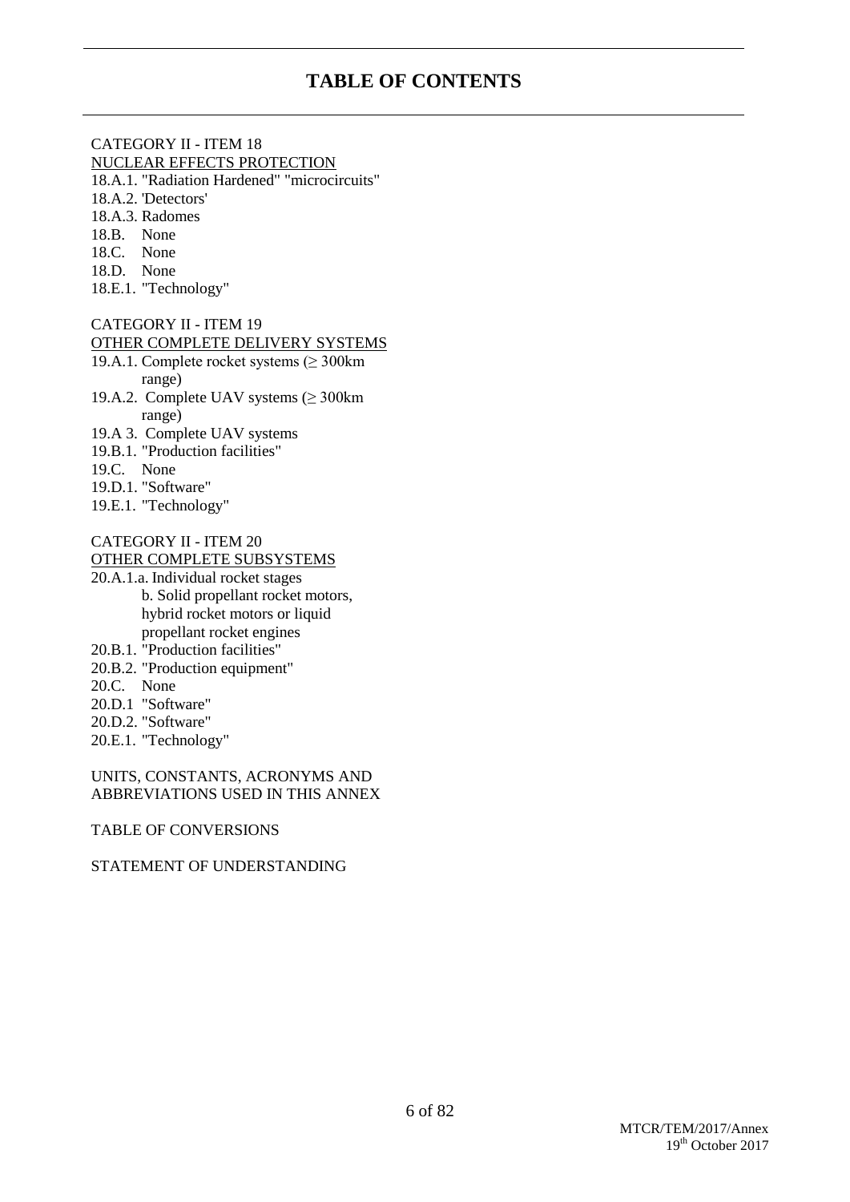# TABLE OF CONTENTS

CATEGORY II - ITEM 18
NUCLEAR EFFECTS PROTECTION

18.A.1. "Radiation Hardened" "microcircuits"
18.A.2. 'Detectors'
18.A.3. Radomes
18.B. None
18.C. None
18.D. None
18.E.1. "Technology"

CATEGORY II - ITEM 19
OTHER COMPLETE DELIVERY SYSTEMS

19.A.1. Complete rocket systems (≥ 300km range)
19.A.2. Complete UAV systems (≥ 300km range)
19.A 3. Complete UAV systems
19.B.1. "Production facilities"
19.C. None
19.D.1. "Software"
19.E.1. "Technology"

CATEGORY II - ITEM 20
OTHER COMPLETE SUBSYSTEMS

20.A.1.a. Individual rocket stages
b. Solid propellant rocket motors, hybrid rocket motors or liquid propellant rocket engines
20.B.1. "Production facilities"
20.B.2. "Production equipment"
20.C. None
20.D.1 "Software"
20.D.2. "Software"
20.E.1. "Technology"

UNITS, CONSTANTS, ACRONYMS AND ABBREVIATIONS USED IN THIS ANNEX

TABLE OF CONVERSIONS

STATEMENT OF UNDERSTANDING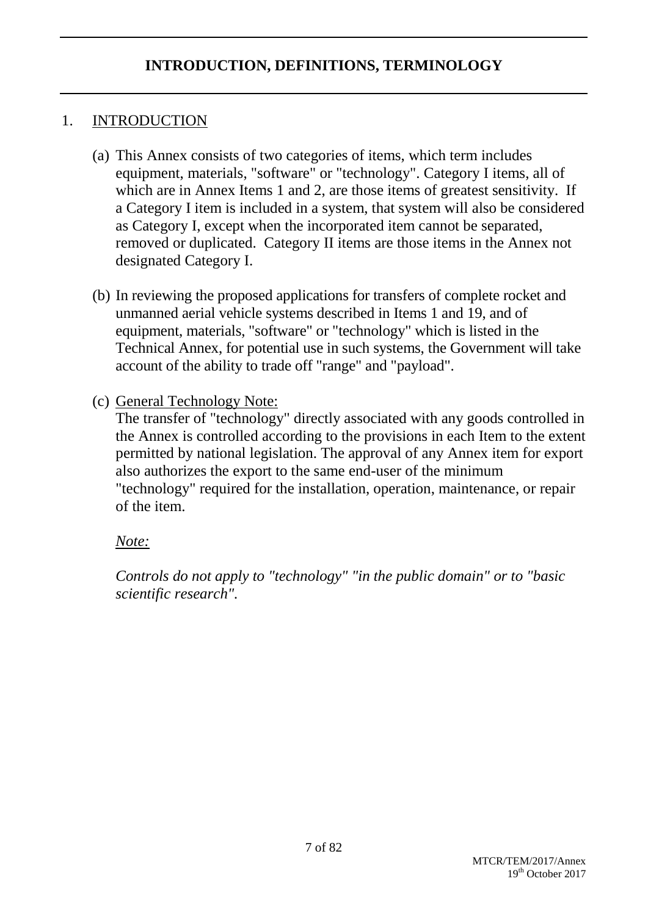# INTRODUCTION, DEFINITIONS, TERMINOLOGY

## 1. INTRODUCTION

(a) This Annex consists of two categories of items, which term includes equipment, materials, "software" or "technology". Category I items, all of which are in Annex Items 1 and 2, are those items of greatest sensitivity. If a Category I item is included in a system, that system will also be considered as Category I, except when the incorporated item cannot be separated, removed or duplicated. Category II items are those items in the Annex not designated Category I.

(b) In reviewing the proposed applications for transfers of complete rocket and unmanned aerial vehicle systems described in Items 1 and 19, and of equipment, materials, "software" or "technology" which is listed in the Technical Annex, for potential use in such systems, the Government will take account of the ability to trade off "range" and "payload".

(c) General Technology Note:

The transfer of "technology" directly associated with any goods controlled in the Annex is controlled according to the provisions in each Item to the extent permitted by national legislation. The approval of any Annex item for export also authorizes the export to the same end-user of the minimum "technology" required for the installation, operation, maintenance, or repair of the item.

*Note:*

*Controls do not apply to "technology" "in the public domain" or to "basic scientific research".*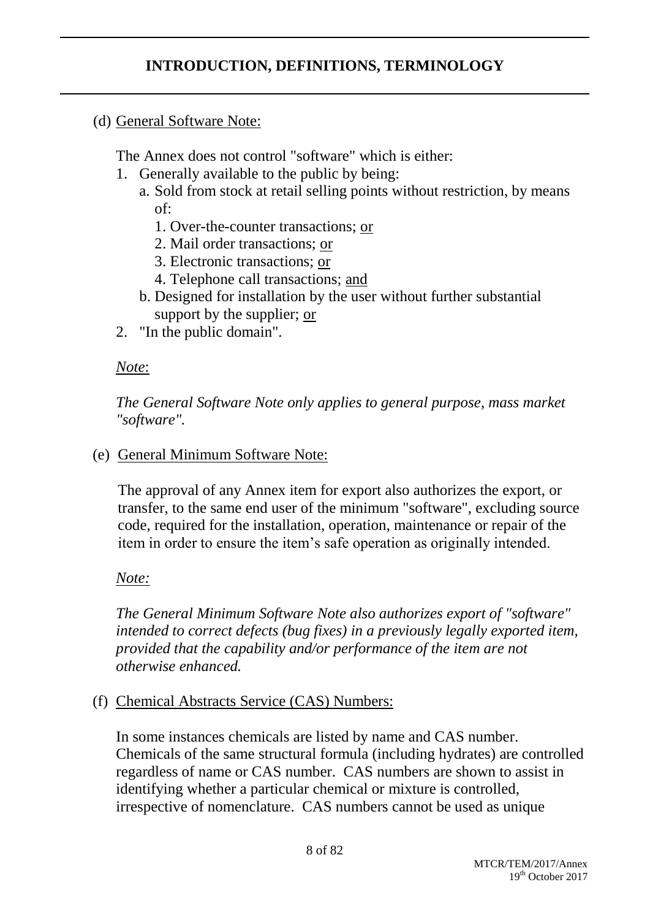**INTRODUCTION, DEFINITIONS, TERMINOLOGY**

(d) General Software Note:

The Annex does not control "software" which is either:

1. Generally available to the public by being:
   a. Sold from stock at retail selling points without restriction, by means of:
      1. Over-the-counter transactions; or
      2. Mail order transactions; or
      3. Electronic transactions; or
      4. Telephone call transactions; and
   b. Designed for installation by the user without further substantial support by the supplier; or
2. "In the public domain".

*Note*:

*The General Software Note only applies to general purpose, mass market "software".*

(e) General Minimum Software Note:

The approval of any Annex item for export also authorizes the export, or transfer, to the same end user of the minimum "software", excluding source code, required for the installation, operation, maintenance or repair of the item in order to ensure the item's safe operation as originally intended.

*Note:*

*The General Minimum Software Note also authorizes export of "software" intended to correct defects (bug fixes) in a previously legally exported item, provided that the capability and/or performance of the item are not otherwise enhanced.*

(f) Chemical Abstracts Service (CAS) Numbers:

In some instances chemicals are listed by name and CAS number. Chemicals of the same structural formula (including hydrates) are controlled regardless of name or CAS number. CAS numbers are shown to assist in identifying whether a particular chemical or mixture is controlled, irrespective of nomenclature. CAS numbers cannot be used as unique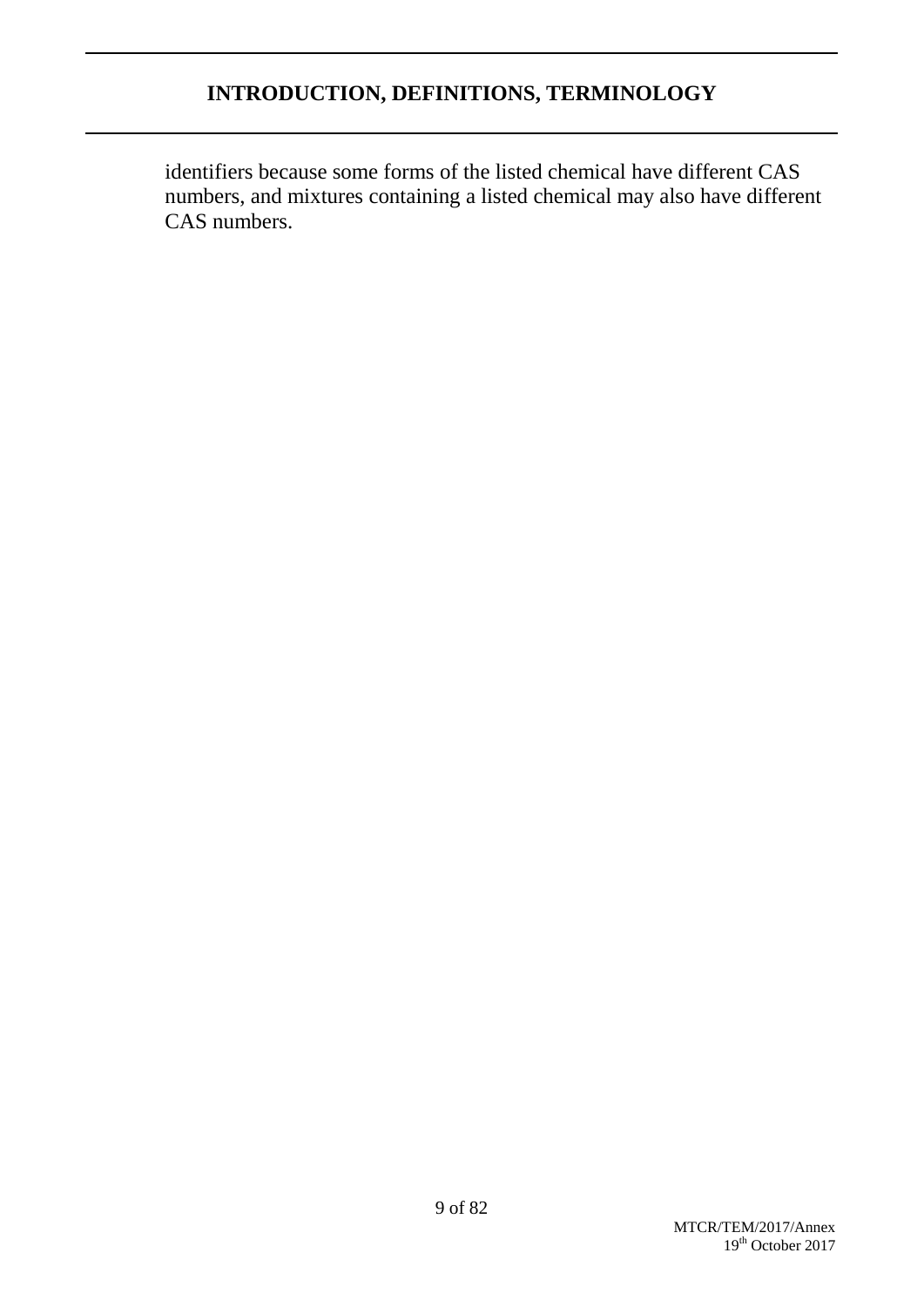identifiers because some forms of the listed chemical have different CAS numbers, and mixtures containing a listed chemical may also have different CAS numbers.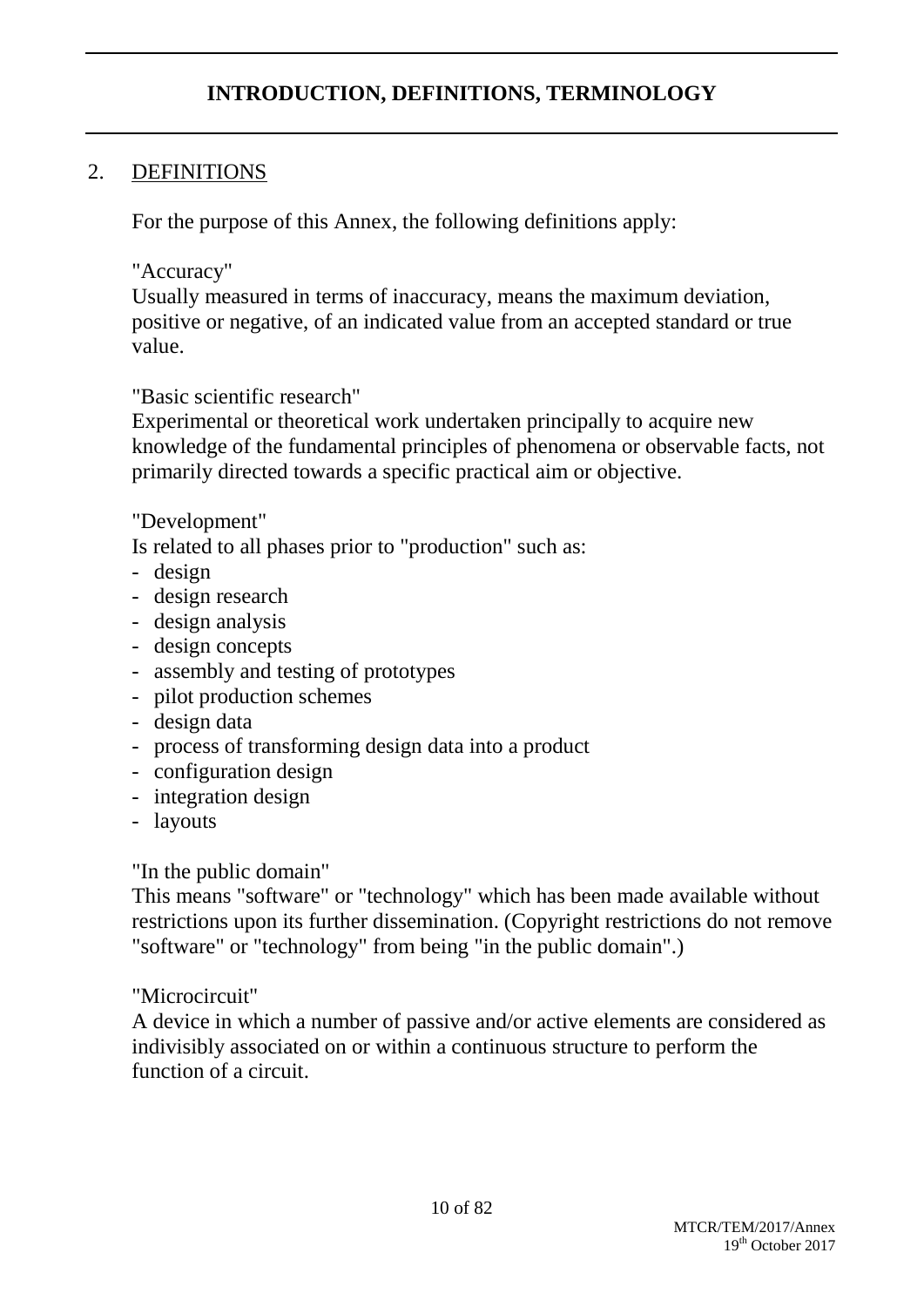# INTRODUCTION, DEFINITIONS, TERMINOLOGY

## 2. DEFINITIONS

For the purpose of this Annex, the following definitions apply:

"Accuracy"
Usually measured in terms of inaccuracy, means the maximum deviation, positive or negative, of an indicated value from an accepted standard or true value.

"Basic scientific research"
Experimental or theoretical work undertaken principally to acquire new knowledge of the fundamental principles of phenomena or observable facts, not primarily directed towards a specific practical aim or objective.

"Development"
Is related to all phases prior to "production" such as:

- design
- design research
- design analysis
- design concepts
- assembly and testing of prototypes
- pilot production schemes
- design data
- process of transforming design data into a product
- configuration design
- integration design
- layouts

"In the public domain"
This means "software" or "technology" which has been made available without restrictions upon its further dissemination. (Copyright restrictions do not remove "software" or "technology" from being "in the public domain".)

"Microcircuit"
A device in which a number of passive and/or active elements are considered as indivisibly associated on or within a continuous structure to perform the function of a circuit.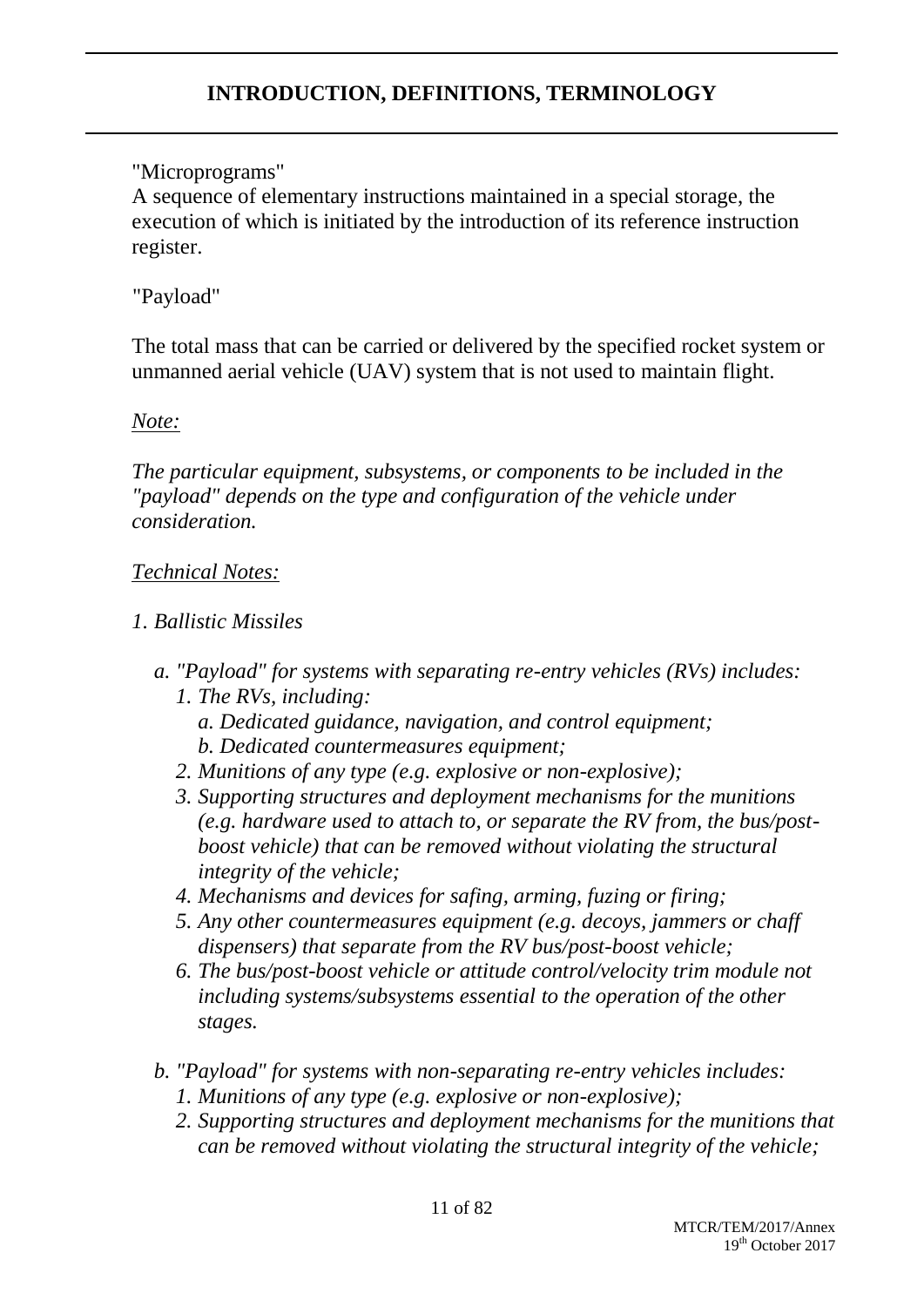"Microprograms"
A sequence of elementary instructions maintained in a special storage, the execution of which is initiated by the introduction of its reference instruction register.

"Payload"

The total mass that can be carried or delivered by the specified rocket system or unmanned aerial vehicle (UAV) system that is not used to maintain flight.

*Note:*

*The particular equipment, subsystems, or components to be included in the "payload" depends on the type and configuration of the vehicle under consideration.*

*Technical Notes:*

*1. Ballistic Missiles*

- *a. "Payload" for systems with separating re-entry vehicles (RVs) includes:*
  - *1. The RVs, including:*
    - *a. Dedicated guidance, navigation, and control equipment;*
    - *b. Dedicated countermeasures equipment;*
  - *2. Munitions of any type (e.g. explosive or non-explosive);*
  - *3. Supporting structures and deployment mechanisms for the munitions (e.g. hardware used to attach to, or separate the RV from, the bus/post-boost vehicle) that can be removed without violating the structural integrity of the vehicle;*
  - *4. Mechanisms and devices for safing, arming, fuzing or firing;*
  - *5. Any other countermeasures equipment (e.g. decoys, jammers or chaff dispensers) that separate from the RV bus/post-boost vehicle;*
  - *6. The bus/post-boost vehicle or attitude control/velocity trim module not including systems/subsystems essential to the operation of the other stages.*
- *b. "Payload" for systems with non-separating re-entry vehicles includes:*
  - *1. Munitions of any type (e.g. explosive or non-explosive);*
  - *2. Supporting structures and deployment mechanisms for the munitions that can be removed without violating the structural integrity of the vehicle;*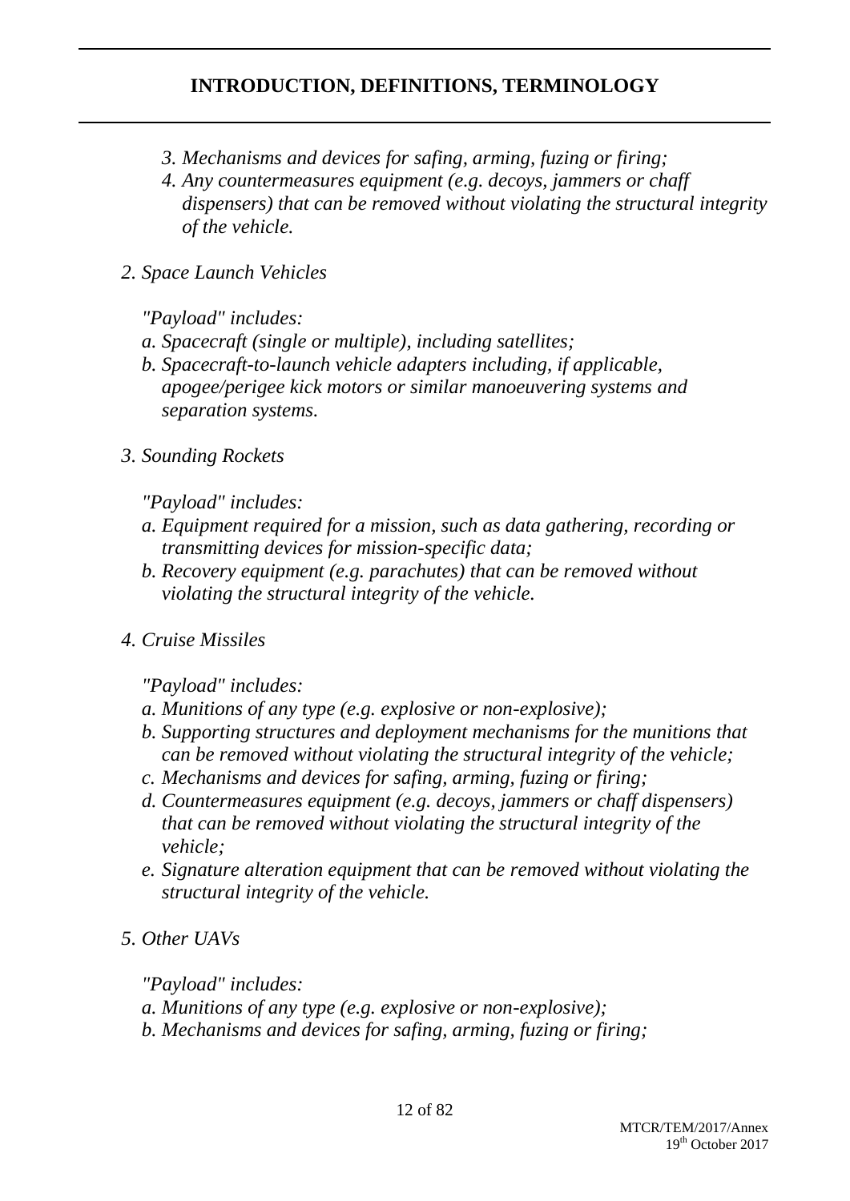3. *Mechanisms and devices for safing, arming, fuzing or firing;*
4. *Any countermeasures equipment (e.g. decoys, jammers or chaff dispensers) that can be removed without violating the structural integrity of the vehicle.*

*2. Space Launch Vehicles*

*"Payload" includes:*

*a. Spacecraft (single or multiple), including satellites;*

*b. Spacecraft-to-launch vehicle adapters including, if applicable, apogee/perigee kick motors or similar manoeuvering systems and separation systems.*

*3. Sounding Rockets*

*"Payload" includes:*

*a. Equipment required for a mission, such as data gathering, recording or transmitting devices for mission-specific data;*

*b. Recovery equipment (e.g. parachutes) that can be removed without violating the structural integrity of the vehicle.*

*4. Cruise Missiles*

*"Payload" includes:*

*a. Munitions of any type (e.g. explosive or non-explosive);*

*b. Supporting structures and deployment mechanisms for the munitions that can be removed without violating the structural integrity of the vehicle;*

*c. Mechanisms and devices for safing, arming, fuzing or firing;*

*d. Countermeasures equipment (e.g. decoys, jammers or chaff dispensers) that can be removed without violating the structural integrity of the vehicle;*

*e. Signature alteration equipment that can be removed without violating the structural integrity of the vehicle.*

*5. Other UAVs*

*"Payload" includes:*

*a. Munitions of any type (e.g. explosive or non-explosive);*

*b. Mechanisms and devices for safing, arming, fuzing or firing;*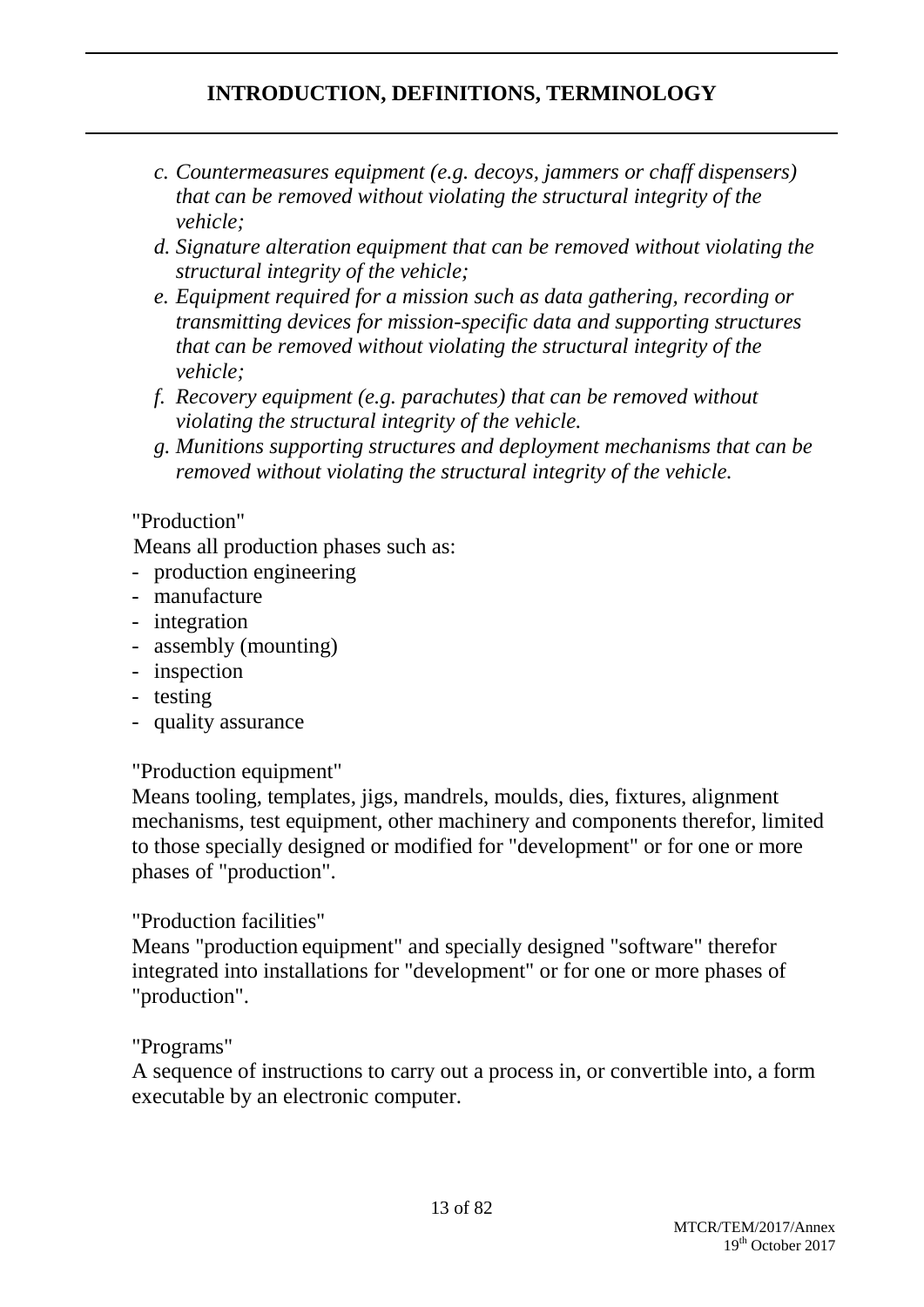*c. Countermeasures equipment (e.g. decoys, jammers or chaff dispensers) that can be removed without violating the structural integrity of the vehicle;*

*d. Signature alteration equipment that can be removed without violating the structural integrity of the vehicle;*

*e. Equipment required for a mission such as data gathering, recording or transmitting devices for mission-specific data and supporting structures that can be removed without violating the structural integrity of the vehicle;*

*f. Recovery equipment (e.g. parachutes) that can be removed without violating the structural integrity of the vehicle.*

*g. Munitions supporting structures and deployment mechanisms that can be removed without violating the structural integrity of the vehicle.*

"Production"

Means all production phases such as:

- production engineering
- manufacture
- integration
- assembly (mounting)
- inspection
- testing
- quality assurance

"Production equipment"

Means tooling, templates, jigs, mandrels, moulds, dies, fixtures, alignment mechanisms, test equipment, other machinery and components therefor, limited to those specially designed or modified for "development" or for one or more phases of "production".

"Production facilities"

Means "production equipment" and specially designed "software" therefor integrated into installations for "development" or for one or more phases of "production".

"Programs"

A sequence of instructions to carry out a process in, or convertible into, a form executable by an electronic computer.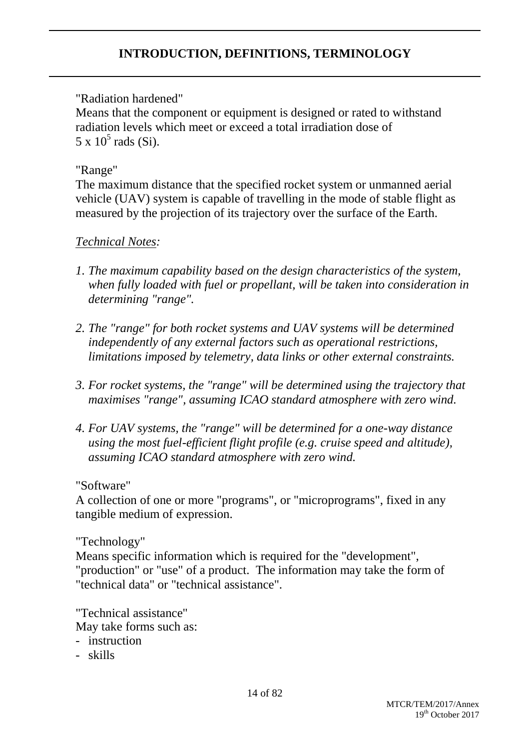## INTRODUCTION, DEFINITIONS, TERMINOLOGY

"Radiation hardened"
Means that the component or equipment is designed or rated to withstand radiation levels which meet or exceed a total irradiation dose of $5 \times 10^5$ rads (Si).

"Range"
The maximum distance that the specified rocket system or unmanned aerial vehicle (UAV) system is capable of travelling in the mode of stable flight as measured by the projection of its trajectory over the surface of the Earth.

*Technical Notes:*

1. *The maximum capability based on the design characteristics of the system, when fully loaded with fuel or propellant, will be taken into consideration in determining "range".*

2. *The "range" for both rocket systems and UAV systems will be determined independently of any external factors such as operational restrictions, limitations imposed by telemetry, data links or other external constraints.*

3. *For rocket systems, the "range" will be determined using the trajectory that maximises "range", assuming ICAO standard atmosphere with zero wind.*

4. *For UAV systems, the "range" will be determined for a one-way distance using the most fuel-efficient flight profile (e.g. cruise speed and altitude), assuming ICAO standard atmosphere with zero wind.*

"Software"
A collection of one or more "programs", or "microprograms", fixed in any tangible medium of expression.

"Technology"
Means specific information which is required for the "development", "production" or "use" of a product. The information may take the form of "technical data" or "technical assistance".

"Technical assistance"
May take forms such as:
- instruction
- skills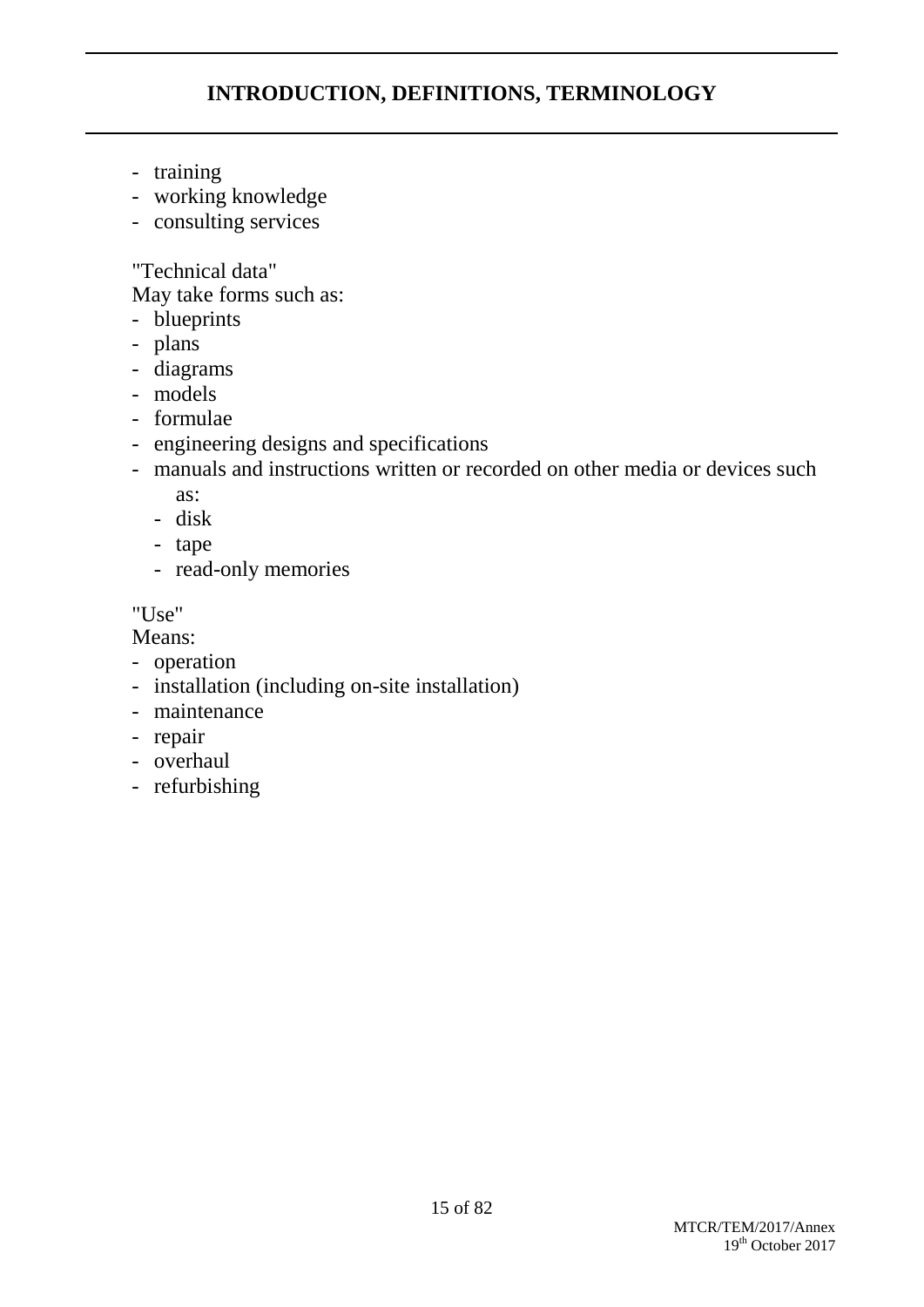- training
- working knowledge
- consulting services

"Technical data"
May take forms such as:

- blueprints
- plans
- diagrams
- models
- formulae
- engineering designs and specifications
- manuals and instructions written or recorded on other media or devices such as:
    - disk
    - tape
    - read-only memories

"Use"
Means:

- operation
- installation (including on-site installation)
- maintenance
- repair
- overhaul
- refurbishing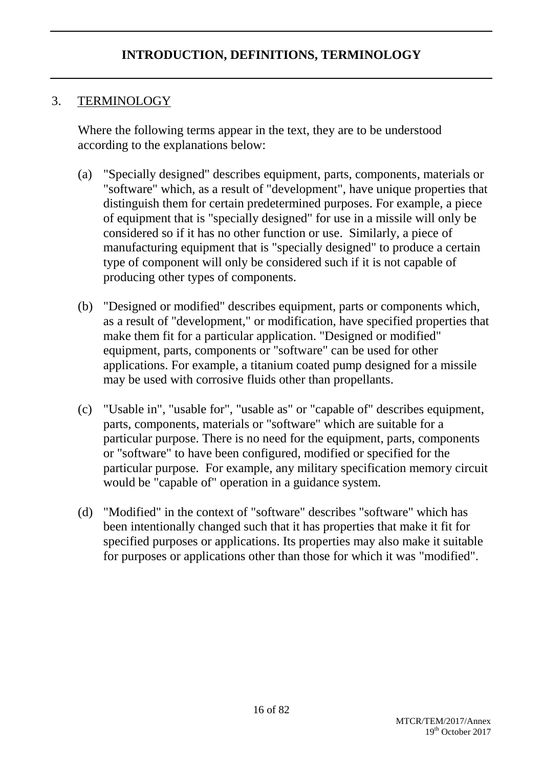# INTRODUCTION, DEFINITIONS, TERMINOLOGY

## 3. TERMINOLOGY

Where the following terms appear in the text, they are to be understood according to the explanations below:

(a) "Specially designed" describes equipment, parts, components, materials or "software" which, as a result of "development", have unique properties that distinguish them for certain predetermined purposes. For example, a piece of equipment that is "specially designed" for use in a missile will only be considered so if it has no other function or use. Similarly, a piece of manufacturing equipment that is "specially designed" to produce a certain type of component will only be considered such if it is not capable of producing other types of components.

(b) "Designed or modified" describes equipment, parts or components which, as a result of "development," or modification, have specified properties that make them fit for a particular application. "Designed or modified" equipment, parts, components or "software" can be used for other applications. For example, a titanium coated pump designed for a missile may be used with corrosive fluids other than propellants.

(c) "Usable in", "usable for", "usable as" or "capable of" describes equipment, parts, components, materials or "software" which are suitable for a particular purpose. There is no need for the equipment, parts, components or "software" to have been configured, modified or specified for the particular purpose. For example, any military specification memory circuit would be "capable of" operation in a guidance system.

(d) "Modified" in the context of "software" describes "software" which has been intentionally changed such that it has properties that make it fit for specified purposes or applications. Its properties may also make it suitable for purposes or applications other than those for which it was "modified".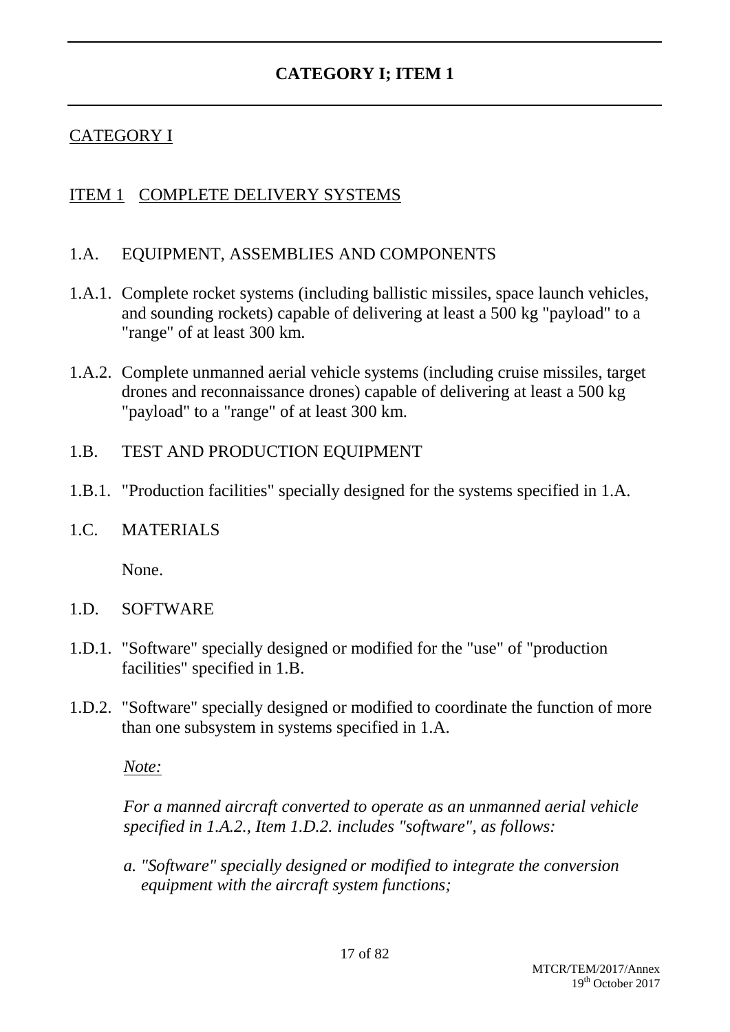# CATEGORY I; ITEM 1

## CATEGORY I

## ITEM 1 COMPLETE DELIVERY SYSTEMS

1.A. EQUIPMENT, ASSEMBLIES AND COMPONENTS

1.A.1. Complete rocket systems (including ballistic missiles, space launch vehicles, and sounding rockets) capable of delivering at least a 500 kg "payload" to a "range" of at least 300 km.

1.A.2. Complete unmanned aerial vehicle systems (including cruise missiles, target drones and reconnaissance drones) capable of delivering at least a 500 kg "payload" to a "range" of at least 300 km.

1.B. TEST AND PRODUCTION EQUIPMENT

1.B.1. "Production facilities" specially designed for the systems specified in 1.A.

1.C. MATERIALS

None.

1.D. SOFTWARE

1.D.1. "Software" specially designed or modified for the "use" of "production facilities" specified in 1.B.

1.D.2. "Software" specially designed or modified to coordinate the function of more than one subsystem in systems specified in 1.A.

*Note:*

*For a manned aircraft converted to operate as an unmanned aerial vehicle specified in 1.A.2., Item 1.D.2. includes "software", as follows:*

*a. "Software" specially designed or modified to integrate the conversion equipment with the aircraft system functions;*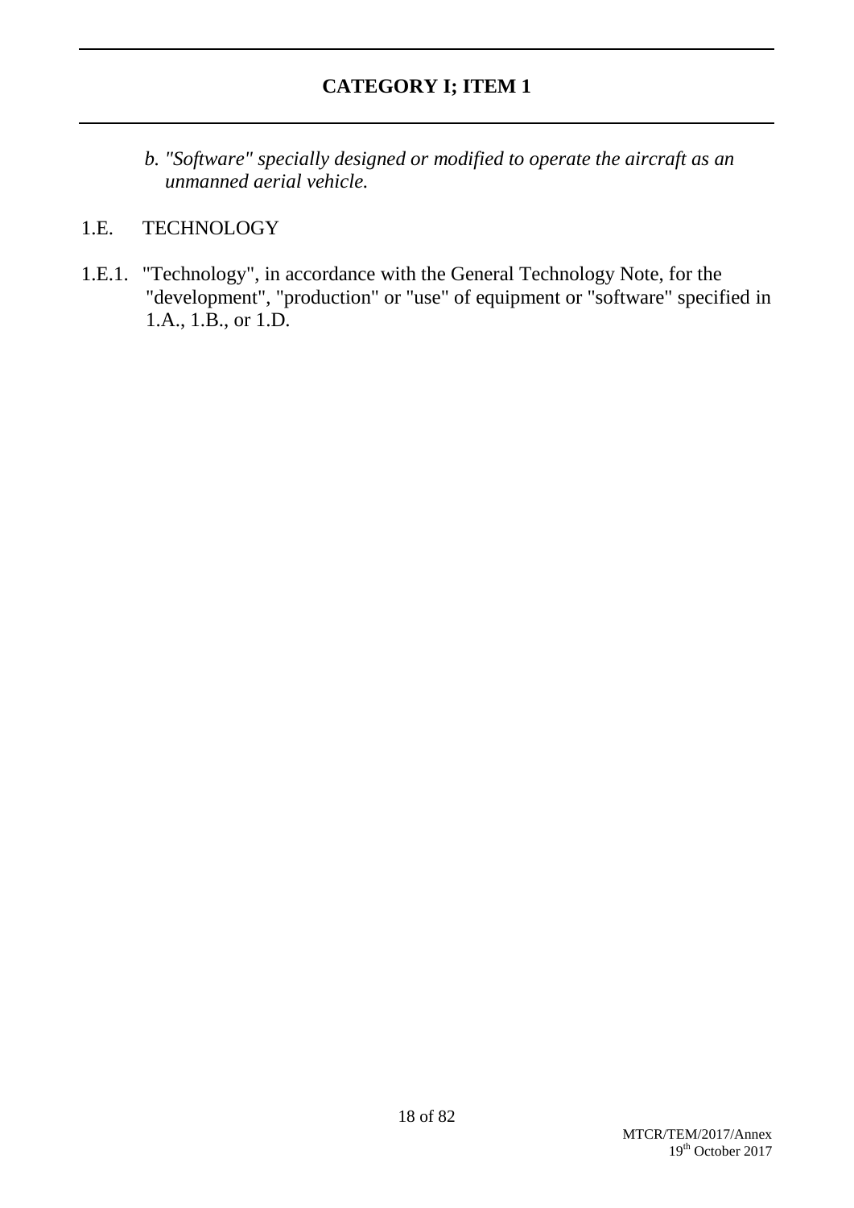## CATEGORY I; ITEM 1

*b. "Software" specially designed or modified to operate the aircraft as an unmanned aerial vehicle.*

1.E. TECHNOLOGY

1.E.1. "Technology", in accordance with the General Technology Note, for the "development", "production" or "use" of equipment or "software" specified in 1.A., 1.B., or 1.D.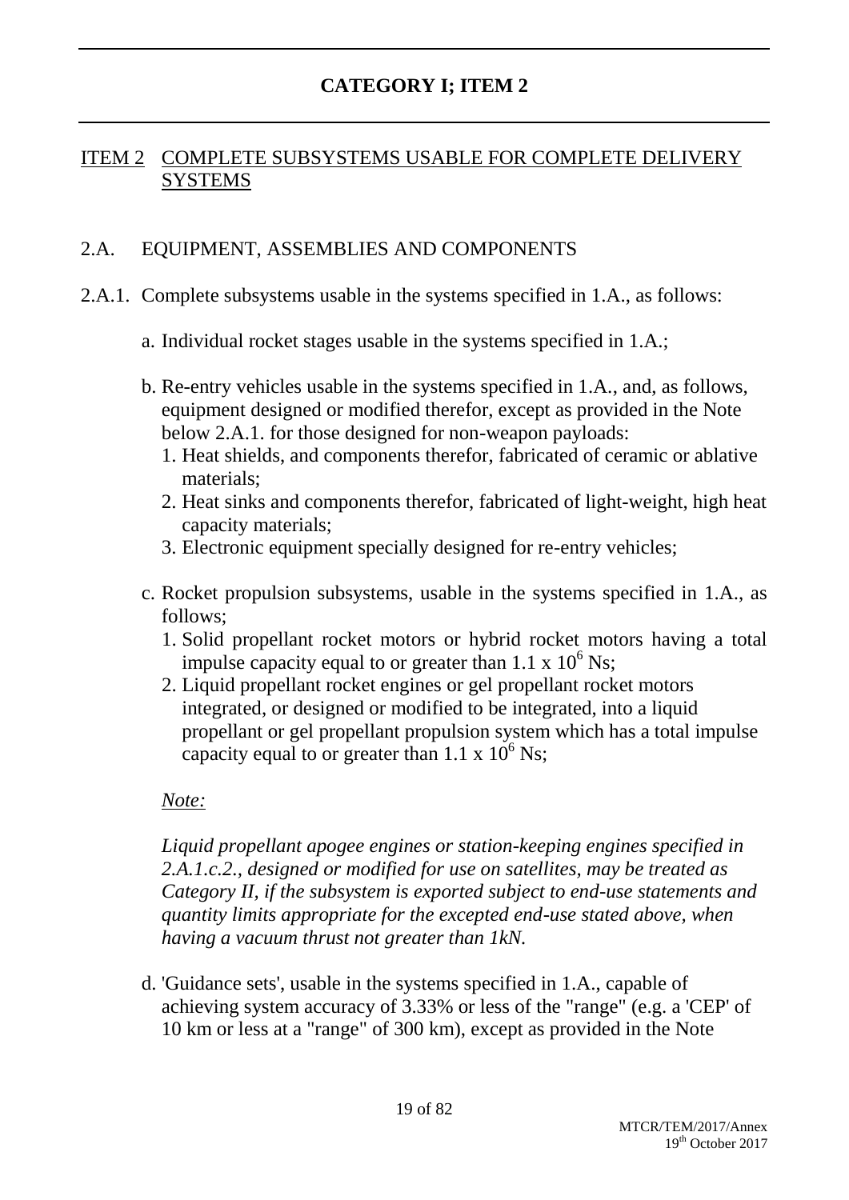# CATEGORY I; ITEM 2

## ITEM 2 COMPLETE SUBSYSTEMS USABLE FOR COMPLETE DELIVERY SYSTEMS

### 2.A. EQUIPMENT, ASSEMBLIES AND COMPONENTS

2.A.1. Complete subsystems usable in the systems specified in 1.A., as follows:

a. Individual rocket stages usable in the systems specified in 1.A.;

b. Re-entry vehicles usable in the systems specified in 1.A., and, as follows, equipment designed or modified therefor, except as provided in the Note below 2.A.1. for those designed for non-weapon payloads:
   1. Heat shields, and components therefor, fabricated of ceramic or ablative materials;
   2. Heat sinks and components therefor, fabricated of light-weight, high heat capacity materials;
   3. Electronic equipment specially designed for re-entry vehicles;

c. Rocket propulsion subsystems, usable in the systems specified in 1.A., as follows;
   1. Solid propellant rocket motors or hybrid rocket motors having a total impulse capacity equal to or greater than $1.1 \times 10^6$ Ns;
   2. Liquid propellant rocket engines or gel propellant rocket motors integrated, or designed or modified to be integrated, into a liquid propellant or gel propellant propulsion system which has a total impulse capacity equal to or greater than $1.1 \times 10^6$ Ns;

*Note:*

*Liquid propellant apogee engines or station-keeping engines specified in 2.A.1.c.2., designed or modified for use on satellites, may be treated as Category II, if the subsystem is exported subject to end-use statements and quantity limits appropriate for the excepted end-use stated above, when having a vacuum thrust not greater than 1kN.*

d. 'Guidance sets', usable in the systems specified in 1.A., capable of achieving system accuracy of 3.33% or less of the "range" (e.g. a 'CEP' of 10 km or less at a "range" of 300 km), except as provided in the Note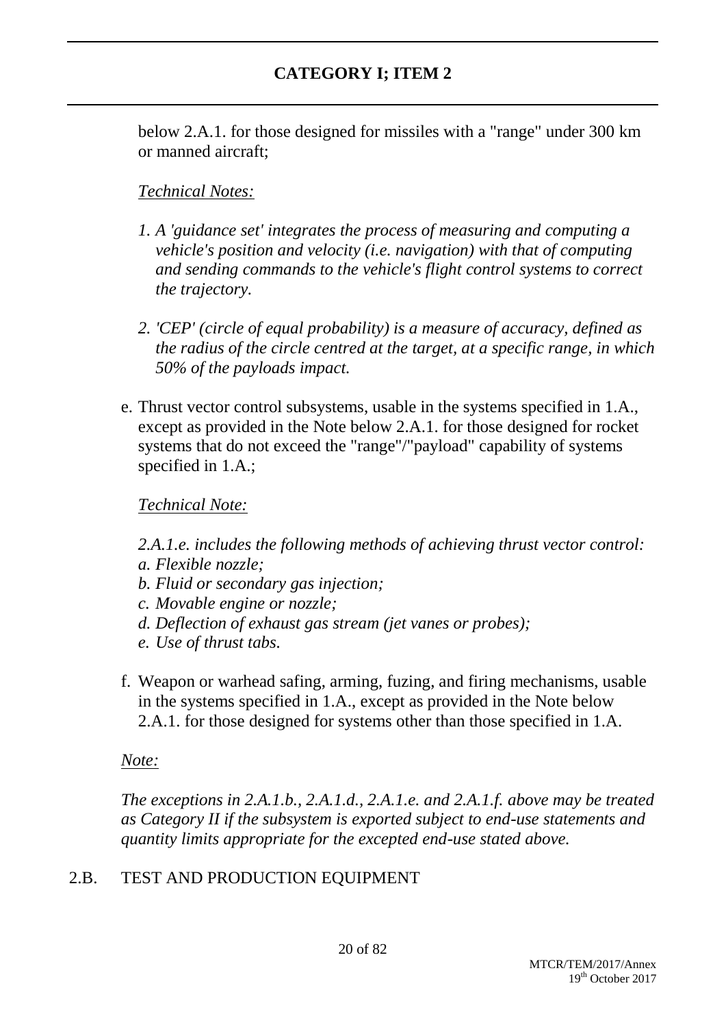below 2.A.1. for those designed for missiles with a "range" under 300 km or manned aircraft;

*Technical Notes:*

*1. A 'guidance set' integrates the process of measuring and computing a vehicle's position and velocity (i.e. navigation) with that of computing and sending commands to the vehicle's flight control systems to correct the trajectory.*

*2. 'CEP' (circle of equal probability) is a measure of accuracy, defined as the radius of the circle centred at the target, at a specific range, in which 50% of the payloads impact.*

e. Thrust vector control subsystems, usable in the systems specified in 1.A., except as provided in the Note below 2.A.1. for those designed for rocket systems that do not exceed the "range"/"payload" capability of systems specified in 1.A.;

*Technical Note:*

*2.A.1.e. includes the following methods of achieving thrust vector control:*
*a. Flexible nozzle;*
*b. Fluid or secondary gas injection;*
*c. Movable engine or nozzle;*
*d. Deflection of exhaust gas stream (jet vanes or probes);*
*e. Use of thrust tabs.*

f. Weapon or warhead safing, arming, fuzing, and firing mechanisms, usable in the systems specified in 1.A., except as provided in the Note below 2.A.1. for those designed for systems other than those specified in 1.A.

*Note:*

*The exceptions in 2.A.1.b., 2.A.1.d., 2.A.1.e. and 2.A.1.f. above may be treated as Category II if the subsystem is exported subject to end-use statements and quantity limits appropriate for the excepted end-use stated above.*

## 2.B. TEST AND PRODUCTION EQUIPMENT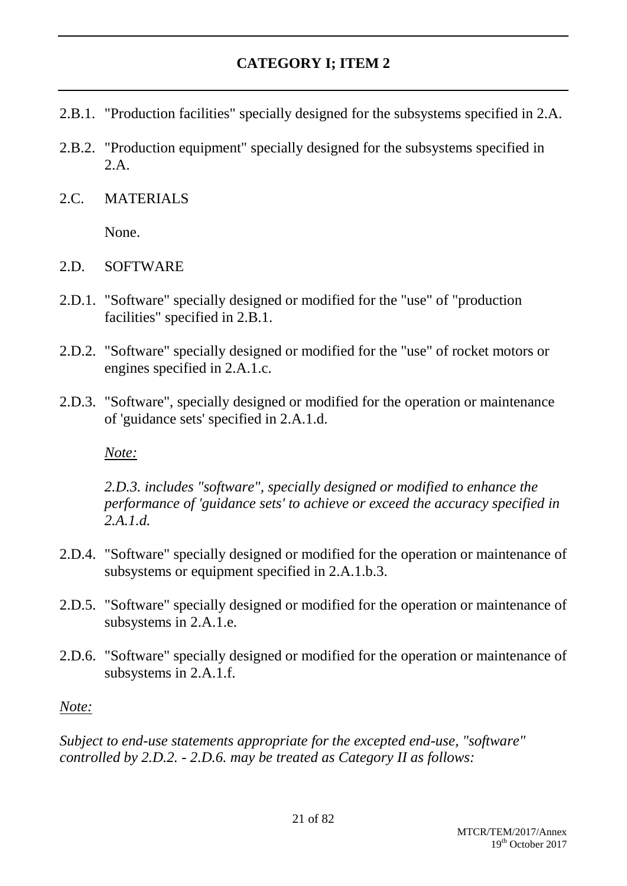## CATEGORY I; ITEM 2

2.B.1. "Production facilities" specially designed for the subsystems specified in 2.A.

2.B.2. "Production equipment" specially designed for the subsystems specified in 2.A.

2.C. MATERIALS

None.

2.D. SOFTWARE

2.D.1. "Software" specially designed or modified for the "use" of "production facilities" specified in 2.B.1.

2.D.2. "Software" specially designed or modified for the "use" of rocket motors or engines specified in 2.A.1.c.

2.D.3. "Software", specially designed or modified for the operation or maintenance of 'guidance sets' specified in 2.A.1.d.

*Note:*

*2.D.3. includes "software", specially designed or modified to enhance the performance of 'guidance sets' to achieve or exceed the accuracy specified in 2.A.1.d.*

2.D.4. "Software" specially designed or modified for the operation or maintenance of subsystems or equipment specified in 2.A.1.b.3.

2.D.5. "Software" specially designed or modified for the operation or maintenance of subsystems in 2.A.1.e.

2.D.6. "Software" specially designed or modified for the operation or maintenance of subsystems in 2.A.1.f.

*Note:*

*Subject to end-use statements appropriate for the excepted end-use, "software" controlled by 2.D.2. - 2.D.6. may be treated as Category II as follows:*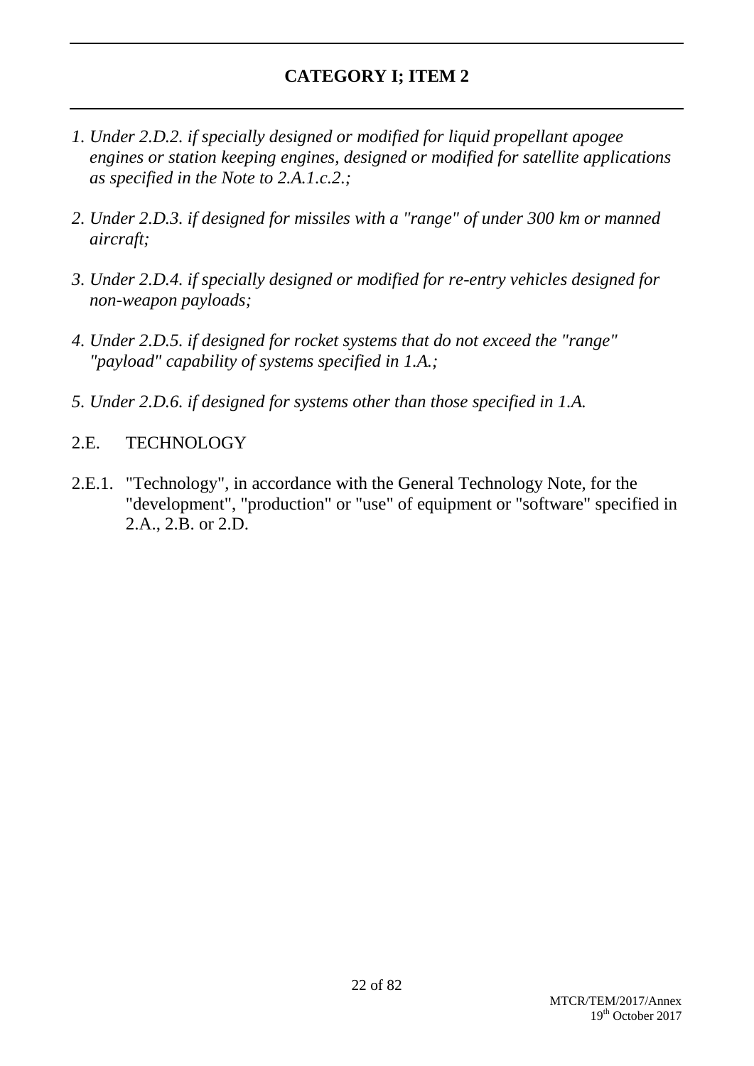## CATEGORY I; ITEM 2

*1. Under 2.D.2. if specially designed or modified for liquid propellant apogee engines or station keeping engines, designed or modified for satellite applications as specified in the Note to 2.A.1.c.2.;*

*2. Under 2.D.3. if designed for missiles with a "range" of under 300 km or manned aircraft;*

*3. Under 2.D.4. if specially designed or modified for re-entry vehicles designed for non-weapon payloads;*

*4. Under 2.D.5. if designed for rocket systems that do not exceed the "range" "payload" capability of systems specified in 1.A.;*

*5. Under 2.D.6. if designed for systems other than those specified in 1.A.*

2.E. TECHNOLOGY

2.E.1. "Technology", in accordance with the General Technology Note, for the "development", "production" or "use" of equipment or "software" specified in 2.A., 2.B. or 2.D.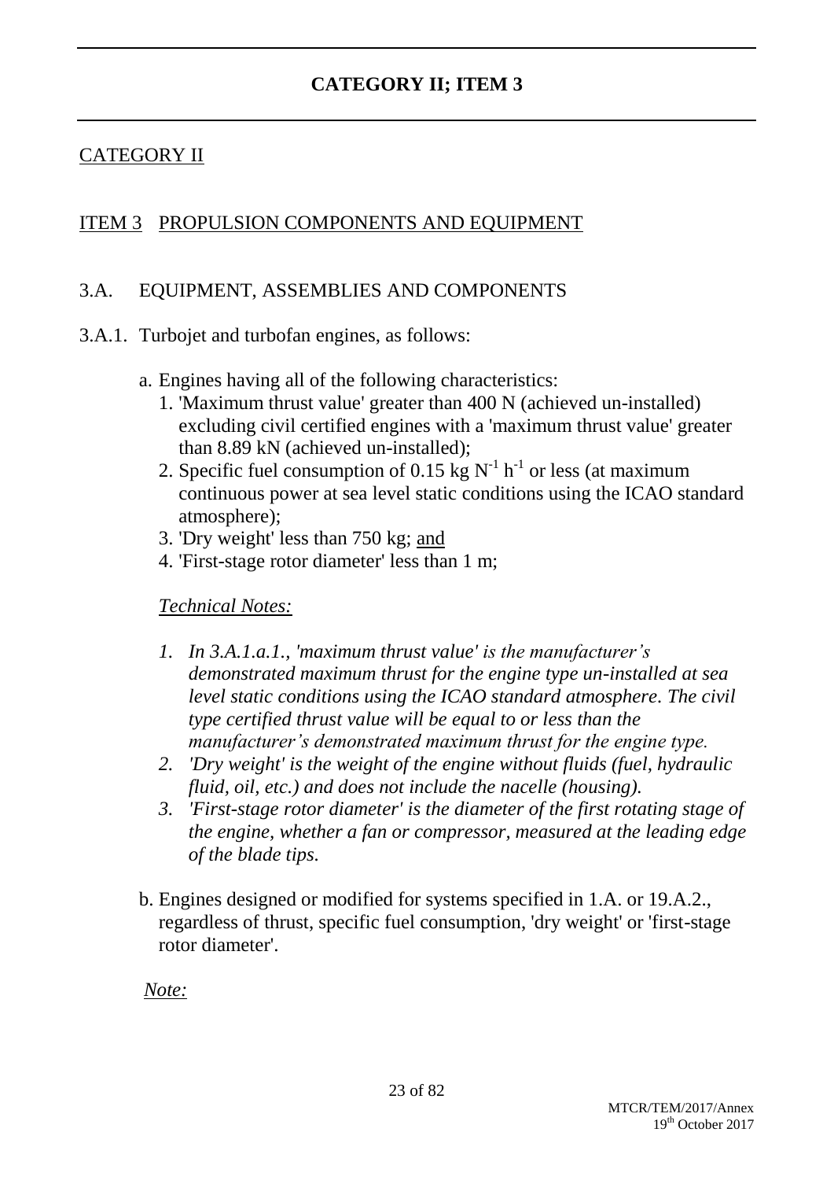# CATEGORY II; ITEM 3

## CATEGORY II

## ITEM 3 PROPULSION COMPONENTS AND EQUIPMENT

### 3.A. EQUIPMENT, ASSEMBLIES AND COMPONENTS

3.A.1. Turbojet and turbofan engines, as follows:

a. Engines having all of the following characteristics:
   1. 'Maximum thrust value' greater than 400 N (achieved un-installed) excluding civil certified engines with a 'maximum thrust value' greater than 8.89 kN (achieved un-installed);
   2. Specific fuel consumption of 0.15 kg $N^{-1}$ $h^{-1}$ or less (at maximum continuous power at sea level static conditions using the ICAO standard atmosphere);
   3. 'Dry weight' less than 750 kg; and
   4. 'First-stage rotor diameter' less than 1 m;

*Technical Notes:*

1. *In 3.A.1.a.1., 'maximum thrust value' is the manufacturer's demonstrated maximum thrust for the engine type un-installed at sea level static conditions using the ICAO standard atmosphere. The civil type certified thrust value will be equal to or less than the manufacturer's demonstrated maximum thrust for the engine type.*
2. *'Dry weight' is the weight of the engine without fluids (fuel, hydraulic fluid, oil, etc.) and does not include the nacelle (housing).*
3. *'First-stage rotor diameter' is the diameter of the first rotating stage of the engine, whether a fan or compressor, measured at the leading edge of the blade tips.*

b. Engines designed or modified for systems specified in 1.A. or 19.A.2., regardless of thrust, specific fuel consumption, 'dry weight' or 'first-stage rotor diameter'.

*Note:*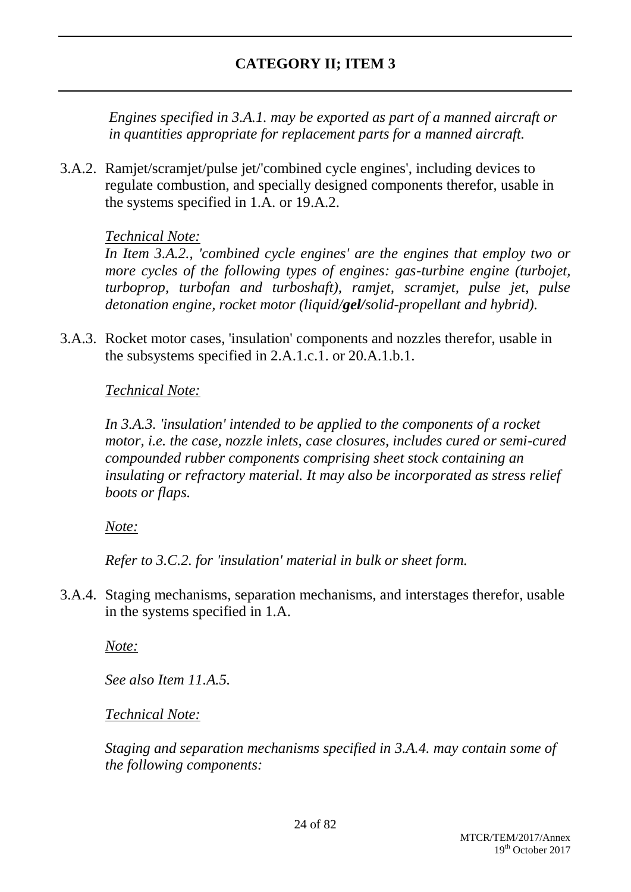## CATEGORY II; ITEM 3

*Engines specified in 3.A.1. may be exported as part of a manned aircraft or in quantities appropriate for replacement parts for a manned aircraft.*

3.A.2. Ramjet/scramjet/pulse jet/'combined cycle engines', including devices to regulate combustion, and specially designed components therefor, usable in the systems specified in 1.A. or 19.A.2.

*Technical Note:*

*In Item 3.A.2., 'combined cycle engines' are the engines that employ two or more cycles of the following types of engines: gas-turbine engine (turbojet, turboprop, turbofan and turboshaft), ramjet, scramjet, pulse jet, pulse detonation engine, rocket motor (liquid/**gel**/solid-propellant and hybrid).*

3.A.3. Rocket motor cases, 'insulation' components and nozzles therefor, usable in the subsystems specified in 2.A.1.c.1. or 20.A.1.b.1.

*Technical Note:*

*In 3.A.3. 'insulation' intended to be applied to the components of a rocket motor, i.e. the case, nozzle inlets, case closures, includes cured or semi-cured compounded rubber components comprising sheet stock containing an insulating or refractory material. It may also be incorporated as stress relief boots or flaps.*

*Note:*

*Refer to 3.C.2. for 'insulation' material in bulk or sheet form.*

3.A.4. Staging mechanisms, separation mechanisms, and interstages therefor, usable in the systems specified in 1.A.

*Note:*

*See also Item 11.A.5.*

*Technical Note:*

*Staging and separation mechanisms specified in 3.A.4. may contain some of the following components:*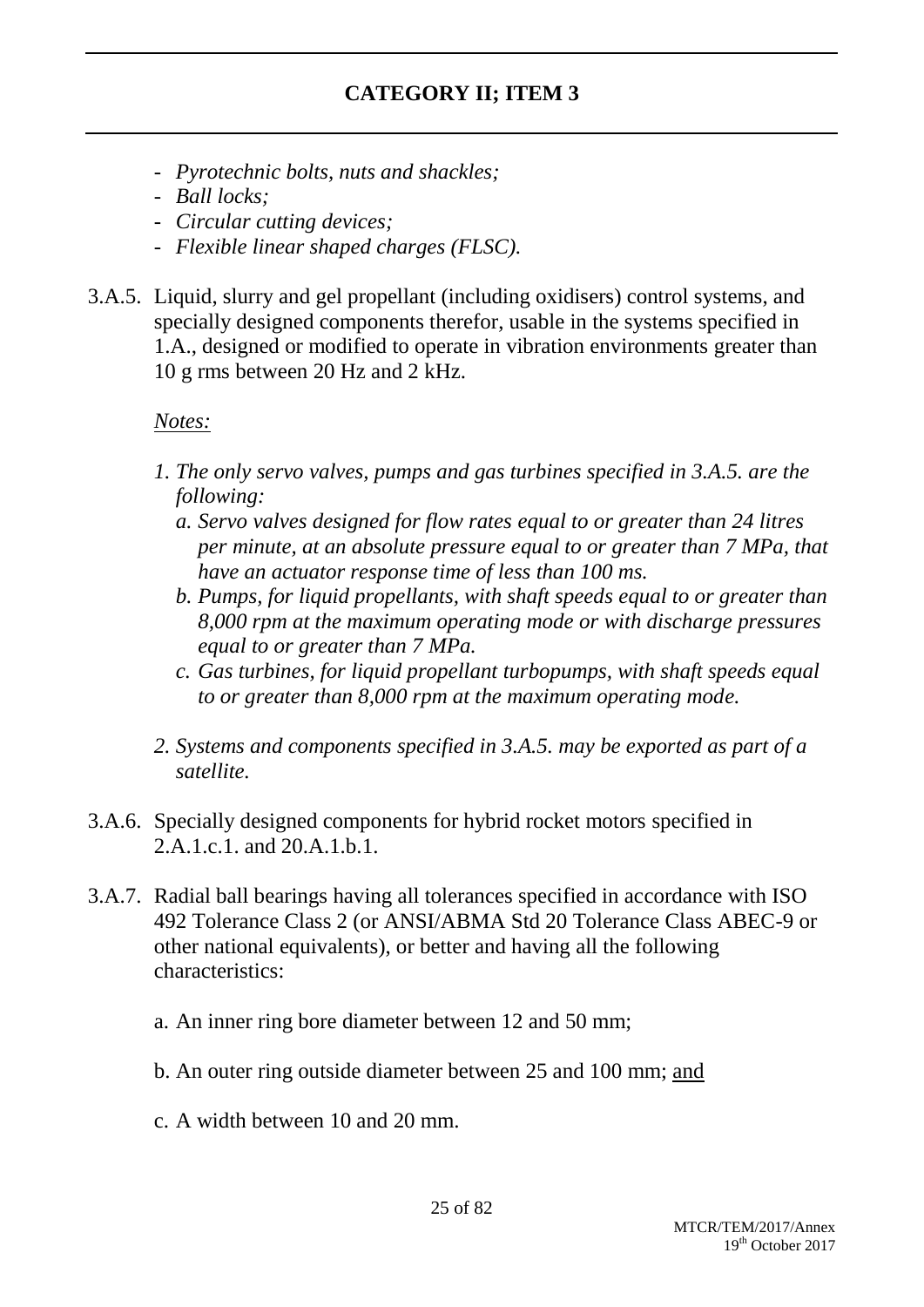## CATEGORY II; ITEM 3

- *Pyrotechnic bolts, nuts and shackles;*
- *Ball locks;*
- *Circular cutting devices;*
- *Flexible linear shaped charges (FLSC).*

3.A.5. Liquid, slurry and gel propellant (including oxidisers) control systems, and specially designed components therefor, usable in the systems specified in 1.A., designed or modified to operate in vibration environments greater than 10 g rms between 20 Hz and 2 kHz.

<u>*Notes:*</u>

*1. The only servo valves, pumps and gas turbines specified in 3.A.5. are the following:*

*a. Servo valves designed for flow rates equal to or greater than 24 litres per minute, at an absolute pressure equal to or greater than 7 MPa, that have an actuator response time of less than 100 ms.*

*b. Pumps, for liquid propellants, with shaft speeds equal to or greater than 8,000 rpm at the maximum operating mode or with discharge pressures equal to or greater than 7 MPa.*

*c. Gas turbines, for liquid propellant turbopumps, with shaft speeds equal to or greater than 8,000 rpm at the maximum operating mode.*

*2. Systems and components specified in 3.A.5. may be exported as part of a satellite.*

3.A.6. Specially designed components for hybrid rocket motors specified in 2.A.1.c.1. and 20.A.1.b.1.

3.A.7. Radial ball bearings having all tolerances specified in accordance with ISO 492 Tolerance Class 2 (or ANSI/ABMA Std 20 Tolerance Class ABEC-9 or other national equivalents), or better and having all the following characteristics:

a. An inner ring bore diameter between 12 and 50 mm;

b. An outer ring outside diameter between 25 and 100 mm; <u>and</u>

c. A width between 10 and 20 mm.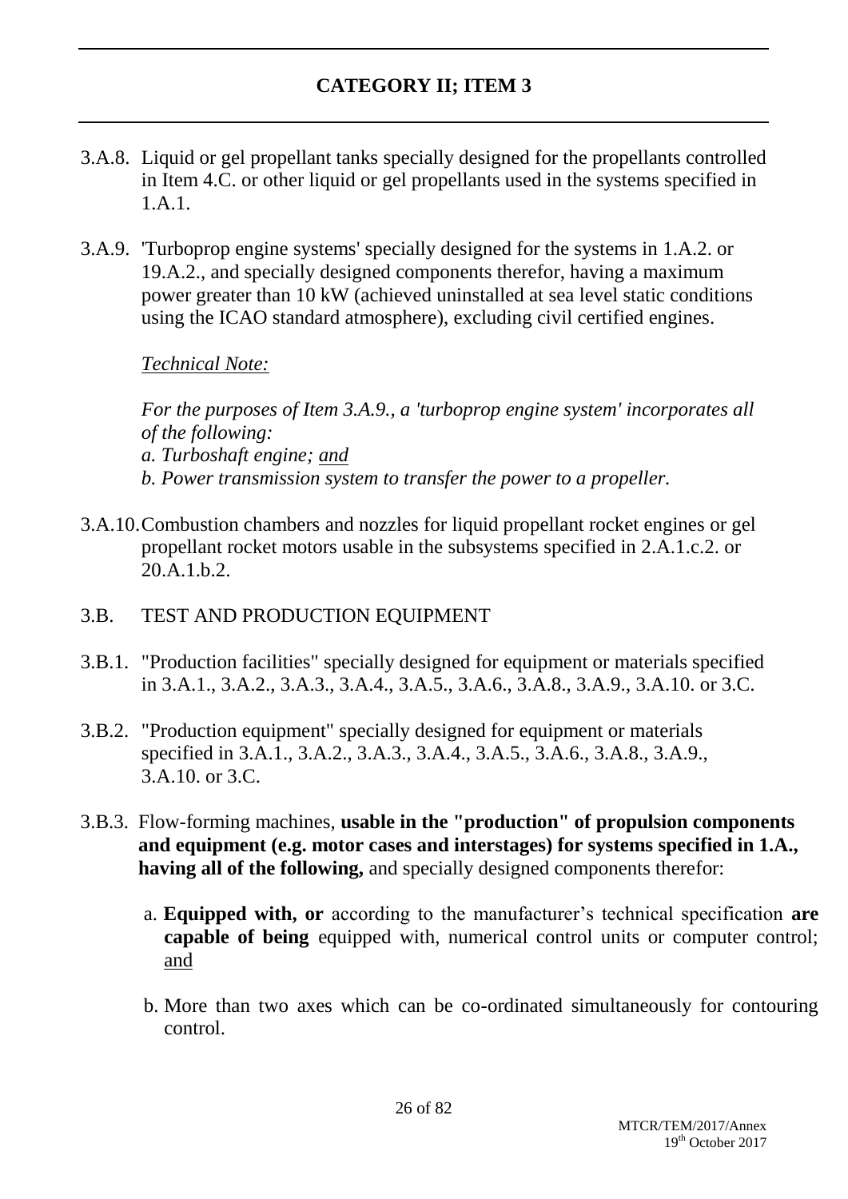## CATEGORY II; ITEM 3

3.A.8. Liquid or gel propellant tanks specially designed for the propellants controlled in Item 4.C. or other liquid or gel propellants used in the systems specified in 1.A.1.

3.A.9. 'Turboprop engine systems' specially designed for the systems in 1.A.2. or 19.A.2., and specially designed components therefor, having a maximum power greater than 10 kW (achieved uninstalled at sea level static conditions using the ICAO standard atmosphere), excluding civil certified engines.

*Technical Note:*

*For the purposes of Item 3.A.9., a 'turboprop engine system' incorporates all of the following:*
*a. Turboshaft engine; and*
*b. Power transmission system to transfer the power to a propeller.*

3.A.10. Combustion chambers and nozzles for liquid propellant rocket engines or gel propellant rocket motors usable in the subsystems specified in 2.A.1.c.2. or 20.A.1.b.2.

3.B. TEST AND PRODUCTION EQUIPMENT

3.B.1. "Production facilities" specially designed for equipment or materials specified in 3.A.1., 3.A.2., 3.A.3., 3.A.4., 3.A.5., 3.A.6., 3.A.8., 3.A.9., 3.A.10. or 3.C.

3.B.2. "Production equipment" specially designed for equipment or materials specified in 3.A.1., 3.A.2., 3.A.3., 3.A.4., 3.A.5., 3.A.6., 3.A.8., 3.A.9., 3.A.10. or 3.C.

3.B.3. Flow-forming machines, **usable in the "production" of propulsion components and equipment (e.g. motor cases and interstages) for systems specified in 1.A., having all of the following,** and specially designed components therefor:

a. **Equipped with, or** according to the manufacturer's technical specification **are capable of being** equipped with, numerical control units or computer control; and

b. More than two axes which can be co-ordinated simultaneously for contouring control.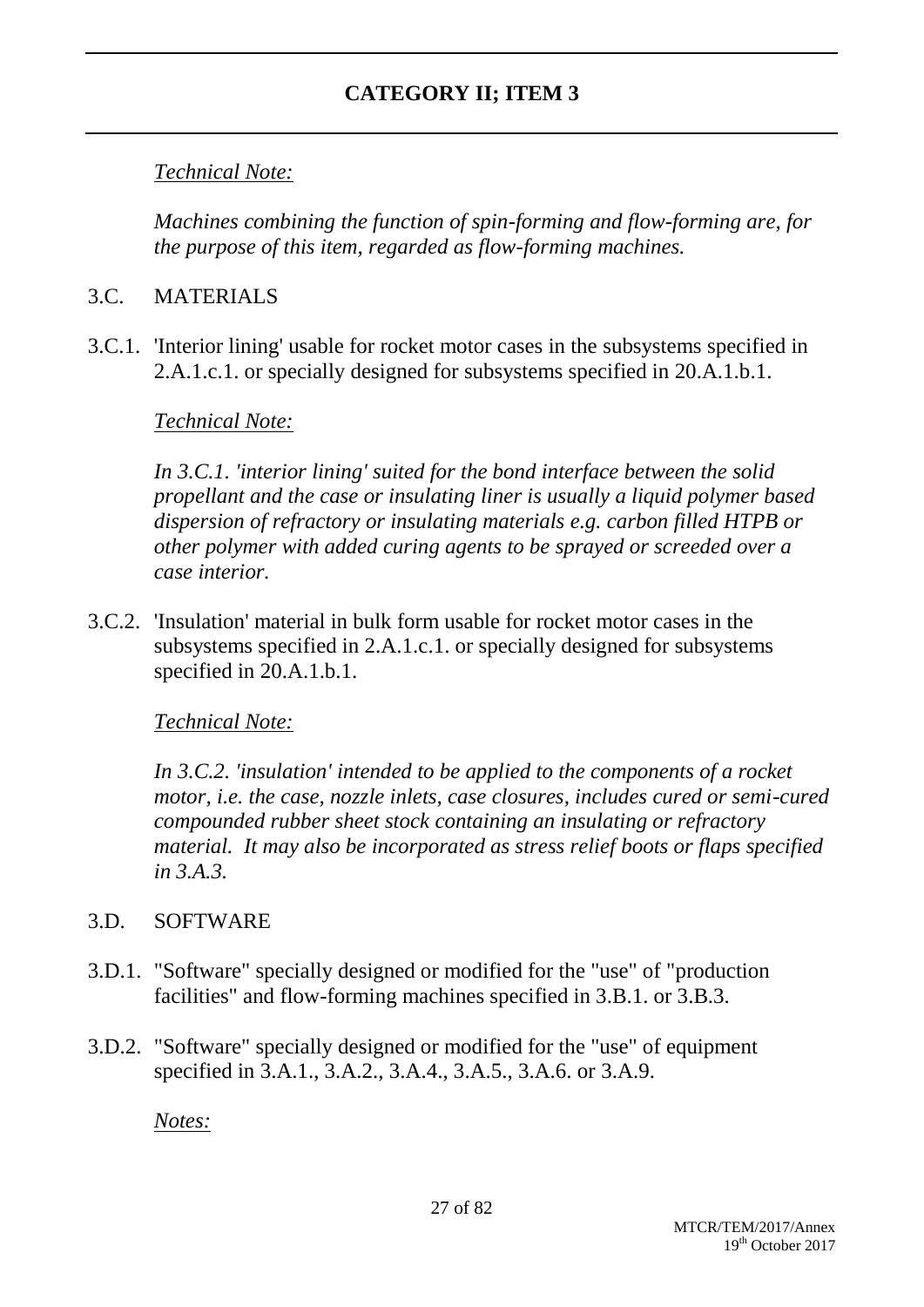## CATEGORY II; ITEM 3

*Technical Note:*

*Machines combining the function of spin-forming and flow-forming are, for the purpose of this item, regarded as flow-forming machines.*

3.C. MATERIALS

3.C.1. 'Interior lining' usable for rocket motor cases in the subsystems specified in 2.A.1.c.1. or specially designed for subsystems specified in 20.A.1.b.1.

*Technical Note:*

*In 3.C.1. 'interior lining' suited for the bond interface between the solid propellant and the case or insulating liner is usually a liquid polymer based dispersion of refractory or insulating materials e.g. carbon filled HTPB or other polymer with added curing agents to be sprayed or screeded over a case interior.*

3.C.2. 'Insulation' material in bulk form usable for rocket motor cases in the subsystems specified in 2.A.1.c.1. or specially designed for subsystems specified in 20.A.1.b.1.

*Technical Note:*

*In 3.C.2. 'insulation' intended to be applied to the components of a rocket motor, i.e. the case, nozzle inlets, case closures, includes cured or semi-cured compounded rubber sheet stock containing an insulating or refractory material. It may also be incorporated as stress relief boots or flaps specified in 3.A.3.*

3.D. SOFTWARE

3.D.1. "Software" specially designed or modified for the "use" of "production facilities" and flow-forming machines specified in 3.B.1. or 3.B.3.

3.D.2. "Software" specially designed or modified for the "use" of equipment specified in 3.A.1., 3.A.2., 3.A.4., 3.A.5., 3.A.6. or 3.A.9.

*Notes:*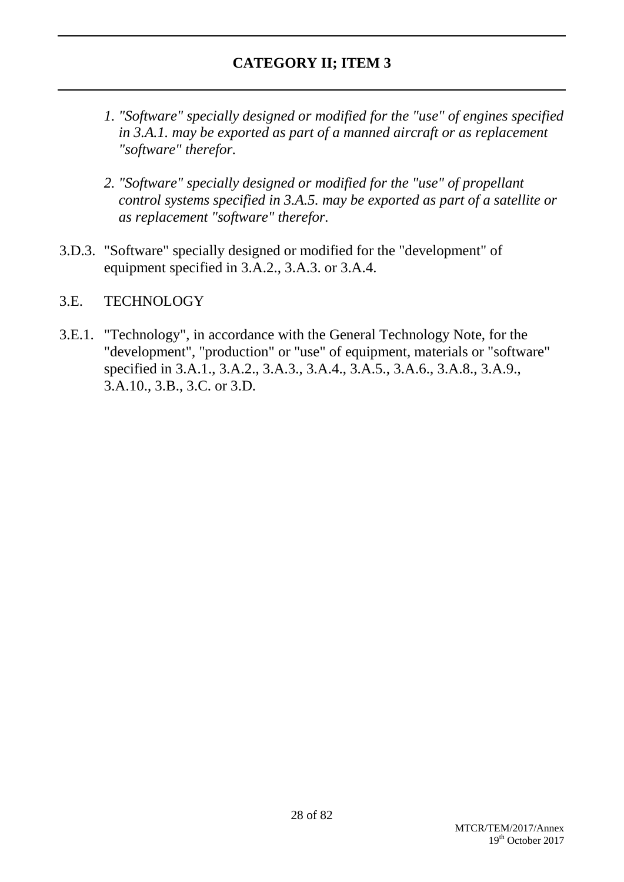*1. "Software" specially designed or modified for the "use" of engines specified in 3.A.1. may be exported as part of a manned aircraft or as replacement "software" therefor.*

*2. "Software" specially designed or modified for the "use" of propellant control systems specified in 3.A.5. may be exported as part of a satellite or as replacement "software" therefor.*

3.D.3. "Software" specially designed or modified for the "development" of equipment specified in 3.A.2., 3.A.3. or 3.A.4.

3.E. TECHNOLOGY

3.E.1. "Technology", in accordance with the General Technology Note, for the "development", "production" or "use" of equipment, materials or "software" specified in 3.A.1., 3.A.2., 3.A.3., 3.A.4., 3.A.5., 3.A.6., 3.A.8., 3.A.9., 3.A.10., 3.B., 3.C. or 3.D.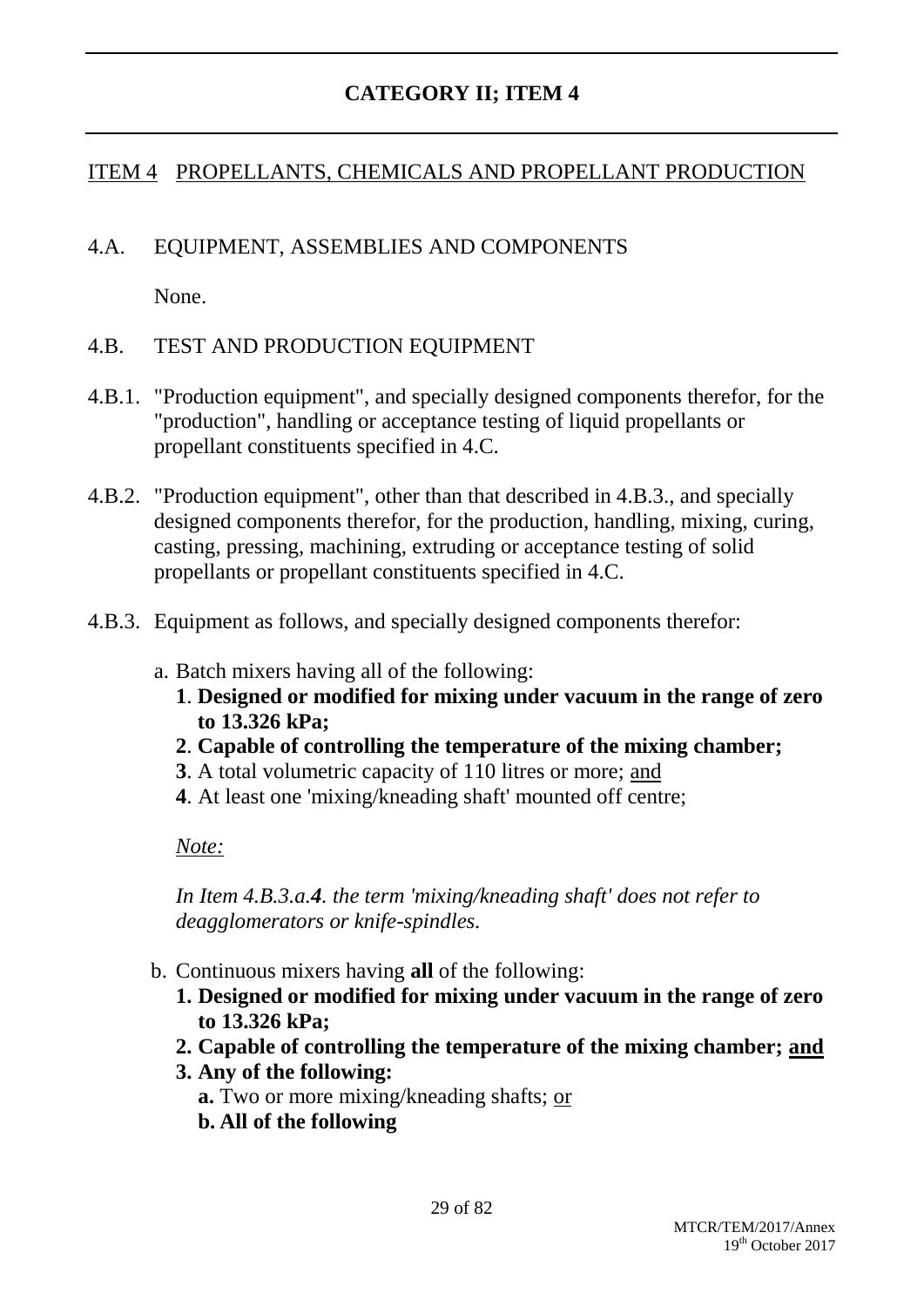# CATEGORY II; ITEM 4

## ITEM 4 PROPELLANTS, CHEMICALS AND PROPELLANT PRODUCTION

### 4.A. EQUIPMENT, ASSEMBLIES AND COMPONENTS

None.

### 4.B. TEST AND PRODUCTION EQUIPMENT

4.B.1. "Production equipment", and specially designed components therefor, for the "production", handling or acceptance testing of liquid propellants or propellant constituents specified in 4.C.

4.B.2. "Production equipment", other than that described in 4.B.3., and specially designed components therefor, for the production, handling, mixing, curing, casting, pressing, machining, extruding or acceptance testing of solid propellants or propellant constituents specified in 4.C.

4.B.3. Equipment as follows, and specially designed components therefor:

a. Batch mixers having all of the following:
   **1**. **Designed or modified for mixing under vacuum in the range of zero to 13.326 kPa;**
   **2**. **Capable of controlling the temperature of the mixing chamber;**
   **3**. A total volumetric capacity of 110 litres or more; and
   **4**. At least one 'mixing/kneading shaft' mounted off centre;

   *Note:*

   *In Item 4.B.3.a.**4**. the term 'mixing/kneading shaft' does not refer to deagglomerators or knife-spindles.*

b. Continuous mixers having **all** of the following:
   **1. Designed or modified for mixing under vacuum in the range of zero to 13.326 kPa;**
   **2. Capable of controlling the temperature of the mixing chamber; and**
   **3. Any of the following:**
      **a.** Two or more mixing/kneading shafts; or
      **b. All of the following**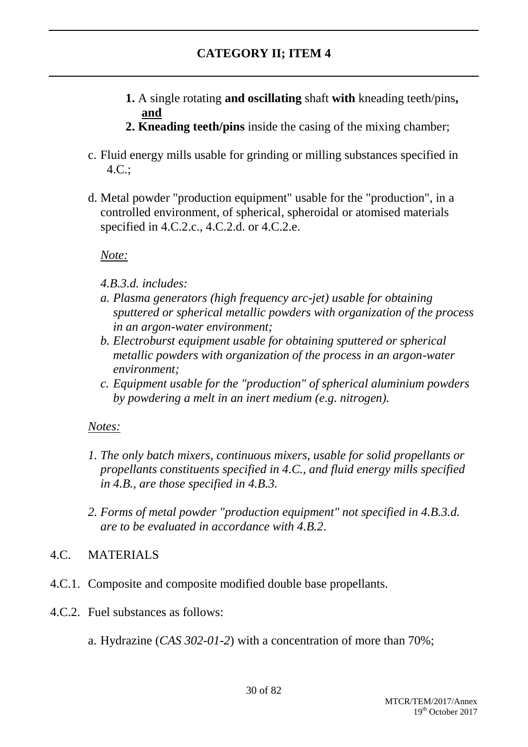**CATEGORY II; ITEM 4**

1. A single rotating **and oscillating** shaft **with** kneading teeth/pins**, and**
2. **Kneading teeth/pins** inside the casing of the mixing chamber;

c. Fluid energy mills usable for grinding or milling substances specified in 4.C.;

d. Metal powder "production equipment" usable for the "production", in a controlled environment, of spherical, spheroidal or atomised materials specified in 4.C.2.c., 4.C.2.d. or 4.C.2.e.

*Note:*

*4.B.3.d. includes:*

*a. Plasma generators (high frequency arc-jet) usable for obtaining sputtered or spherical metallic powders with organization of the process in an argon-water environment;*

*b. Electroburst equipment usable for obtaining sputtered or spherical metallic powders with organization of the process in an argon-water environment;*

*c. Equipment usable for the "production" of spherical aluminium powders by powdering a melt in an inert medium (e.g. nitrogen).*

*Notes:*

*1. The only batch mixers, continuous mixers, usable for solid propellants or propellants constituents specified in 4.C., and fluid energy mills specified in 4.B., are those specified in 4.B.3.*

*2. Forms of metal powder "production equipment" not specified in 4.B.3.d. are to be evaluated in accordance with 4.B.2.*

4.C. MATERIALS

4.C.1. Composite and composite modified double base propellants.

4.C.2. Fuel substances as follows:

a. Hydrazine (*CAS 302-01-2*) with a concentration of more than 70%;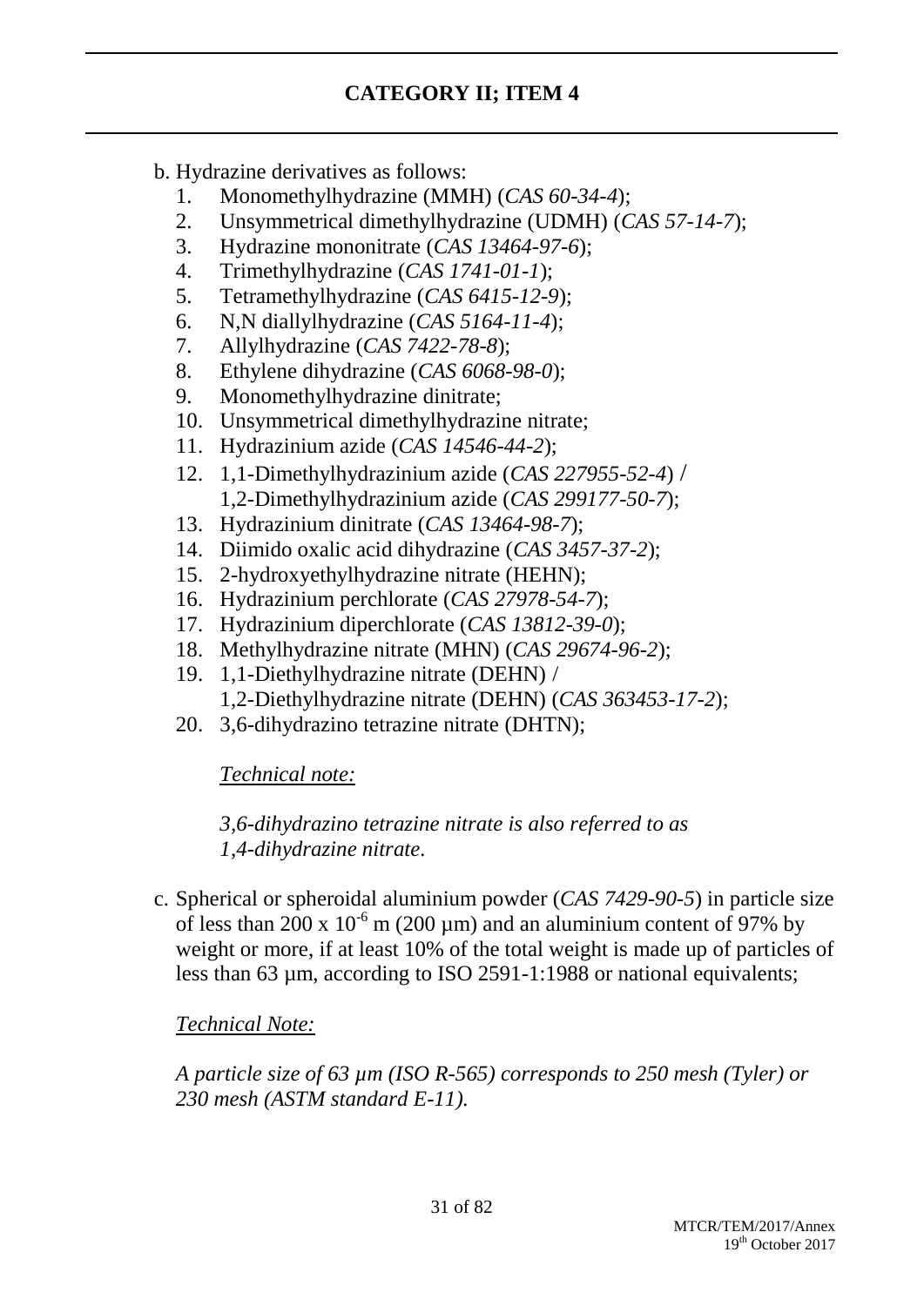## CATEGORY II; ITEM 4

b. Hydrazine derivatives as follows:
   1. Monomethylhydrazine (MMH) (*CAS 60-34-4*);
   2. Unsymmetrical dimethylhydrazine (UDMH) (*CAS 57-14-7*);
   3. Hydrazine mononitrate (*CAS 13464-97-6*);
   4. Trimethylhydrazine (*CAS 1741-01-1*);
   5. Tetramethylhydrazine (*CAS 6415-12-9*);
   6. N,N diallylhydrazine (*CAS 5164-11-4*);
   7. Allylhydrazine (*CAS 7422-78-8*);
   8. Ethylene dihydrazine (*CAS 6068-98-0*);
   9. Monomethylhydrazine dinitrate;
   10. Unsymmetrical dimethylhydrazine nitrate;
   11. Hydrazinium azide (*CAS 14546-44-2*);
   12. 1,1-Dimethylhydrazinium azide (*CAS 227955-52-4*) / 1,2-Dimethylhydrazinium azide (*CAS 299177-50-7*);
   13. Hydrazinium dinitrate (*CAS 13464-98-7*);
   14. Diimido oxalic acid dihydrazine (*CAS 3457-37-2*);
   15. 2-hydroxyethylhydrazine nitrate (HEHN);
   16. Hydrazinium perchlorate (*CAS 27978-54-7*);
   17. Hydrazinium diperchlorate (*CAS 13812-39-0*);
   18. Methylhydrazine nitrate (MHN) (*CAS 29674-96-2*);
   19. 1,1-Diethylhydrazine nitrate (DEHN) / 1,2-Diethylhydrazine nitrate (DEHN) (*CAS 363453-17-2*);
   20. 3,6-dihydrazino tetrazine nitrate (DHTN);

   *Technical note:*

   *3,6-dihydrazino tetrazine nitrate is also referred to as 1,4-dihydrazine nitrate.*

c. Spherical or spheroidal aluminium powder (*CAS 7429-90-5*) in particle size of less than $200 \times 10^{-6}$ m (200 µm) and an aluminium content of 97% by weight or more, if at least 10% of the total weight is made up of particles of less than 63 µm, according to ISO 2591-1:1988 or national equivalents;

   *Technical Note:*

   *A particle size of 63 µm (ISO R-565) corresponds to 250 mesh (Tyler) or 230 mesh (ASTM standard E-11).*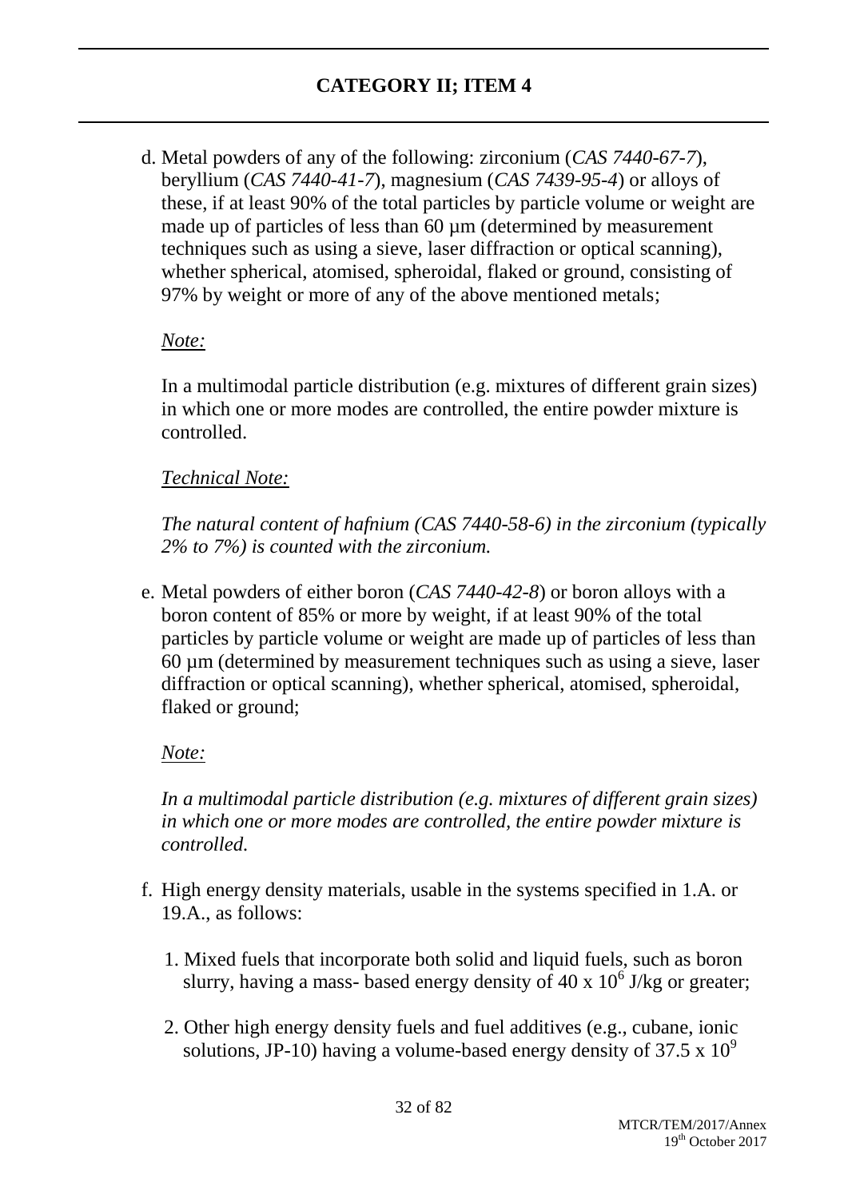## CATEGORY II; ITEM 4

d. Metal powders of any of the following: zirconium (*CAS 7440-67-7*), beryllium (*CAS 7440-41-7*), magnesium (*CAS 7439-95-4*) or alloys of these, if at least 90% of the total particles by particle volume or weight are made up of particles of less than 60 µm (determined by measurement techniques such as using a sieve, laser diffraction or optical scanning), whether spherical, atomised, spheroidal, flaked or ground, consisting of 97% by weight or more of any of the above mentioned metals;

   *Note:*

   In a multimodal particle distribution (e.g. mixtures of different grain sizes) in which one or more modes are controlled, the entire powder mixture is controlled.

   *Technical Note:*

   *The natural content of hafnium (CAS 7440-58-6) in the zirconium (typically 2% to 7%) is counted with the zirconium.*

e. Metal powders of either boron (*CAS 7440-42-8*) or boron alloys with a boron content of 85% or more by weight, if at least 90% of the total particles by particle volume or weight are made up of particles of less than 60 µm (determined by measurement techniques such as using a sieve, laser diffraction or optical scanning), whether spherical, atomised, spheroidal, flaked or ground;

   *Note:*

   *In a multimodal particle distribution (e.g. mixtures of different grain sizes) in which one or more modes are controlled, the entire powder mixture is controlled.*

f. High energy density materials, usable in the systems specified in 1.A. or 19.A., as follows:

   1. Mixed fuels that incorporate both solid and liquid fuels, such as boron slurry, having a mass- based energy density of $40 \times 10^6$ J/kg or greater;

   2. Other high energy density fuels and fuel additives (e.g., cubane, ionic solutions, JP-10) having a volume-based energy density of $37.5 \times 10^9$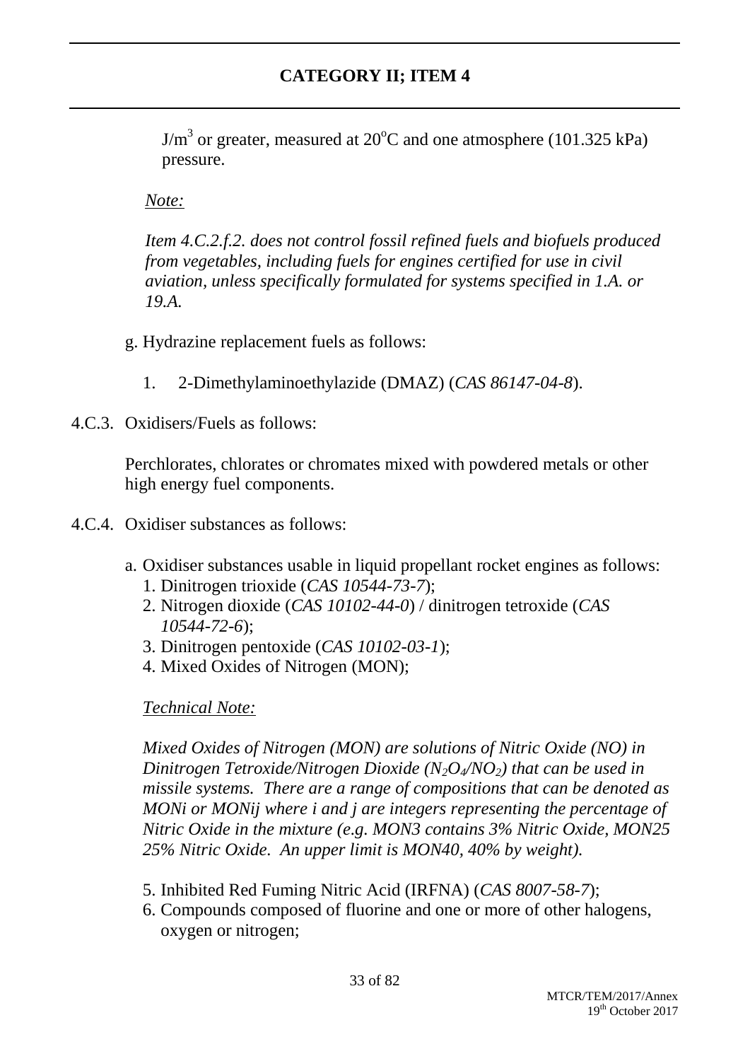$J/m^3$ or greater, measured at 20°C and one atmosphere (101.325 kPa) pressure.

*Note:*

*Item 4.C.2.f.2. does not control fossil refined fuels and biofuels produced from vegetables, including fuels for engines certified for use in civil aviation, unless specifically formulated for systems specified in 1.A. or 19.A.*

g. Hydrazine replacement fuels as follows:

1. 2-Dimethylaminoethylazide (DMAZ) (*CAS 86147-04-8*).

4.C.3. Oxidisers/Fuels as follows:

Perchlorates, chlorates or chromates mixed with powdered metals or other high energy fuel components.

4.C.4. Oxidiser substances as follows:

a. Oxidiser substances usable in liquid propellant rocket engines as follows:
   1. Dinitrogen trioxide (*CAS 10544-73-7*);
   2. Nitrogen dioxide (*CAS 10102-44-0*) / dinitrogen tetroxide (*CAS 10544-72-6*);
   3. Dinitrogen pentoxide (*CAS 10102-03-1*);
   4. Mixed Oxides of Nitrogen (MON);

   *Technical Note:*

   *Mixed Oxides of Nitrogen (MON) are solutions of Nitric Oxide (NO) in Dinitrogen Tetroxide/Nitrogen Dioxide ($N_2O_4/NO_2$) that can be used in missile systems. There are a range of compositions that can be denoted as MONi or MONij where i and j are integers representing the percentage of Nitric Oxide in the mixture (e.g. MON3 contains 3% Nitric Oxide, MON25 25% Nitric Oxide. An upper limit is MON40, 40% by weight).*

   5. Inhibited Red Fuming Nitric Acid (IRFNA) (*CAS 8007-58-7*);
   6. Compounds composed of fluorine and one or more of other halogens, oxygen or nitrogen;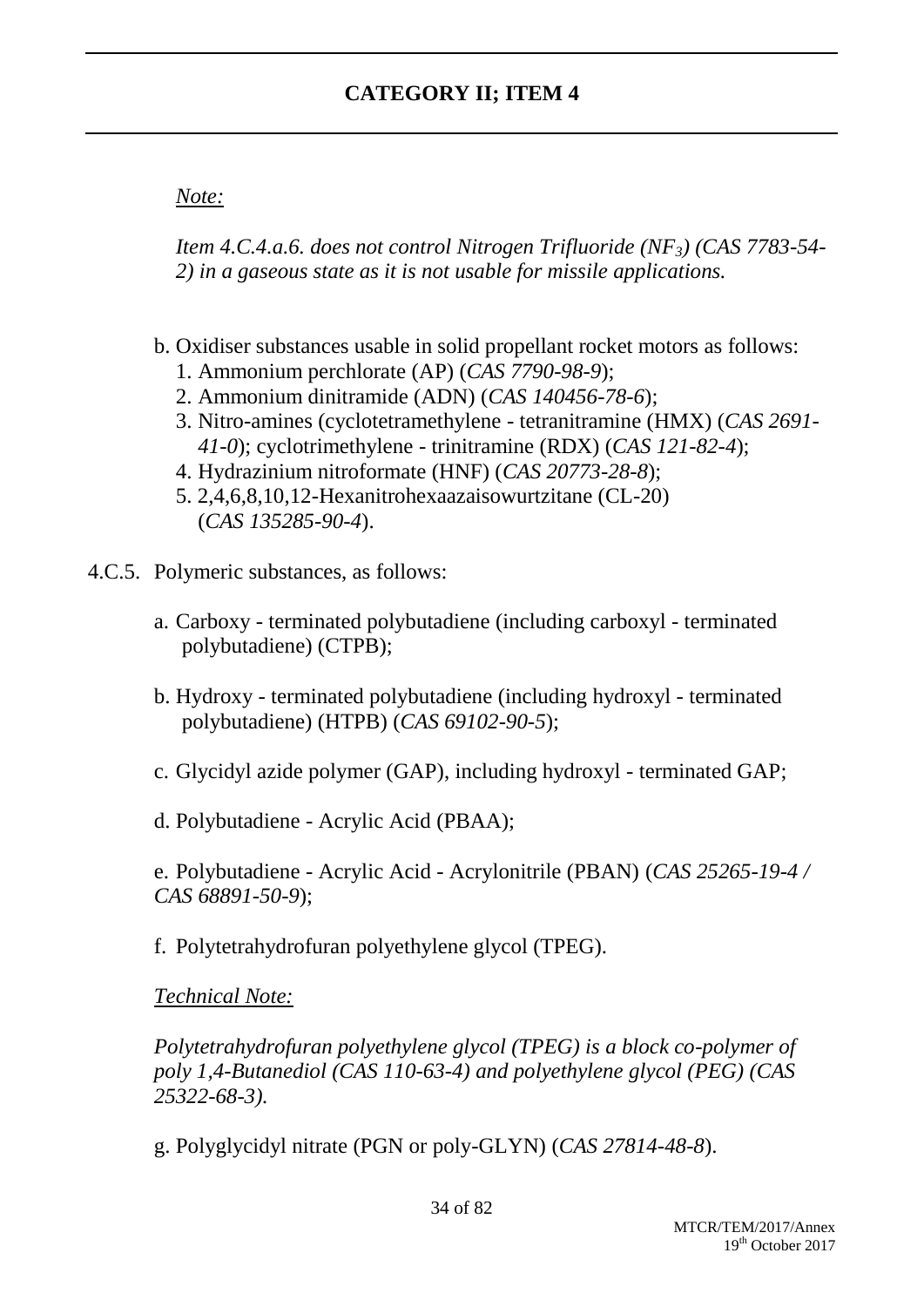## CATEGORY II; ITEM 4

*Note:*

*Item 4.C.4.a.6. does not control Nitrogen Trifluoride ($NF_3$) (CAS 7783-54-2) in a gaseous state as it is not usable for missile applications.*

b. Oxidiser substances usable in solid propellant rocket motors as follows:
   1. Ammonium perchlorate (AP) (*CAS 7790-98-9*);
   2. Ammonium dinitramide (ADN) (*CAS 140456-78-6*);
   3. Nitro-amines (cyclotetramethylene - tetranitramine (HMX) (*CAS 2691-41-0*); cyclotrimethylene - trinitramine (RDX) (*CAS 121-82-4*);
   4. Hydrazinium nitroformate (HNF) (*CAS 20773-28-8*);
   5. 2,4,6,8,10,12-Hexanitrohexaazaisowurtzitane (CL-20) (*CAS 135285-90-4*).

4.C.5. Polymeric substances, as follows:

a. Carboxy - terminated polybutadiene (including carboxyl - terminated polybutadiene) (CTPB);

b. Hydroxy - terminated polybutadiene (including hydroxyl - terminated polybutadiene) (HTPB) (*CAS 69102-90-5*);

c. Glycidyl azide polymer (GAP), including hydroxyl - terminated GAP;

d. Polybutadiene - Acrylic Acid (PBAA);

e. Polybutadiene - Acrylic Acid - Acrylonitrile (PBAN) (*CAS 25265-19-4 / CAS 68891-50-9*);

f. Polytetrahydrofuran polyethylene glycol (TPEG).

*Technical Note:*

*Polytetrahydrofuran polyethylene glycol (TPEG) is a block co-polymer of poly 1,4-Butanediol (CAS 110-63-4) and polyethylene glycol (PEG) (CAS 25322-68-3).*

g. Polyglycidyl nitrate (PGN or poly-GLYN) (*CAS 27814-48-8*).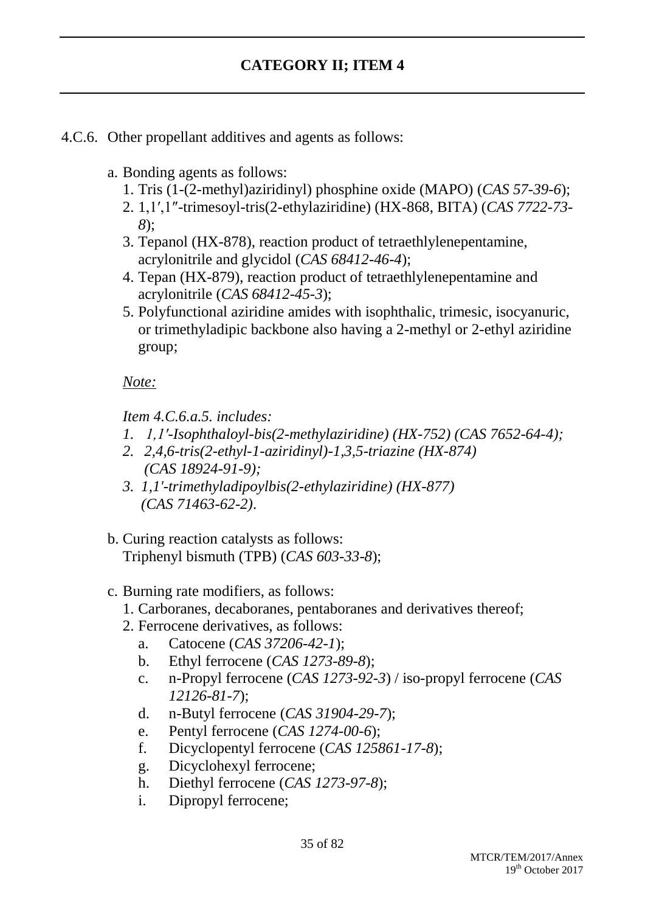## CATEGORY II; ITEM 4

4.C.6. Other propellant additives and agents as follows:

a. Bonding agents as follows:
   1. Tris (1-(2-methyl)aziridinyl) phosphine oxide (MAPO) (*CAS 57-39-6*);
   2. 1,1′,1″-trimesoyl-tris(2-ethylaziridine) (HX-868, BITA) (*CAS 7722-73-8*);
   3. Tepanol (HX-878), reaction product of tetraethlylenepentamine, acrylonitrile and glycidol (*CAS 68412-46-4*);
   4. Tepan (HX-879), reaction product of tetraethlylenepentamine and acrylonitrile (*CAS 68412-45-3*);
   5. Polyfunctional aziridine amides with isophthalic, trimesic, isocyanuric, or trimethyladipic backbone also having a 2-methyl or 2-ethyl aziridine group;

   *Note:*

   *Item 4.C.6.a.5. includes:*
   1. *1,1'-Isophthaloyl-bis(2-methylaziridine) (HX-752) (CAS 7652-64-4);*
   2. *2,4,6-tris(2-ethyl-1-aziridinyl)-1,3,5-triazine (HX-874) (CAS 18924-91-9);*
   3. *1,1'-trimethyladipoylbis(2-ethylaziridine) (HX-877) (CAS 71463-62-2).*

b. Curing reaction catalysts as follows:
   Triphenyl bismuth (TPB) (*CAS 603-33-8*);

c. Burning rate modifiers, as follows:
   1. Carboranes, decaboranes, pentaboranes and derivatives thereof;
   2. Ferrocene derivatives, as follows:
      a. Catocene (*CAS 37206-42-1*);
      b. Ethyl ferrocene (*CAS 1273-89-8*);
      c. n-Propyl ferrocene (*CAS 1273-92-3*) / iso-propyl ferrocene (*CAS 12126-81-7*);
      d. n-Butyl ferrocene (*CAS 31904-29-7*);
      e. Pentyl ferrocene (*CAS 1274-00-6*);
      f. Dicyclopentyl ferrocene (*CAS 125861-17-8*);
      g. Dicyclohexyl ferrocene;
      h. Diethyl ferrocene (*CAS 1273-97-8*);
      i. Dipropyl ferrocene;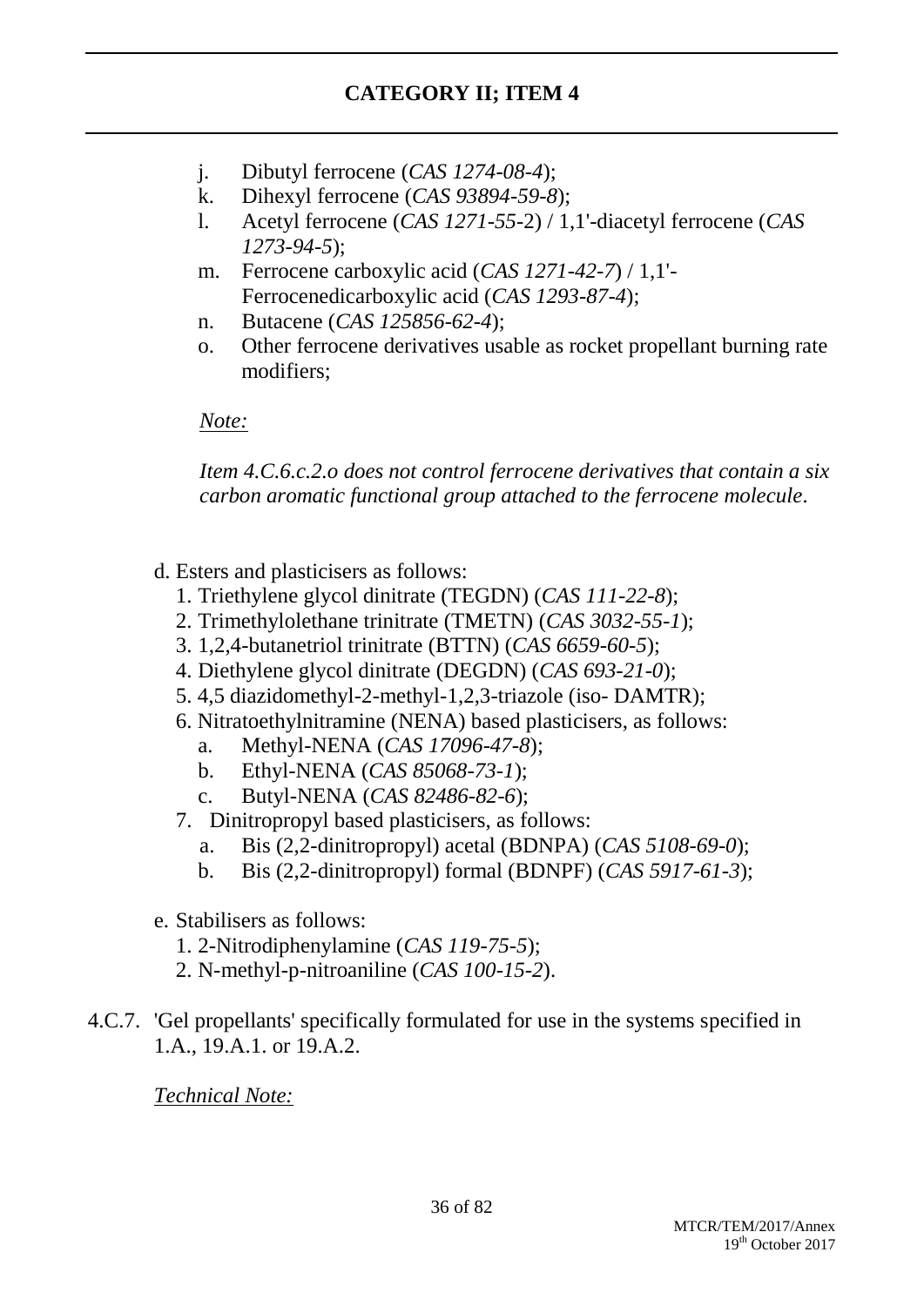## CATEGORY II; ITEM 4

j. Dibutyl ferrocene (*CAS 1274-08-4*);
k. Dihexyl ferrocene (*CAS 93894-59-8*);
l. Acetyl ferrocene (*CAS 1271-55-*2) / 1,1'-diacetyl ferrocene (*CAS 1273-94-5*);
m. Ferrocene carboxylic acid (*CAS 1271-42-7*) / 1,1'-Ferrocenedicarboxylic acid (*CAS 1293-87-4*);
n. Butacene (*CAS 125856-62-4*);
o. Other ferrocene derivatives usable as rocket propellant burning rate modifiers;

*Note:*

*Item 4.C.6.c.2.o does not control ferrocene derivatives that contain a six carbon aromatic functional group attached to the ferrocene molecule.*

d. Esters and plasticisers as follows:
   1. Triethylene glycol dinitrate (TEGDN) (*CAS 111-22-8*);
   2. Trimethylolethane trinitrate (TMETN) (*CAS 3032-55-1*);
   3. 1,2,4-butanetriol trinitrate (BTTN) (*CAS 6659-60-5*);
   4. Diethylene glycol dinitrate (DEGDN) (*CAS 693-21-0*);
   5. 4,5 diazidomethyl-2-methyl-1,2,3-triazole (iso- DAMTR);
   6. Nitratoethylnitramine (NENA) based plasticisers, as follows:
      a. Methyl-NENA (*CAS 17096-47-8*);
      b. Ethyl-NENA (*CAS 85068-73-1*);
      c. Butyl-NENA (*CAS 82486-82-6*);
   7. Dinitropropyl based plasticisers, as follows:
      a. Bis (2,2-dinitropropyl) acetal (BDNPA) (*CAS 5108-69-0*);
      b. Bis (2,2-dinitropropyl) formal (BDNPF) (*CAS 5917-61-3*);

e. Stabilisers as follows:
   1. 2-Nitrodiphenylamine (*CAS 119-75-5*);
   2. N-methyl-p-nitroaniline (*CAS 100-15-2*).

4.C.7. 'Gel propellants' specifically formulated for use in the systems specified in 1.A., 19.A.1. or 19.A.2.

*Technical Note:*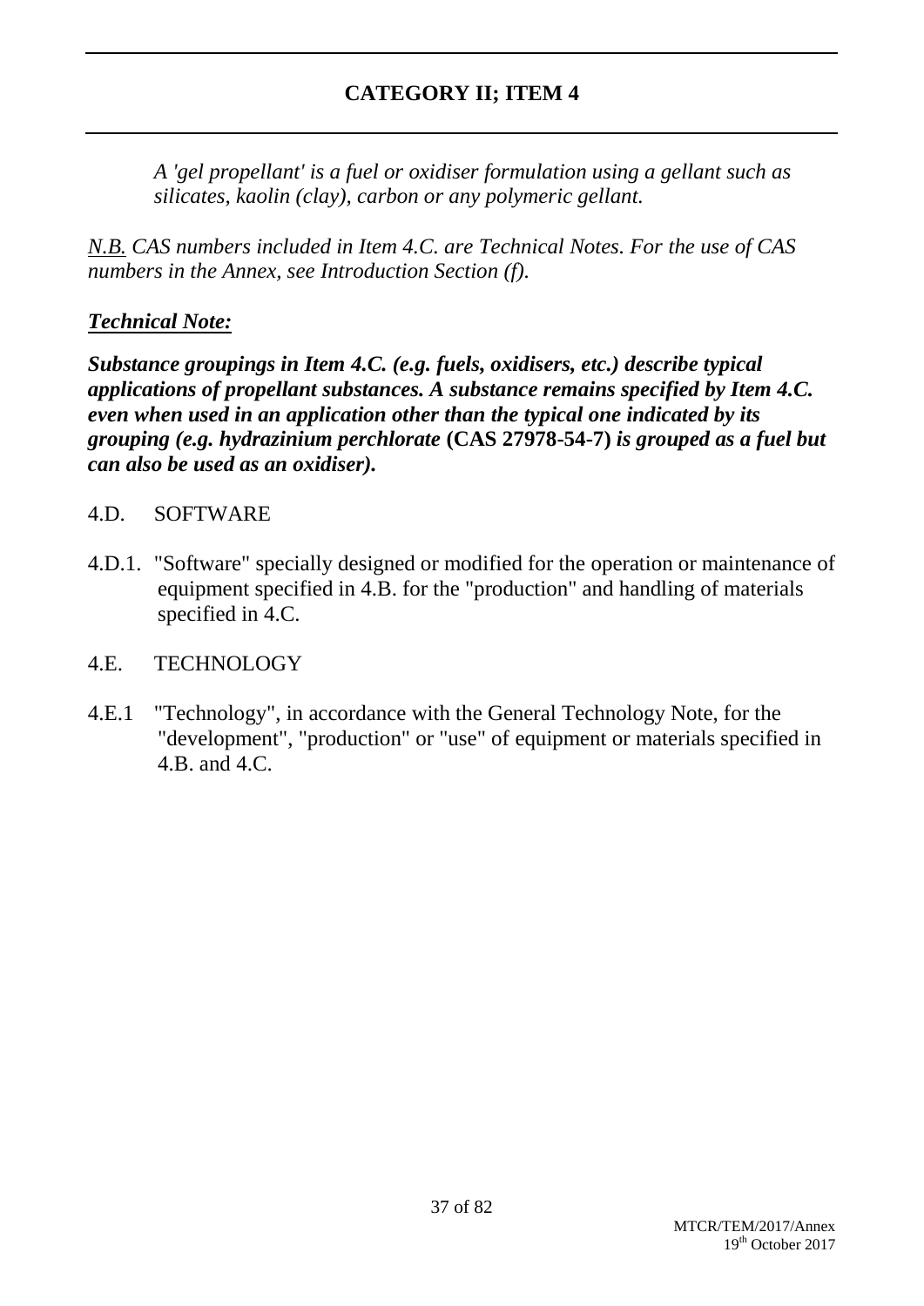## CATEGORY II; ITEM 4

*A 'gel propellant' is a fuel or oxidiser formulation using a gellant such as silicates, kaolin (clay), carbon or any polymeric gellant.*

*N.B. CAS numbers included in Item 4.C. are Technical Notes. For the use of CAS numbers in the Annex, see Introduction Section (f).*

***Technical Note:***

***Substance groupings in Item 4.C. (e.g. fuels, oxidisers, etc.) describe typical applications of propellant substances. A substance remains specified by Item 4.C. even when used in an application other than the typical one indicated by its grouping (e.g. hydrazinium perchlorate* (CAS 27978-54-7) *is grouped as a fuel but can also be used as an oxidiser).***

4.D. SOFTWARE

4.D.1. "Software" specially designed or modified for the operation or maintenance of equipment specified in 4.B. for the "production" and handling of materials specified in 4.C.

4.E. TECHNOLOGY

4.E.1 "Technology", in accordance with the General Technology Note, for the "development", "production" or "use" of equipment or materials specified in 4.B. and 4.C.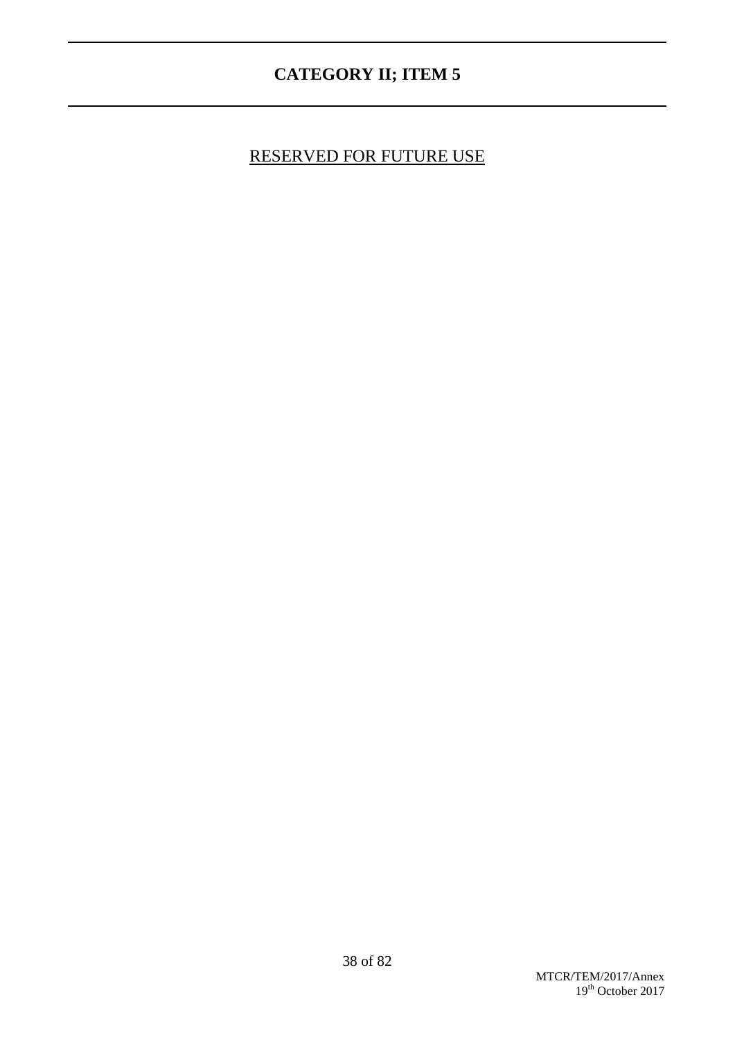# CATEGORY II; ITEM 5

RESERVED FOR FUTURE USE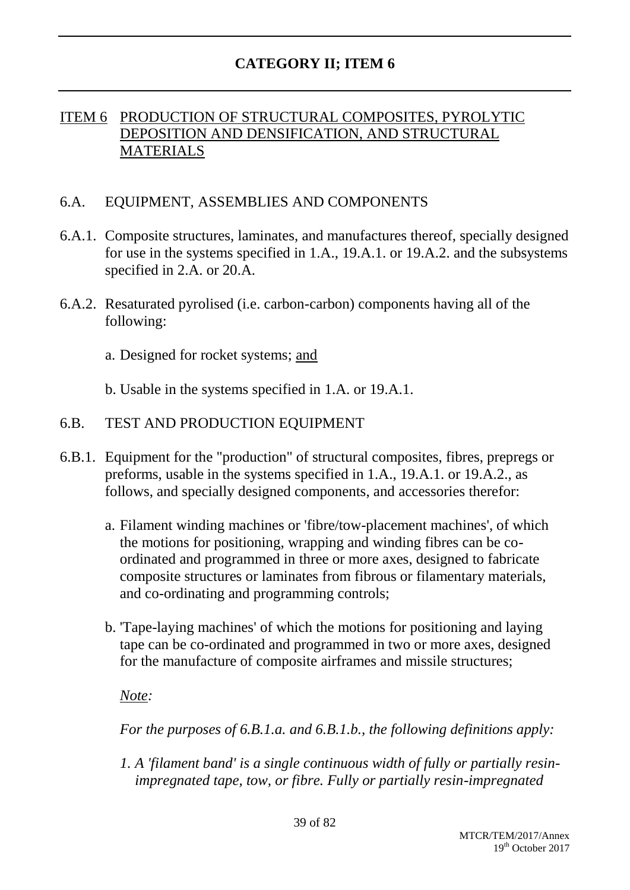# CATEGORY II; ITEM 6

## ITEM 6 PRODUCTION OF STRUCTURAL COMPOSITES, PYROLYTIC DEPOSITION AND DENSIFICATION, AND STRUCTURAL MATERIALS

### 6.A. EQUIPMENT, ASSEMBLIES AND COMPONENTS

6.A.1. Composite structures, laminates, and manufactures thereof, specially designed for use in the systems specified in 1.A., 19.A.1. or 19.A.2. and the subsystems specified in 2.A. or 20.A.

6.A.2. Resaturated pyrolised (i.e. carbon-carbon) components having all of the following:

a. Designed for rocket systems; and

b. Usable in the systems specified in 1.A. or 19.A.1.

### 6.B. TEST AND PRODUCTION EQUIPMENT

6.B.1. Equipment for the "production" of structural composites, fibres, prepregs or preforms, usable in the systems specified in 1.A., 19.A.1. or 19.A.2., as follows, and specially designed components, and accessories therefor:

a. Filament winding machines or 'fibre/tow-placement machines', of which the motions for positioning, wrapping and winding fibres can be co-ordinated and programmed in three or more axes, designed to fabricate composite structures or laminates from fibrous or filamentary materials, and co-ordinating and programming controls;

b. 'Tape-laying machines' of which the motions for positioning and laying tape can be co-ordinated and programmed in two or more axes, designed for the manufacture of composite airframes and missile structures;

*Note:*

*For the purposes of 6.B.1.a. and 6.B.1.b., the following definitions apply:*

*1. A 'filament band' is a single continuous width of fully or partially resin-impregnated tape, tow, or fibre. Fully or partially resin-impregnated*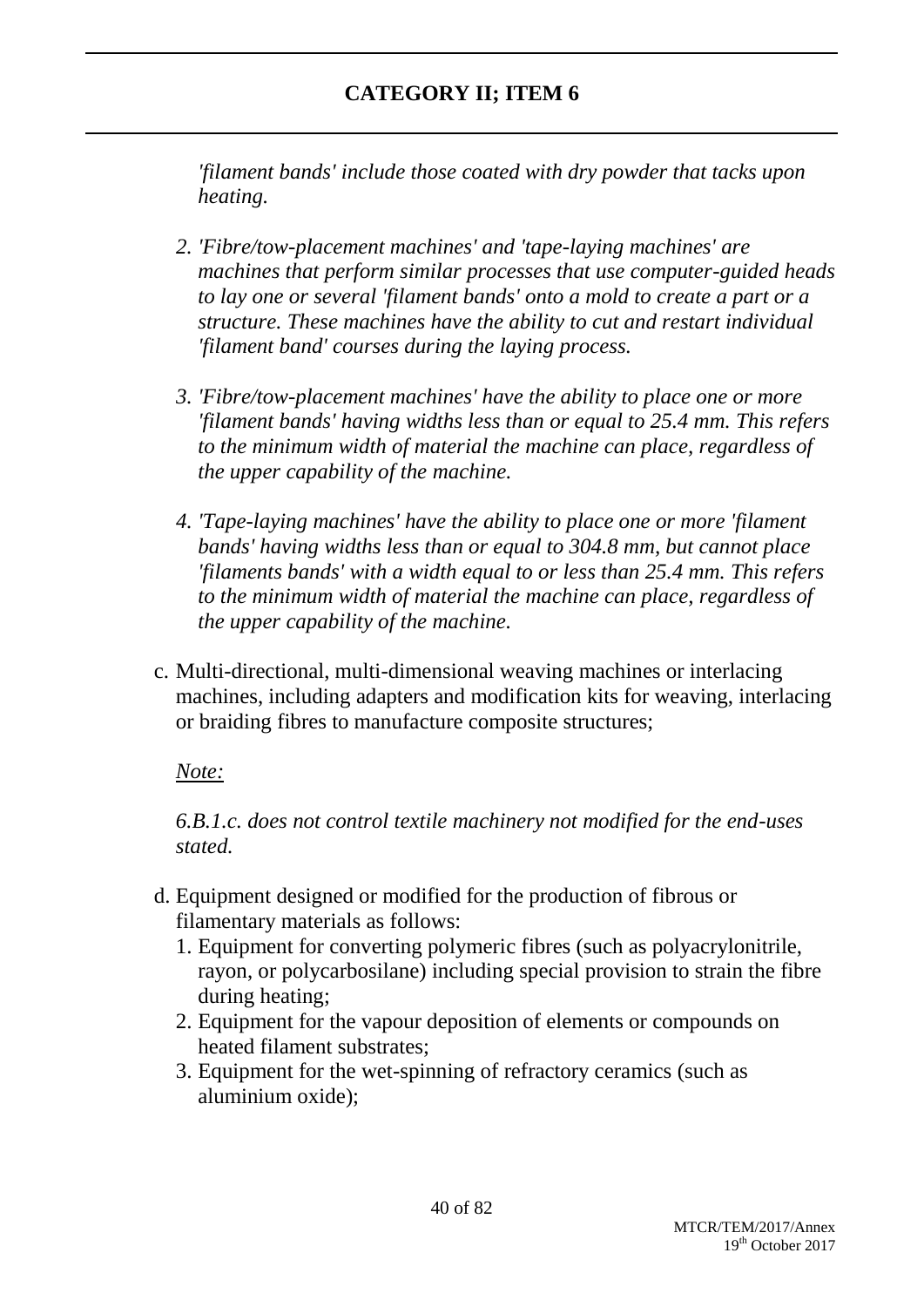## CATEGORY II; ITEM 6

*'filament bands' include those coated with dry powder that tacks upon heating.*

2. *'Fibre/tow-placement machines' and 'tape-laying machines' are machines that perform similar processes that use computer-guided heads to lay one or several 'filament bands' onto a mold to create a part or a structure. These machines have the ability to cut and restart individual 'filament band' courses during the laying process.*

3. *'Fibre/tow-placement machines' have the ability to place one or more 'filament bands' having widths less than or equal to 25.4 mm. This refers to the minimum width of material the machine can place, regardless of the upper capability of the machine.*

4. *'Tape-laying machines' have the ability to place one or more 'filament bands' having widths less than or equal to 304.8 mm, but cannot place 'filaments bands' with a width equal to or less than 25.4 mm. This refers to the minimum width of material the machine can place, regardless of the upper capability of the machine.*

c. Multi-directional, multi-dimensional weaving machines or interlacing machines, including adapters and modification kits for weaving, interlacing or braiding fibres to manufacture composite structures;

*Note:*

*6.B.1.c. does not control textile machinery not modified for the end-uses stated.*

d. Equipment designed or modified for the production of fibrous or filamentary materials as follows:
   1. Equipment for converting polymeric fibres (such as polyacrylonitrile, rayon, or polycarbosilane) including special provision to strain the fibre during heating;
   2. Equipment for the vapour deposition of elements or compounds on heated filament substrates;
   3. Equipment for the wet-spinning of refractory ceramics (such as aluminium oxide);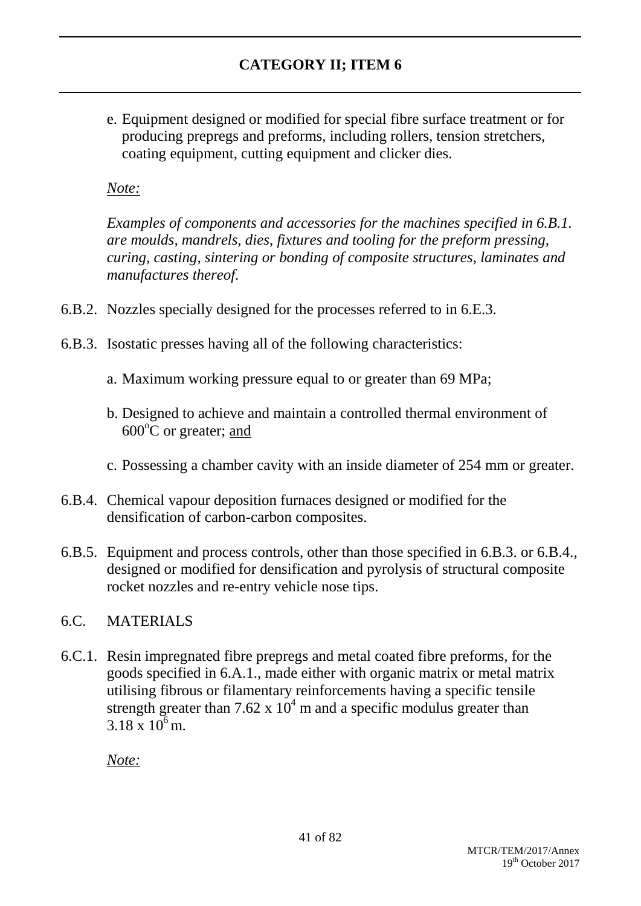e. Equipment designed or modified for special fibre surface treatment or for producing prepregs and preforms, including rollers, tension stretchers, coating equipment, cutting equipment and clicker dies.

*Note:*

*Examples of components and accessories for the machines specified in 6.B.1. are moulds, mandrels, dies, fixtures and tooling for the preform pressing, curing, casting, sintering or bonding of composite structures, laminates and manufactures thereof.*

6.B.2. Nozzles specially designed for the processes referred to in 6.E.3.

6.B.3. Isostatic presses having all of the following characteristics:

a. Maximum working pressure equal to or greater than 69 MPa;

b. Designed to achieve and maintain a controlled thermal environment of $600^{o}$C or greater; <u>and</u>

c. Possessing a chamber cavity with an inside diameter of 254 mm or greater.

6.B.4. Chemical vapour deposition furnaces designed or modified for the densification of carbon-carbon composites.

6.B.5. Equipment and process controls, other than those specified in 6.B.3. or 6.B.4., designed or modified for densification and pyrolysis of structural composite rocket nozzles and re-entry vehicle nose tips.

## 6.C. MATERIALS

6.C.1. Resin impregnated fibre prepregs and metal coated fibre preforms, for the goods specified in 6.A.1., made either with organic matrix or metal matrix utilising fibrous or filamentary reinforcements having a specific tensile strength greater than $7.62 \times 10^{4}$ m and a specific modulus greater than $3.18 \times 10^{6}$ m.

*Note:*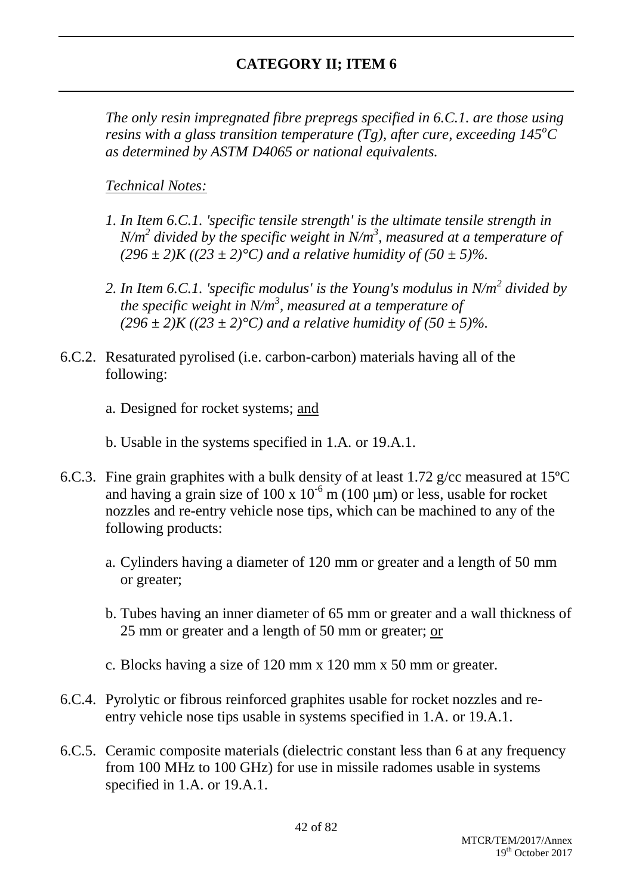## CATEGORY II; ITEM 6

*The only resin impregnated fibre prepregs specified in 6.C.1. are those using resins with a glass transition temperature (Tg), after cure, exceeding 145$^{o}$C as determined by ASTM D4065 or national equivalents.*

*Technical Notes:*

1. *In Item 6.C.1. 'specific tensile strength' is the ultimate tensile strength in $N/m^2$ divided by the specific weight in $N/m^3$, measured at a temperature of $(296 \pm 2)K$ ($(23 \pm 2)°C$) and a relative humidity of $(50 \pm 5)\%$.*

2. *In Item 6.C.1. 'specific modulus' is the Young's modulus in $N/m^2$ divided by the specific weight in $N/m^3$, measured at a temperature of $(296 \pm 2)K$ ($(23 \pm 2)°C$) and a relative humidity of $(50 \pm 5)\%$.*

6.C.2. Resaturated pyrolised (i.e. carbon-carbon) materials having all of the following:

a. Designed for rocket systems; and

b. Usable in the systems specified in 1.A. or 19.A.1.

6.C.3. Fine grain graphites with a bulk density of at least 1.72 g/cc measured at 15ºC and having a grain size of $100 \times 10^{-6}$ m (100 µm) or less, usable for rocket nozzles and re-entry vehicle nose tips, which can be machined to any of the following products:

a. Cylinders having a diameter of 120 mm or greater and a length of 50 mm or greater;

b. Tubes having an inner diameter of 65 mm or greater and a wall thickness of 25 mm or greater and a length of 50 mm or greater; or

c. Blocks having a size of 120 mm x 120 mm x 50 mm or greater.

6.C.4. Pyrolytic or fibrous reinforced graphites usable for rocket nozzles and re-entry vehicle nose tips usable in systems specified in 1.A. or 19.A.1.

6.C.5. Ceramic composite materials (dielectric constant less than 6 at any frequency from 100 MHz to 100 GHz) for use in missile radomes usable in systems specified in 1.A. or 19.A.1.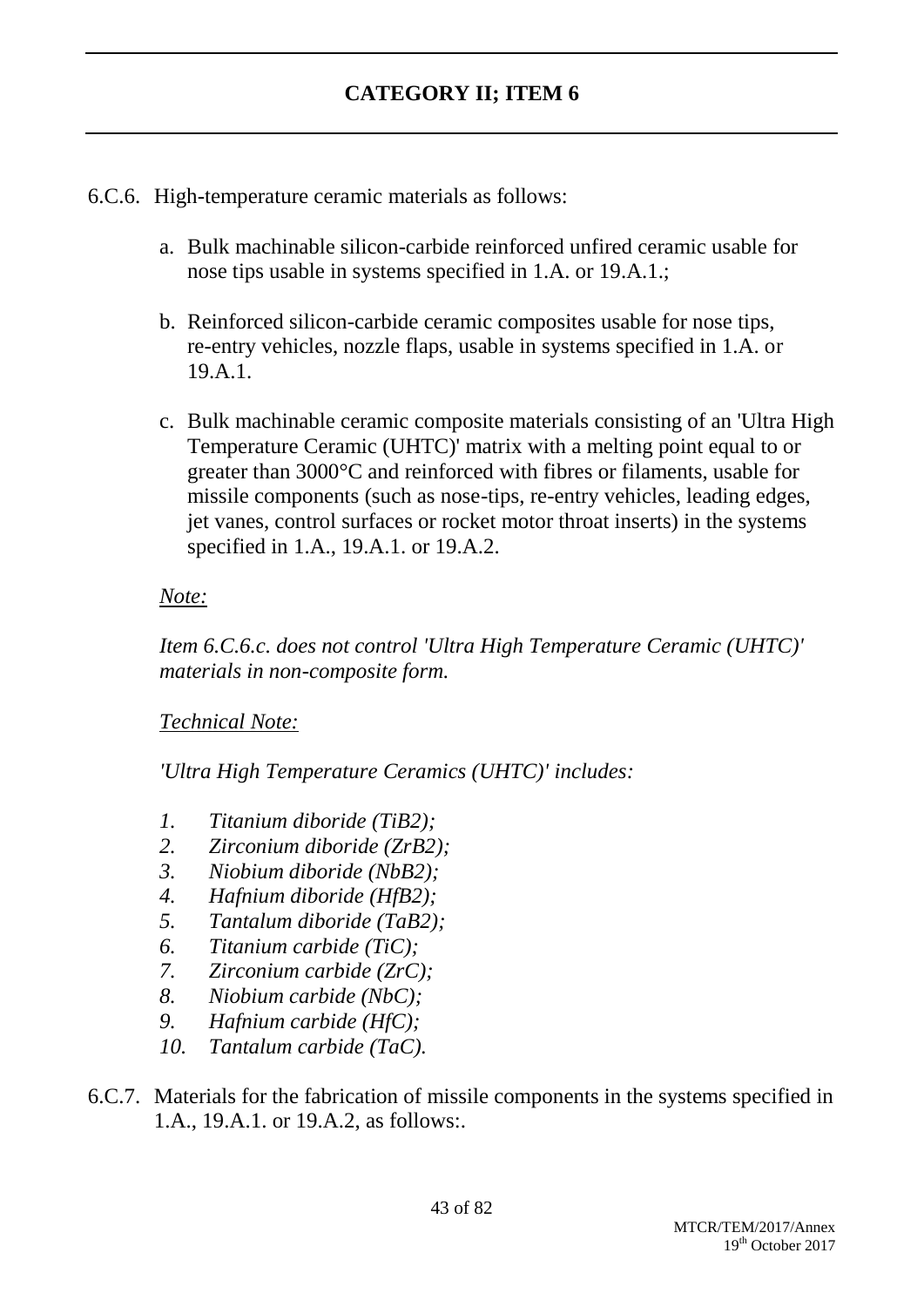## CATEGORY II; ITEM 6

6.C.6. High-temperature ceramic materials as follows:

a. Bulk machinable silicon-carbide reinforced unfired ceramic usable for nose tips usable in systems specified in 1.A. or 19.A.1.;

b. Reinforced silicon-carbide ceramic composites usable for nose tips, re-entry vehicles, nozzle flaps, usable in systems specified in 1.A. or 19.A.1.

c. Bulk machinable ceramic composite materials consisting of an 'Ultra High Temperature Ceramic (UHTC)' matrix with a melting point equal to or greater than 3000°C and reinforced with fibres or filaments, usable for missile components (such as nose-tips, re-entry vehicles, leading edges, jet vanes, control surfaces or rocket motor throat inserts) in the systems specified in 1.A., 19.A.1. or 19.A.2.

*Note:*

*Item 6.C.6.c. does not control 'Ultra High Temperature Ceramic (UHTC)' materials in non-composite form.*

*Technical Note:*

*'Ultra High Temperature Ceramics (UHTC)' includes:*

1. *Titanium diboride ($TiB_2$);*
2. *Zirconium diboride ($ZrB_2$);*
3. *Niobium diboride ($NbB_2$);*
4. *Hafnium diboride ($HfB_2$);*
5. *Tantalum diboride ($TaB_2$);*
6. *Titanium carbide (TiC);*
7. *Zirconium carbide (ZrC);*
8. *Niobium carbide (NbC);*
9. *Hafnium carbide (HfC);*
10. *Tantalum carbide (TaC).*

6.C.7. Materials for the fabrication of missile components in the systems specified in 1.A., 19.A.1. or 19.A.2, as follows:.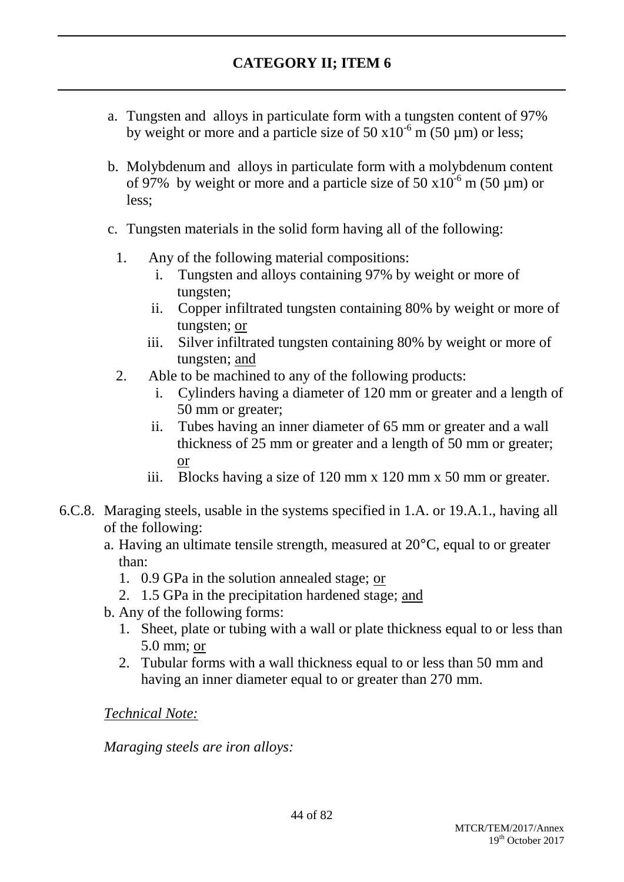## CATEGORY II; ITEM 6

a. Tungsten and alloys in particulate form with a tungsten content of 97% by weight or more and a particle size of 50 x$10^{-6}$ m (50 µm) or less;

b. Molybdenum and alloys in particulate form with a molybdenum content of 97% by weight or more and a particle size of 50 x$10^{-6}$ m (50 µm) or less;

c. Tungsten materials in the solid form having all of the following:

1. Any of the following material compositions:
   - i. Tungsten and alloys containing 97% by weight or more of tungsten;
   - ii. Copper infiltrated tungsten containing 80% by weight or more of tungsten; <u>or</u>
   - iii. Silver infiltrated tungsten containing 80% by weight or more of tungsten; <u>and</u>
2. Able to be machined to any of the following products:
   - i. Cylinders having a diameter of 120 mm or greater and a length of 50 mm or greater;
   - ii. Tubes having an inner diameter of 65 mm or greater and a wall thickness of 25 mm or greater and a length of 50 mm or greater; <u>or</u>
   - iii. Blocks having a size of 120 mm x 120 mm x 50 mm or greater.

6.C.8. Maraging steels, usable in the systems specified in 1.A. or 19.A.1., having all of the following:

a. Having an ultimate tensile strength, measured at 20°C, equal to or greater than:
   1. 0.9 GPa in the solution annealed stage; <u>or</u>
   2. 1.5 GPa in the precipitation hardened stage; <u>and</u>

b. Any of the following forms:
   1. Sheet, plate or tubing with a wall or plate thickness equal to or less than 5.0 mm; <u>or</u>
   2. Tubular forms with a wall thickness equal to or less than 50 mm and having an inner diameter equal to or greater than 270 mm.

*<u>Technical Note:</u>*

*Maraging steels are iron alloys:*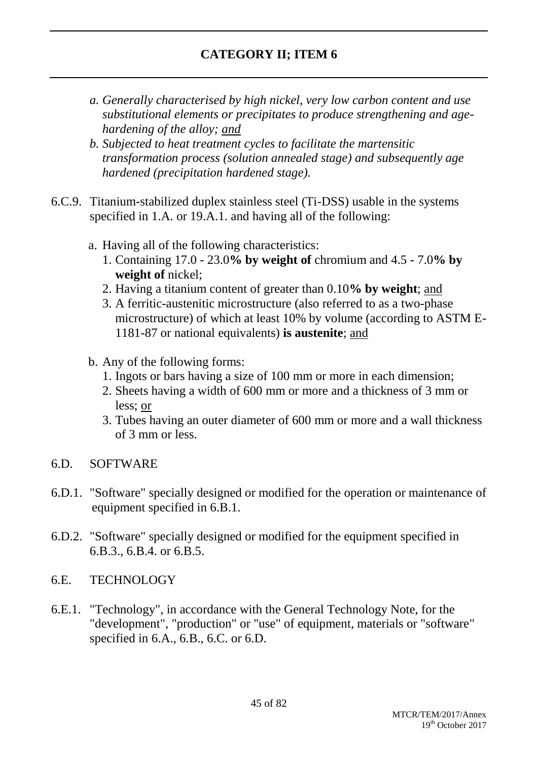*a. Generally characterised by high nickel, very low carbon content and use substitutional elements or precipitates to produce strengthening and age-hardening of the alloy; and*

*b. Subjected to heat treatment cycles to facilitate the martensitic transformation process (solution annealed stage) and subsequently age hardened (precipitation hardened stage).*

6.C.9. Titanium-stabilized duplex stainless steel (Ti-DSS) usable in the systems specified in 1.A. or 19.A.1. and having all of the following:

a. Having all of the following characteristics:
   1. Containing 17.0 - 23.0**% by weight of** chromium and 4.5 - 7.0**% by weight of** nickel;
   2. Having a titanium content of greater than 0.10**% by weight**; and
   3. A ferritic-austenitic microstructure (also referred to as a two-phase microstructure) of which at least 10% by volume (according to ASTM E-1181-87 or national equivalents) **is austenite**; and

b. Any of the following forms:
   1. Ingots or bars having a size of 100 mm or more in each dimension;
   2. Sheets having a width of 600 mm or more and a thickness of 3 mm or less; or
   3. Tubes having an outer diameter of 600 mm or more and a wall thickness of 3 mm or less.

## 6.D. SOFTWARE

6.D.1. "Software" specially designed or modified for the operation or maintenance of equipment specified in 6.B.1.

6.D.2. "Software" specially designed or modified for the equipment specified in 6.B.3., 6.B.4. or 6.B.5.

## 6.E. TECHNOLOGY

6.E.1. "Technology", in accordance with the General Technology Note, for the "development", "production" or "use" of equipment, materials or "software" specified in 6.A., 6.B., 6.C. or 6.D.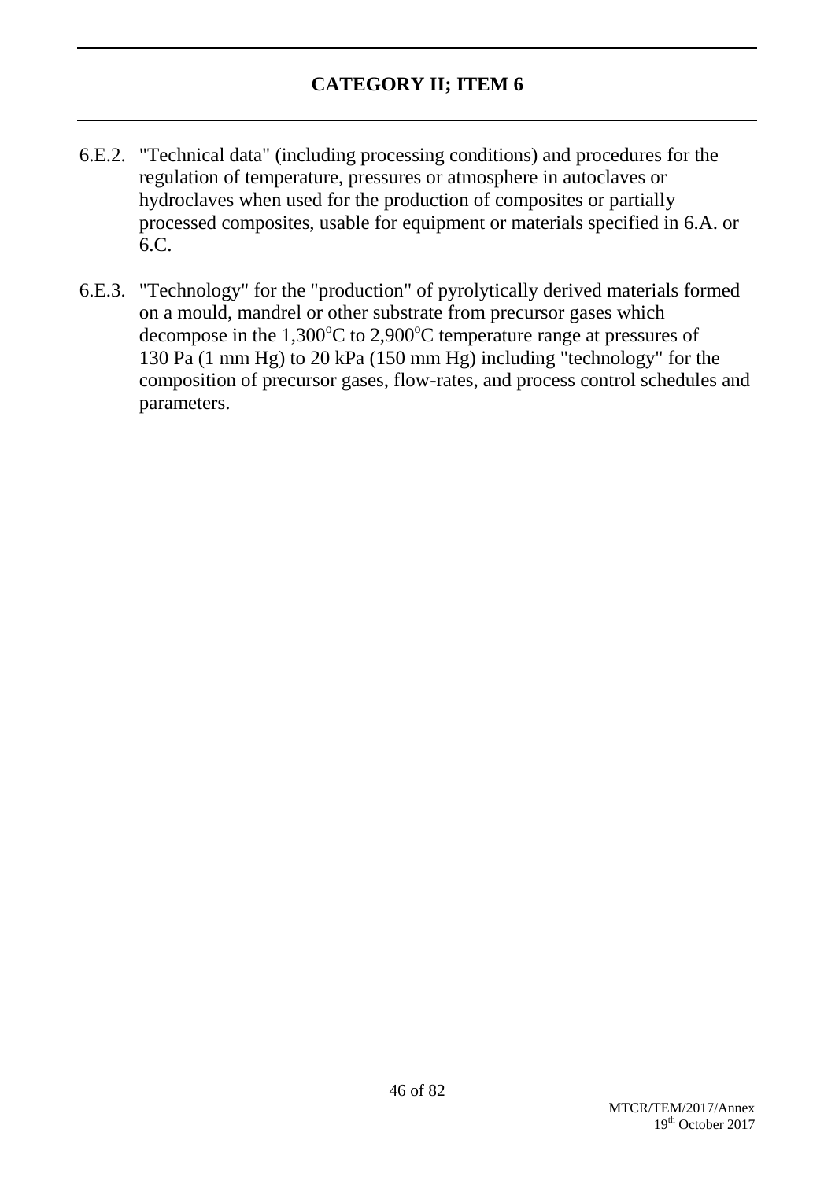## CATEGORY II; ITEM 6

6.E.2. "Technical data" (including processing conditions) and procedures for the regulation of temperature, pressures or atmosphere in autoclaves or hydroclaves when used for the production of composites or partially processed composites, usable for equipment or materials specified in 6.A. or 6.C.

6.E.3. "Technology" for the "production" of pyrolytically derived materials formed on a mould, mandrel or other substrate from precursor gases which decompose in the 1,300$^{o}$C to 2,900$^{o}$C temperature range at pressures of 130 Pa (1 mm Hg) to 20 kPa (150 mm Hg) including "technology" for the composition of precursor gases, flow-rates, and process control schedules and parameters.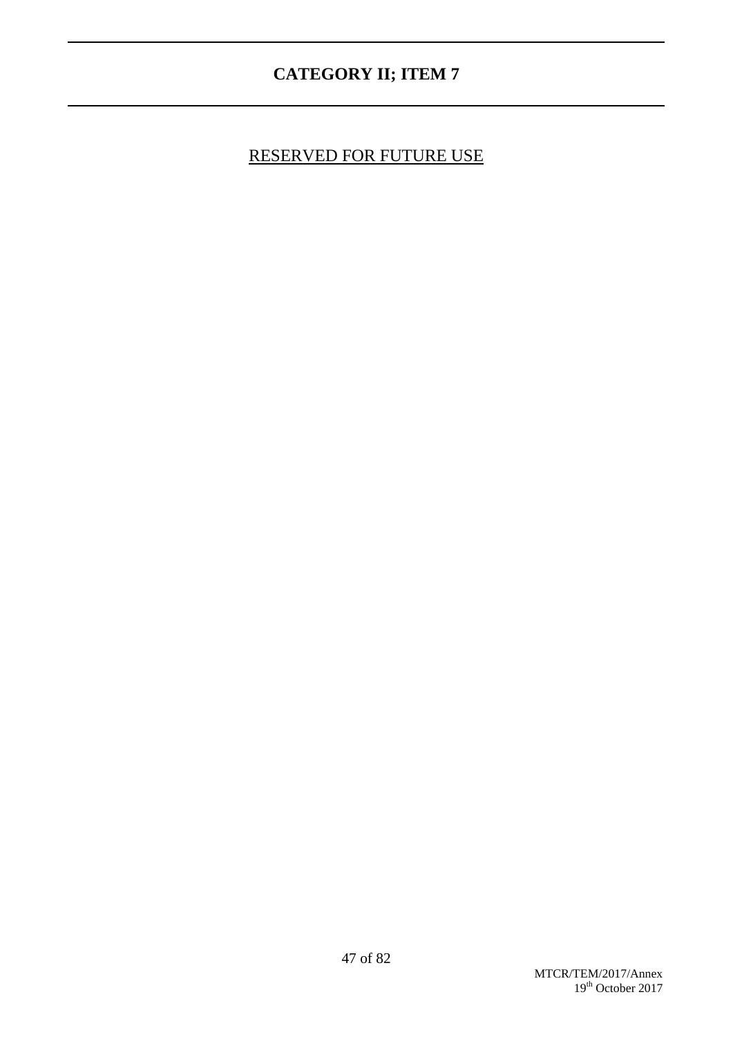## CATEGORY II; ITEM 7

RESERVED FOR FUTURE USE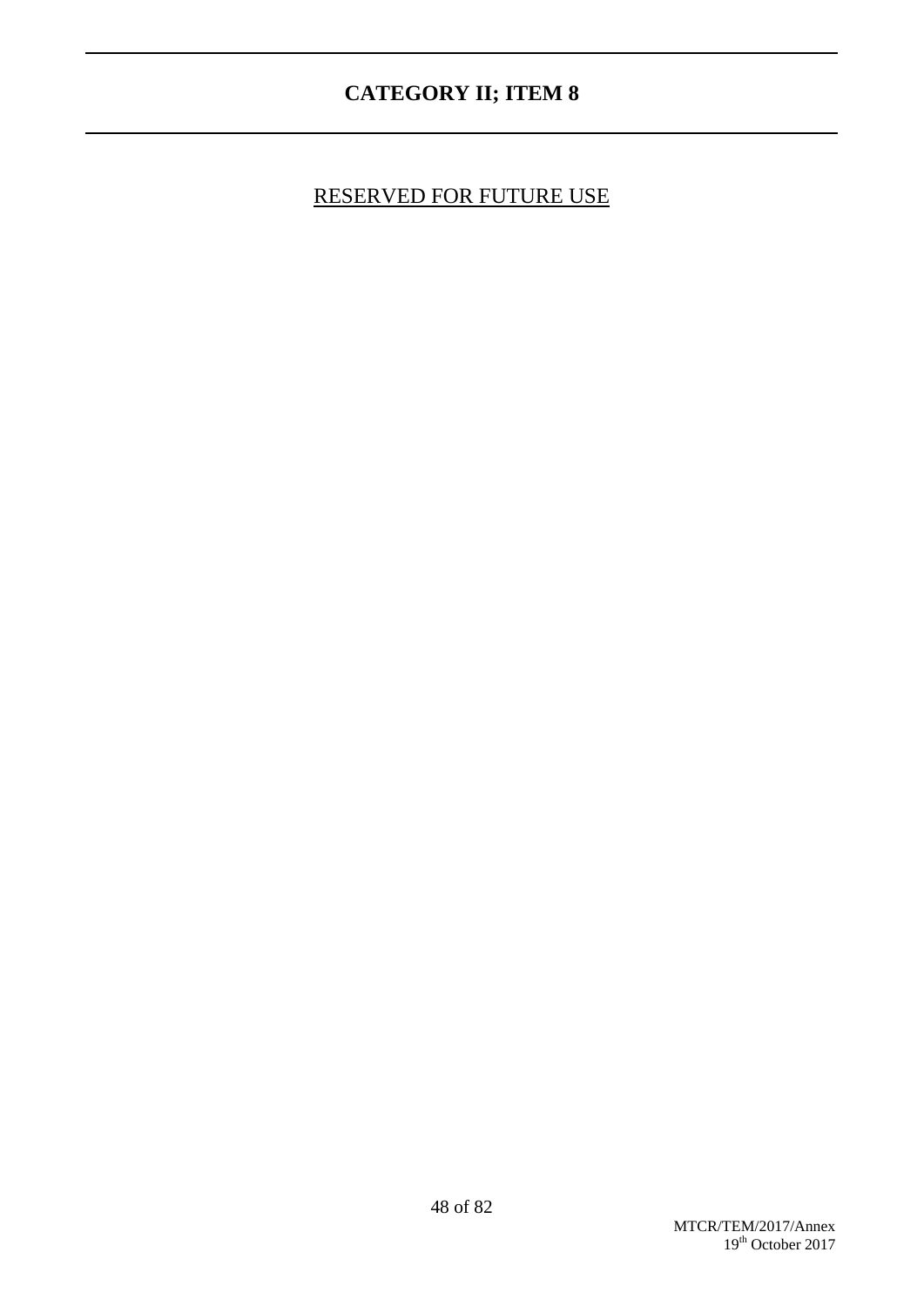## CATEGORY II; ITEM 8

RESERVED FOR FUTURE USE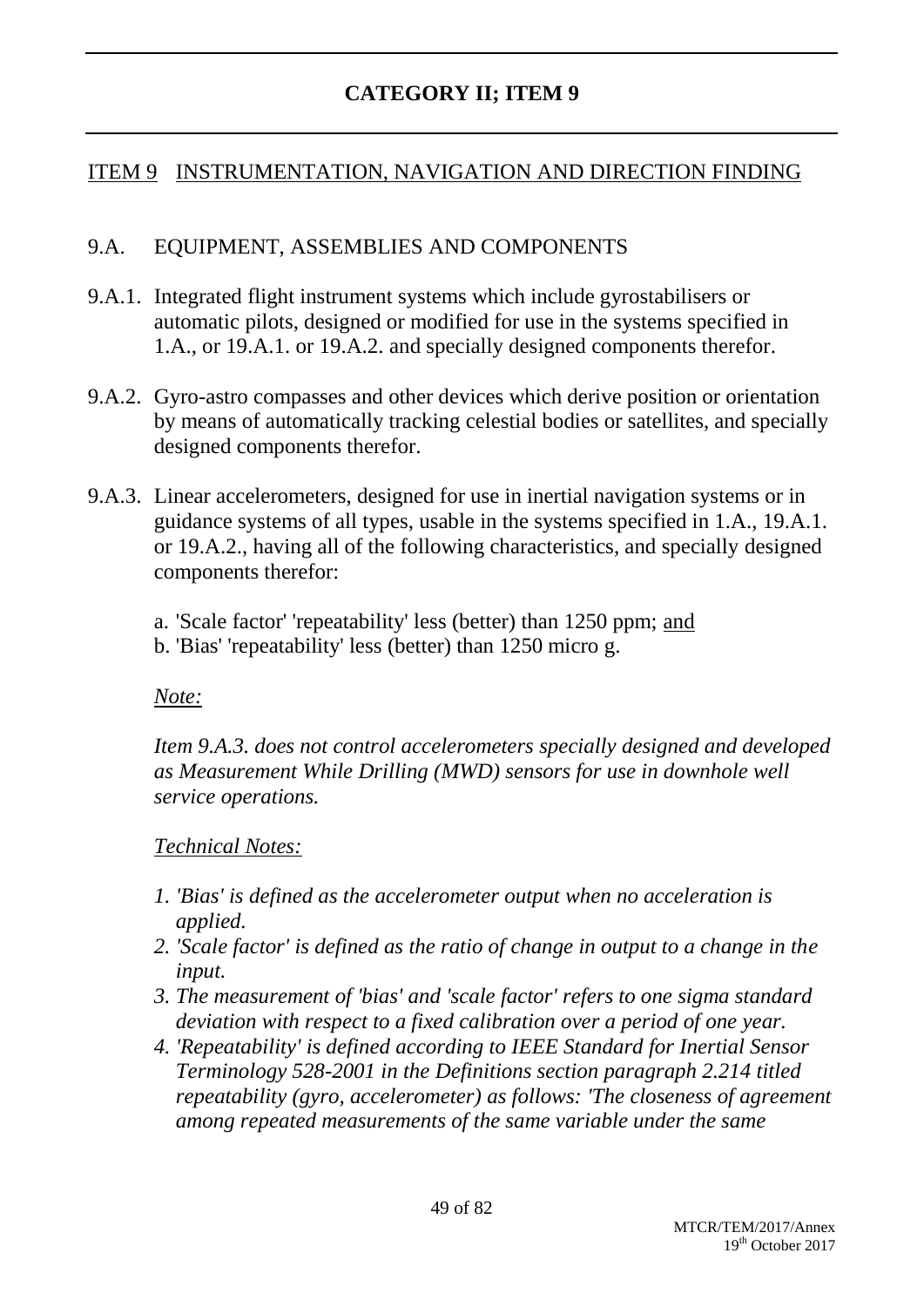# CATEGORY II; ITEM 9

## ITEM 9 INSTRUMENTATION, NAVIGATION AND DIRECTION FINDING

### 9.A. EQUIPMENT, ASSEMBLIES AND COMPONENTS

9.A.1. Integrated flight instrument systems which include gyrostabilisers or automatic pilots, designed or modified for use in the systems specified in 1.A., or 19.A.1. or 19.A.2. and specially designed components therefor.

9.A.2. Gyro-astro compasses and other devices which derive position or orientation by means of automatically tracking celestial bodies or satellites, and specially designed components therefor.

9.A.3. Linear accelerometers, designed for use in inertial navigation systems or in guidance systems of all types, usable in the systems specified in 1.A., 19.A.1. or 19.A.2., having all of the following characteristics, and specially designed components therefor:

a. 'Scale factor' 'repeatability' less (better) than 1250 ppm; and
b. 'Bias' 'repeatability' less (better) than 1250 micro g.

*Note:*

*Item 9.A.3. does not control accelerometers specially designed and developed as Measurement While Drilling (MWD) sensors for use in downhole well service operations.*

*Technical Notes:*

1. *'Bias' is defined as the accelerometer output when no acceleration is applied.*
2. *'Scale factor' is defined as the ratio of change in output to a change in the input.*
3. *The measurement of 'bias' and 'scale factor' refers to one sigma standard deviation with respect to a fixed calibration over a period of one year.*
4. *'Repeatability' is defined according to IEEE Standard for Inertial Sensor Terminology 528-2001 in the Definitions section paragraph 2.214 titled repeatability (gyro, accelerometer) as follows: 'The closeness of agreement among repeated measurements of the same variable under the same*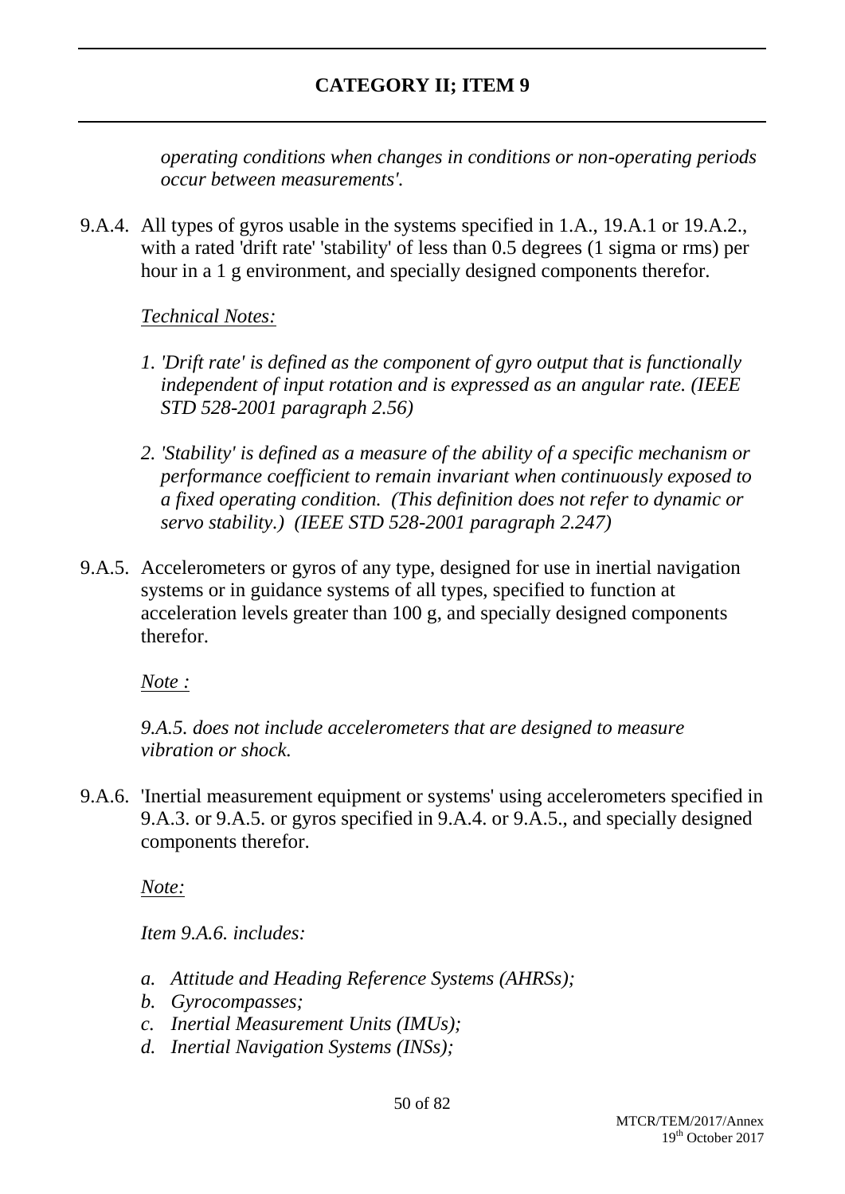*operating conditions when changes in conditions or non-operating periods occur between measurements'.*

9.A.4. All types of gyros usable in the systems specified in 1.A., 19.A.1 or 19.A.2., with a rated 'drift rate' 'stability' of less than 0.5 degrees (1 sigma or rms) per hour in a 1 g environment, and specially designed components therefor.

*Technical Notes:*

1. *'Drift rate' is defined as the component of gyro output that is functionally independent of input rotation and is expressed as an angular rate. (IEEE STD 528-2001 paragraph 2.56)*
2. *'Stability' is defined as a measure of the ability of a specific mechanism or performance coefficient to remain invariant when continuously exposed to a fixed operating condition. (This definition does not refer to dynamic or servo stability.) (IEEE STD 528-2001 paragraph 2.247)*

9.A.5. Accelerometers or gyros of any type, designed for use in inertial navigation systems or in guidance systems of all types, specified to function at acceleration levels greater than 100 g, and specially designed components therefor.

*Note :*

*9.A.5. does not include accelerometers that are designed to measure vibration or shock.*

9.A.6. 'Inertial measurement equipment or systems' using accelerometers specified in 9.A.3. or 9.A.5. or gyros specified in 9.A.4. or 9.A.5., and specially designed components therefor.

*Note:*

*Item 9.A.6. includes:*

- a. *Attitude and Heading Reference Systems (AHRSs);*
- b. *Gyrocompasses;*
- c. *Inertial Measurement Units (IMUs);*
- d. *Inertial Navigation Systems (INSs);*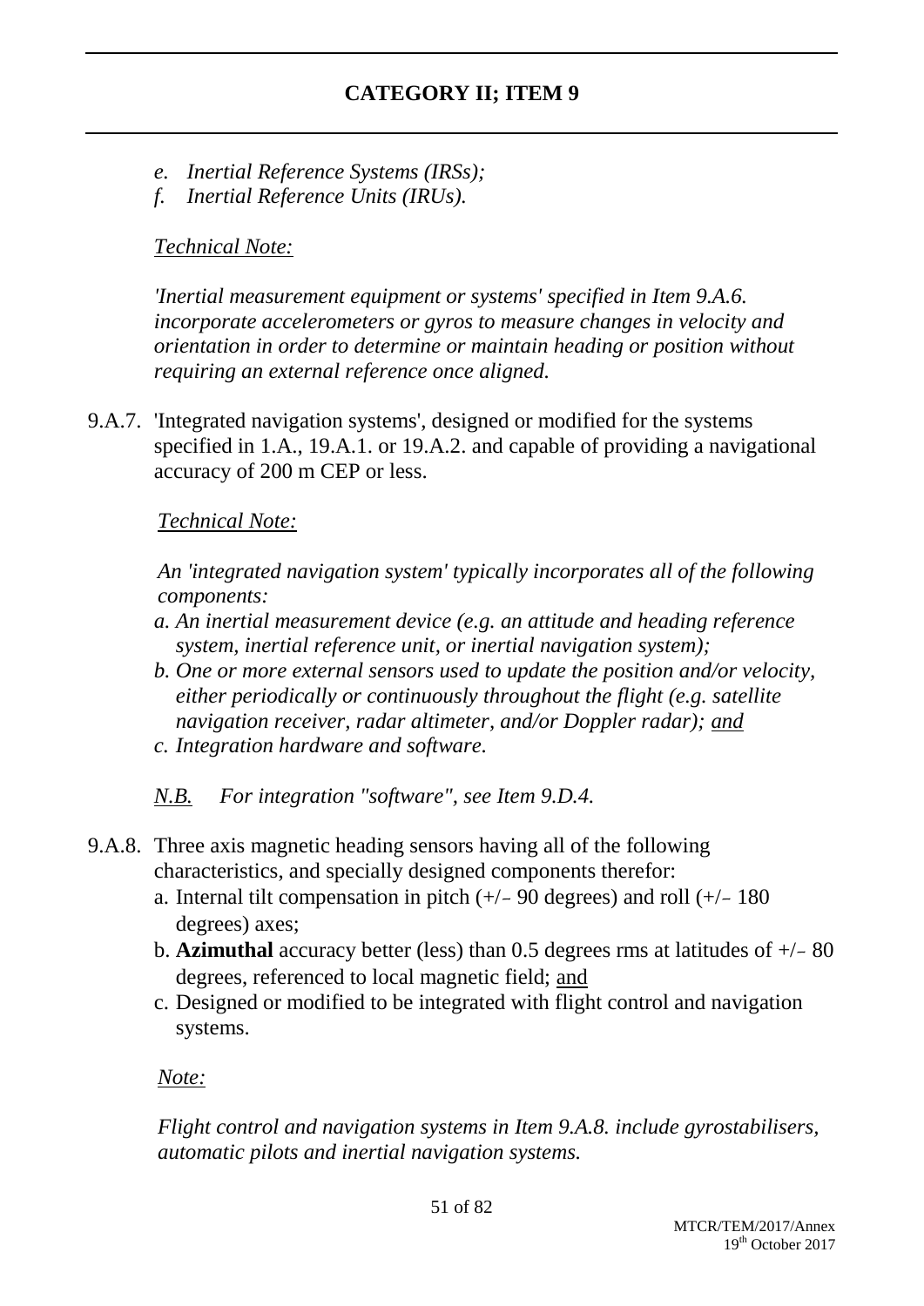e. *Inertial Reference Systems (IRSs);*
f. *Inertial Reference Units (IRUs).*

*Technical Note:*

*'Inertial measurement equipment or systems' specified in Item 9.A.6. incorporate accelerometers or gyros to measure changes in velocity and orientation in order to determine or maintain heading or position without requiring an external reference once aligned.*

9.A.7. 'Integrated navigation systems', designed or modified for the systems specified in 1.A., 19.A.1. or 19.A.2. and capable of providing a navigational accuracy of 200 m CEP or less.

*Technical Note:*

*An 'integrated navigation system' typically incorporates all of the following components:*

*a. An inertial measurement device (e.g. an attitude and heading reference system, inertial reference unit, or inertial navigation system);*

*b. One or more external sensors used to update the position and/or velocity, either periodically or continuously throughout the flight (e.g. satellite navigation receiver, radar altimeter, and/or Doppler radar);* *and*

*c. Integration hardware and software.*

*N.B.* *For integration "software", see Item 9.D.4.*

9.A.8. Three axis magnetic heading sensors having all of the following characteristics, and specially designed components therefor:

a. Internal tilt compensation in pitch (+/– 90 degrees) and roll (+/– 180 degrees) axes;

b. **Azimuthal** accuracy better (less) than 0.5 degrees rms at latitudes of +/– 80 degrees, referenced to local magnetic field; and

c. Designed or modified to be integrated with flight control and navigation systems.

*Note:*

*Flight control and navigation systems in Item 9.A.8. include gyrostabilisers, automatic pilots and inertial navigation systems.*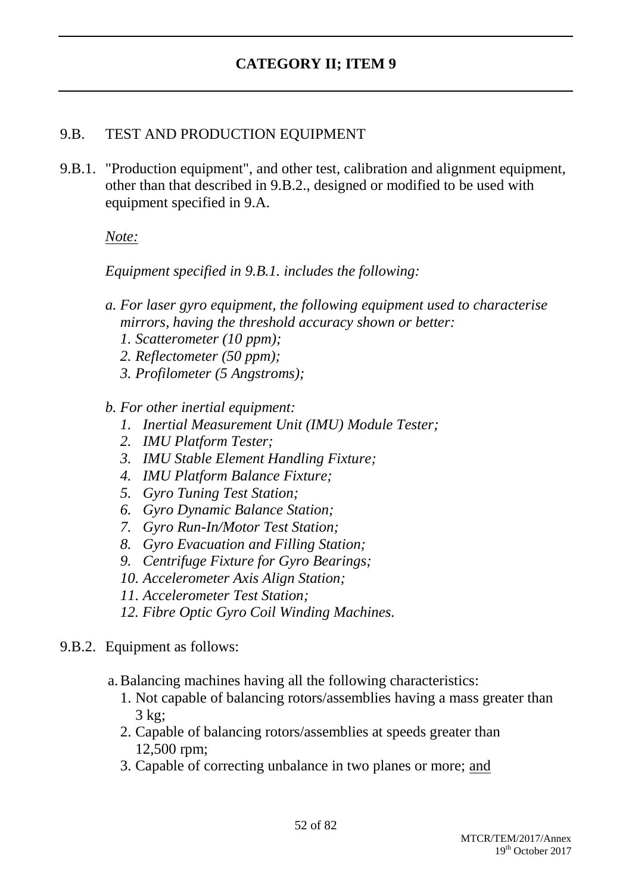## CATEGORY II; ITEM 9

### 9.B. TEST AND PRODUCTION EQUIPMENT

9.B.1. "Production equipment", and other test, calibration and alignment equipment, other than that described in 9.B.2., designed or modified to be used with equipment specified in 9.A.

*Note:*

*Equipment specified in 9.B.1. includes the following:*

*a. For laser gyro equipment, the following equipment used to characterise mirrors, having the threshold accuracy shown or better:*
   *1. Scatterometer (10 ppm);*
   *2. Reflectometer (50 ppm);*
   *3. Profilometer (5 Angstroms);*

*b. For other inertial equipment:*
   *1. Inertial Measurement Unit (IMU) Module Tester;*
   *2. IMU Platform Tester;*
   *3. IMU Stable Element Handling Fixture;*
   *4. IMU Platform Balance Fixture;*
   *5. Gyro Tuning Test Station;*
   *6. Gyro Dynamic Balance Station;*
   *7. Gyro Run-In/Motor Test Station;*
   *8. Gyro Evacuation and Filling Station;*
   *9. Centrifuge Fixture for Gyro Bearings;*
   *10. Accelerometer Axis Align Station;*
   *11. Accelerometer Test Station;*
   *12. Fibre Optic Gyro Coil Winding Machines.*

9.B.2. Equipment as follows:

a. Balancing machines having all the following characteristics:
   1. Not capable of balancing rotors/assemblies having a mass greater than 3 kg;
   2. Capable of balancing rotors/assemblies at speeds greater than 12,500 rpm;
   3. Capable of correcting unbalance in two planes or more; and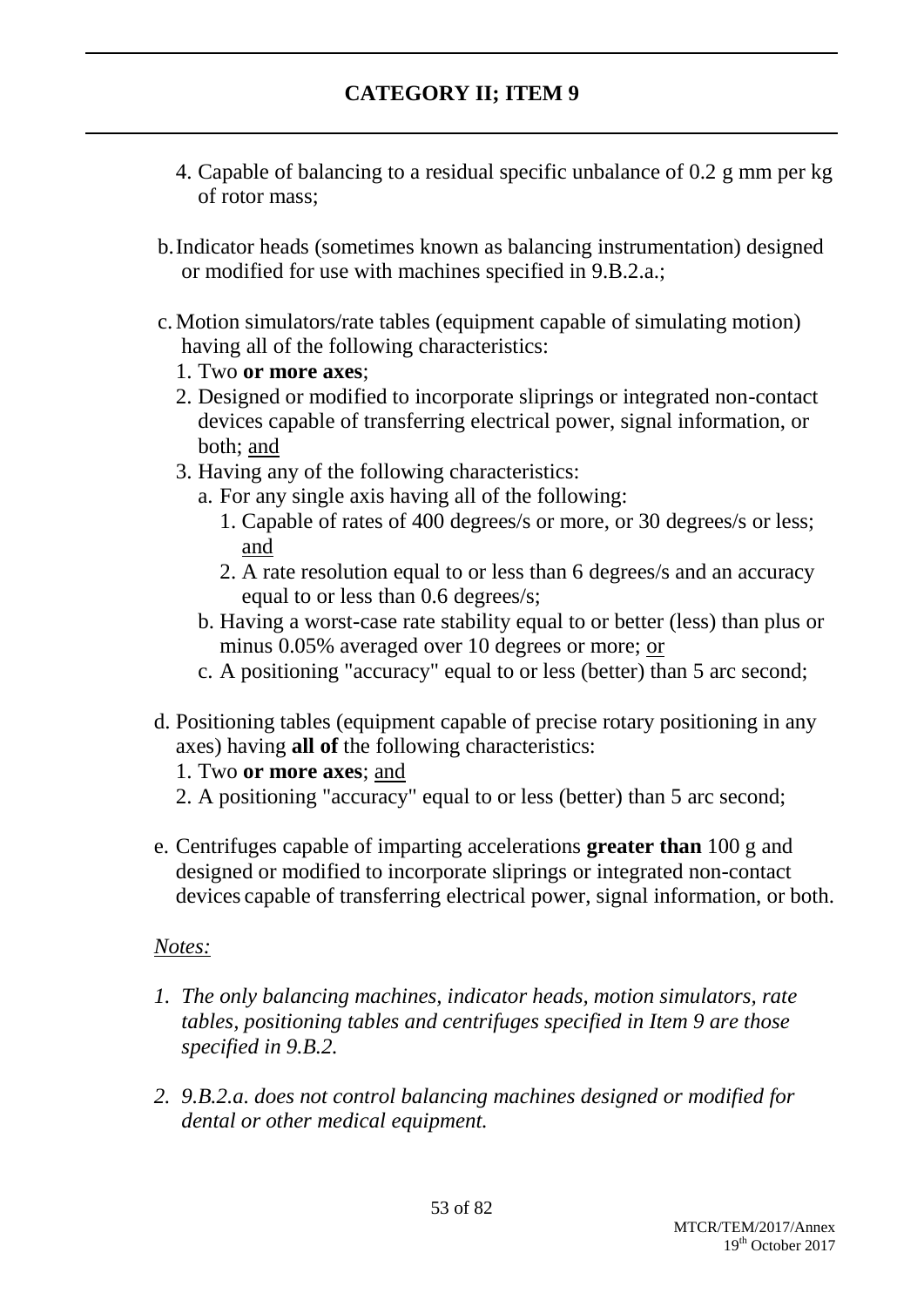## CATEGORY II; ITEM 9

4. Capable of balancing to a residual specific unbalance of 0.2 g mm per kg of rotor mass;

b. Indicator heads (sometimes known as balancing instrumentation) designed or modified for use with machines specified in 9.B.2.a.;

c. Motion simulators/rate tables (equipment capable of simulating motion) having all of the following characteristics:
   1. Two **or more axes**;
   2. Designed or modified to incorporate sliprings or integrated non-contact devices capable of transferring electrical power, signal information, or both; and
   3. Having any of the following characteristics:
      a. For any single axis having all of the following:
         1. Capable of rates of 400 degrees/s or more, or 30 degrees/s or less; and
         2. A rate resolution equal to or less than 6 degrees/s and an accuracy equal to or less than 0.6 degrees/s;
      b. Having a worst-case rate stability equal to or better (less) than plus or minus 0.05% averaged over 10 degrees or more; or
      c. A positioning "accuracy" equal to or less (better) than 5 arc second;

d. Positioning tables (equipment capable of precise rotary positioning in any axes) having **all of** the following characteristics:
   1. Two **or more axes**; and
   2. A positioning "accuracy" equal to or less (better) than 5 arc second;

e. Centrifuges capable of imparting accelerations **greater than** 100 g and designed or modified to incorporate sliprings or integrated non-contact devices capable of transferring electrical power, signal information, or both.

*Notes:*

1. *The only balancing machines, indicator heads, motion simulators, rate tables, positioning tables and centrifuges specified in Item 9 are those specified in 9.B.2.*

2. *9.B.2.a. does not control balancing machines designed or modified for dental or other medical equipment.*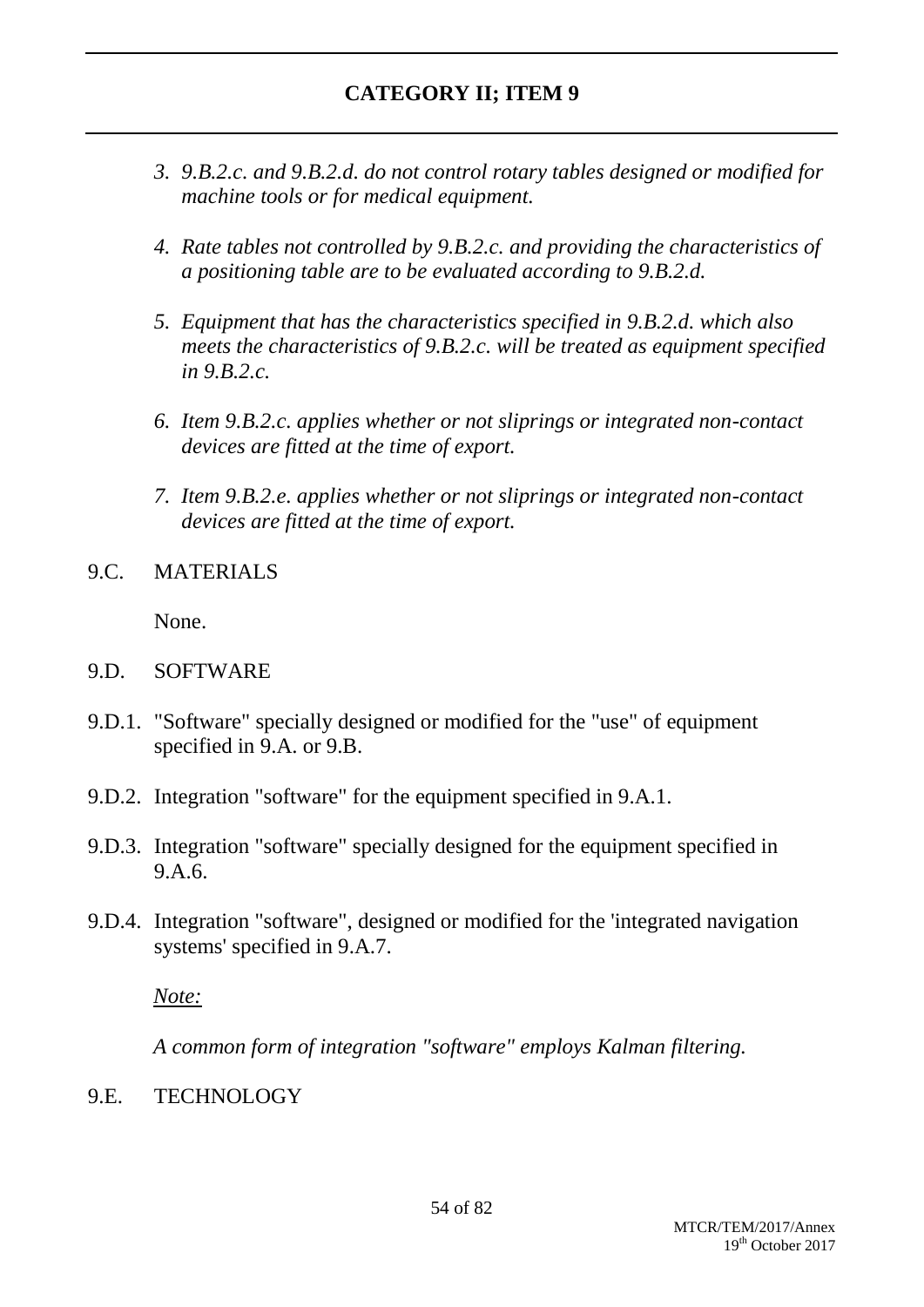3. *9.B.2.c. and 9.B.2.d. do not control rotary tables designed or modified for machine tools or for medical equipment.*

4. *Rate tables not controlled by 9.B.2.c. and providing the characteristics of a positioning table are to be evaluated according to 9.B.2.d.*

5. *Equipment that has the characteristics specified in 9.B.2.d. which also meets the characteristics of 9.B.2.c. will be treated as equipment specified in 9.B.2.c.*

6. *Item 9.B.2.c. applies whether or not sliprings or integrated non-contact devices are fitted at the time of export.*

7. *Item 9.B.2.e. applies whether or not sliprings or integrated non-contact devices are fitted at the time of export.*

9.C. MATERIALS

None.

9.D. SOFTWARE

9.D.1. "Software" specially designed or modified for the "use" of equipment specified in 9.A. or 9.B.

9.D.2. Integration "software" for the equipment specified in 9.A.1.

9.D.3. Integration "software" specially designed for the equipment specified in 9.A.6.

9.D.4. Integration "software", designed or modified for the 'integrated navigation systems' specified in 9.A.7.

*Note:*

*A common form of integration "software" employs Kalman filtering.*

9.E. TECHNOLOGY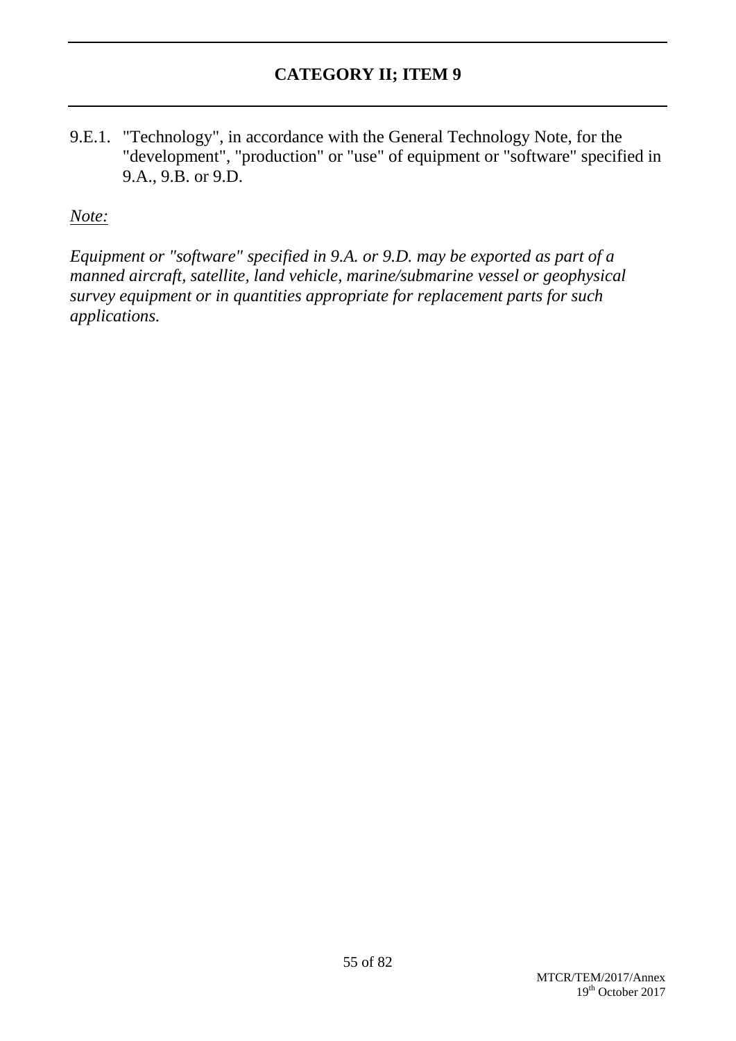## CATEGORY II; ITEM 9

9.E.1. "Technology", in accordance with the General Technology Note, for the "development", "production" or "use" of equipment or "software" specified in 9.A., 9.B. or 9.D.

*Note:*

*Equipment or "software" specified in 9.A. or 9.D. may be exported as part of a manned aircraft, satellite, land vehicle, marine/submarine vessel or geophysical survey equipment or in quantities appropriate for replacement parts for such applications.*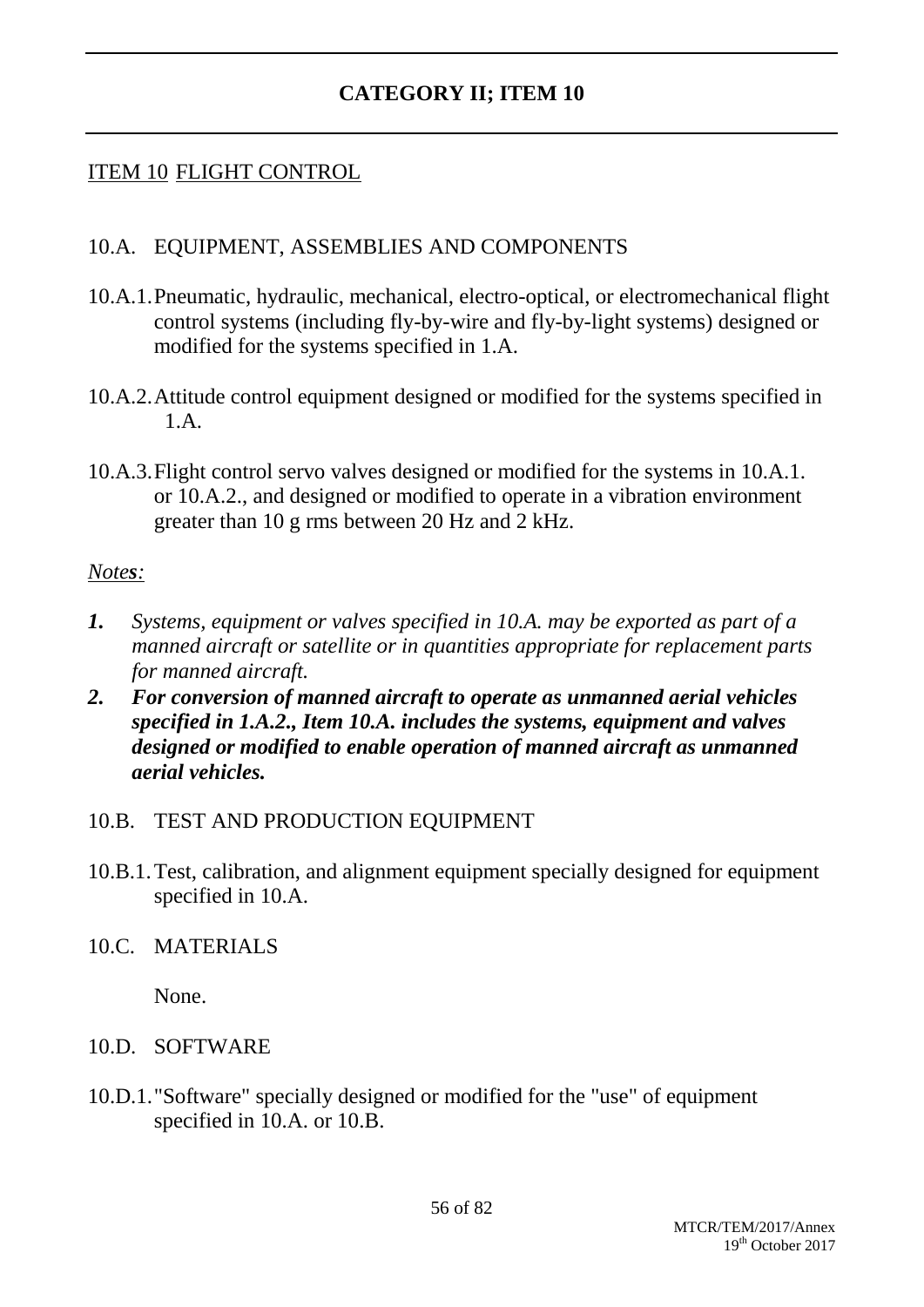## CATEGORY II; ITEM 10

### ITEM 10 FLIGHT CONTROL

10.A. EQUIPMENT, ASSEMBLIES AND COMPONENTS

10.A.1. Pneumatic, hydraulic, mechanical, electro-optical, or electromechanical flight control systems (including fly-by-wire and fly-by-light systems) designed or modified for the systems specified in 1.A.

10.A.2. Attitude control equipment designed or modified for the systems specified in 1.A.

10.A.3. Flight control servo valves designed or modified for the systems in 10.A.1. or 10.A.2., and designed or modified to operate in a vibration environment greater than 10 g rms between 20 Hz and 2 kHz.

*Notes:*

1. *Systems, equipment or valves specified in 10.A. may be exported as part of a manned aircraft or satellite or in quantities appropriate for replacement parts for manned aircraft.*
2. ***For conversion of manned aircraft to operate as unmanned aerial vehicles specified in 1.A.2., Item 10.A. includes the systems, equipment and valves designed or modified to enable operation of manned aircraft as unmanned aerial vehicles.***

10.B. TEST AND PRODUCTION EQUIPMENT

10.B.1. Test, calibration, and alignment equipment specially designed for equipment specified in 10.A.

10.C. MATERIALS

None.

10.D. SOFTWARE

10.D.1. "Software" specially designed or modified for the "use" of equipment specified in 10.A. or 10.B.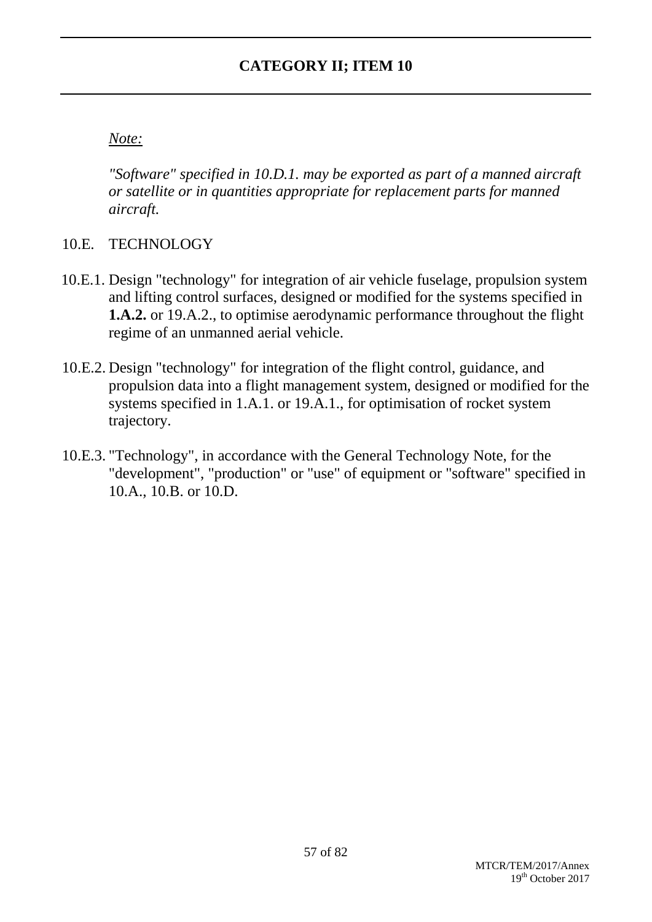## CATEGORY II; ITEM 10

*Note:*

*"Software" specified in 10.D.1. may be exported as part of a manned aircraft or satellite or in quantities appropriate for replacement parts for manned aircraft.*

10.E. TECHNOLOGY

10.E.1. Design "technology" for integration of air vehicle fuselage, propulsion system and lifting control surfaces, designed or modified for the systems specified in **1.A.2.** or 19.A.2., to optimise aerodynamic performance throughout the flight regime of an unmanned aerial vehicle.

10.E.2. Design "technology" for integration of the flight control, guidance, and propulsion data into a flight management system, designed or modified for the systems specified in 1.A.1. or 19.A.1., for optimisation of rocket system trajectory.

10.E.3. "Technology", in accordance with the General Technology Note, for the "development", "production" or "use" of equipment or "software" specified in 10.A., 10.B. or 10.D.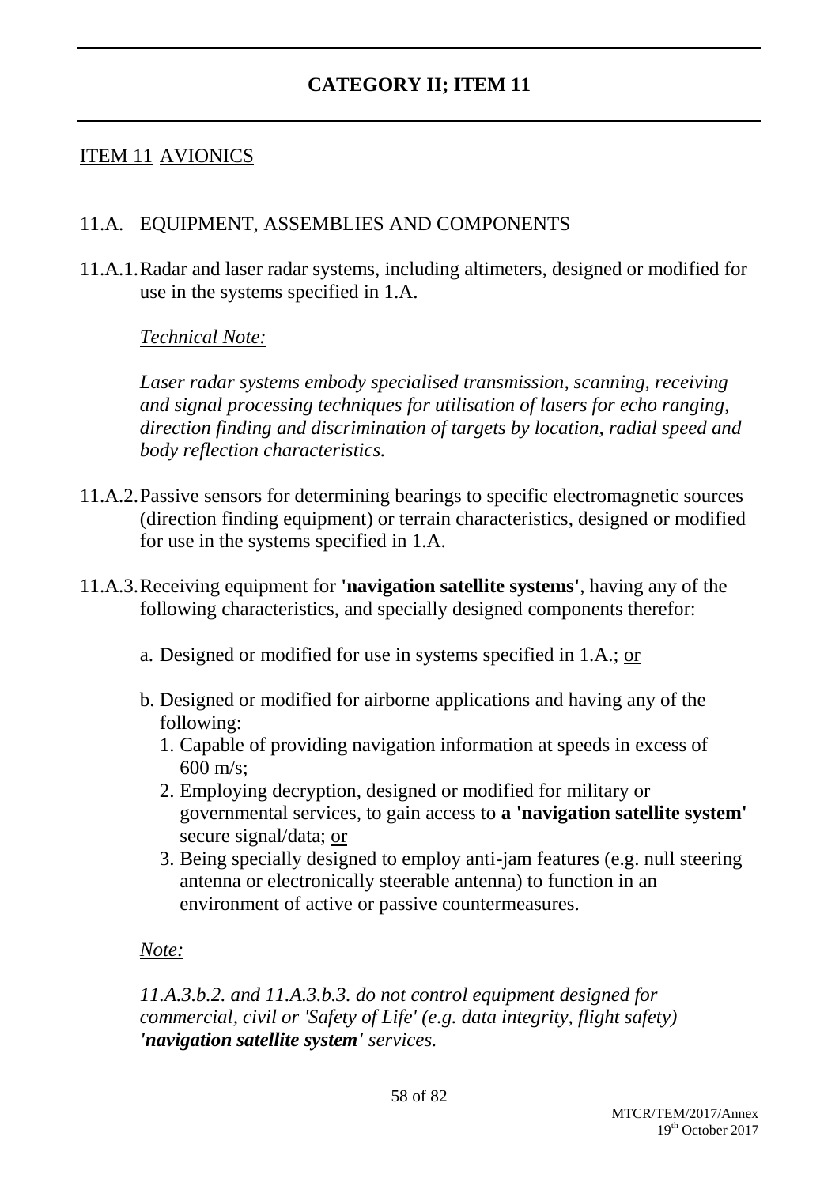# CATEGORY II; ITEM 11

## ITEM 11 AVIONICS

### 11.A. EQUIPMENT, ASSEMBLIES AND COMPONENTS

11.A.1. Radar and laser radar systems, including altimeters, designed or modified for use in the systems specified in 1.A.

*Technical Note:*

*Laser radar systems embody specialised transmission, scanning, receiving and signal processing techniques for utilisation of lasers for echo ranging, direction finding and discrimination of targets by location, radial speed and body reflection characteristics.*

11.A.2. Passive sensors for determining bearings to specific electromagnetic sources (direction finding equipment) or terrain characteristics, designed or modified for use in the systems specified in 1.A.

11.A.3. Receiving equipment for **'navigation satellite systems'**, having any of the following characteristics, and specially designed components therefor:

a. Designed or modified for use in systems specified in 1.A.; or

b. Designed or modified for airborne applications and having any of the following:
   1. Capable of providing navigation information at speeds in excess of 600 m/s;
   2. Employing decryption, designed or modified for military or governmental services, to gain access to **a 'navigation satellite system'** secure signal/data; or
   3. Being specially designed to employ anti-jam features (e.g. null steering antenna or electronically steerable antenna) to function in an environment of active or passive countermeasures.

*Note:*

*11.A.3.b.2. and 11.A.3.b.3. do not control equipment designed for commercial, civil or 'Safety of Life' (e.g. data integrity, flight safety)* ***'navigation satellite system'*** *services.*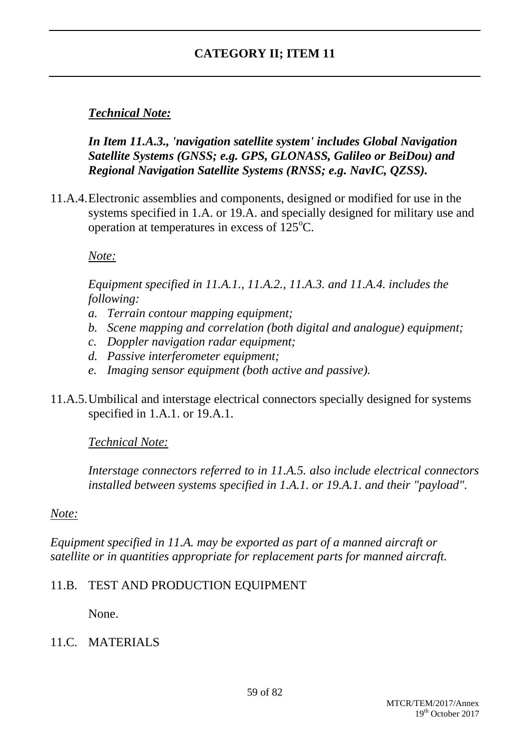## CATEGORY II; ITEM 11

***Technical Note:***

***In Item 11.A.3., 'navigation satellite system' includes Global Navigation Satellite Systems (GNSS; e.g. GPS, GLONASS, Galileo or BeiDou) and Regional Navigation Satellite Systems (RNSS; e.g. NavIC, QZSS).***

11.A.4. Electronic assemblies and components, designed or modified for use in the systems specified in 1.A. or 19.A. and specially designed for military use and operation at temperatures in excess of 125°C.

*Note:*

*Equipment specified in 11.A.1., 11.A.2., 11.A.3. and 11.A.4. includes the following:*

*a. Terrain contour mapping equipment;*
*b. Scene mapping and correlation (both digital and analogue) equipment;*
*c. Doppler navigation radar equipment;*
*d. Passive interferometer equipment;*
*e. Imaging sensor equipment (both active and passive).*

11.A.5. Umbilical and interstage electrical connectors specially designed for systems specified in 1.A.1. or 19.A.1.

*Technical Note:*

*Interstage connectors referred to in 11.A.5. also include electrical connectors installed between systems specified in 1.A.1. or 19.A.1. and their "payload".*

*Note:*

*Equipment specified in 11.A. may be exported as part of a manned aircraft or satellite or in quantities appropriate for replacement parts for manned aircraft.*

11.B. TEST AND PRODUCTION EQUIPMENT

None.

11.C. MATERIALS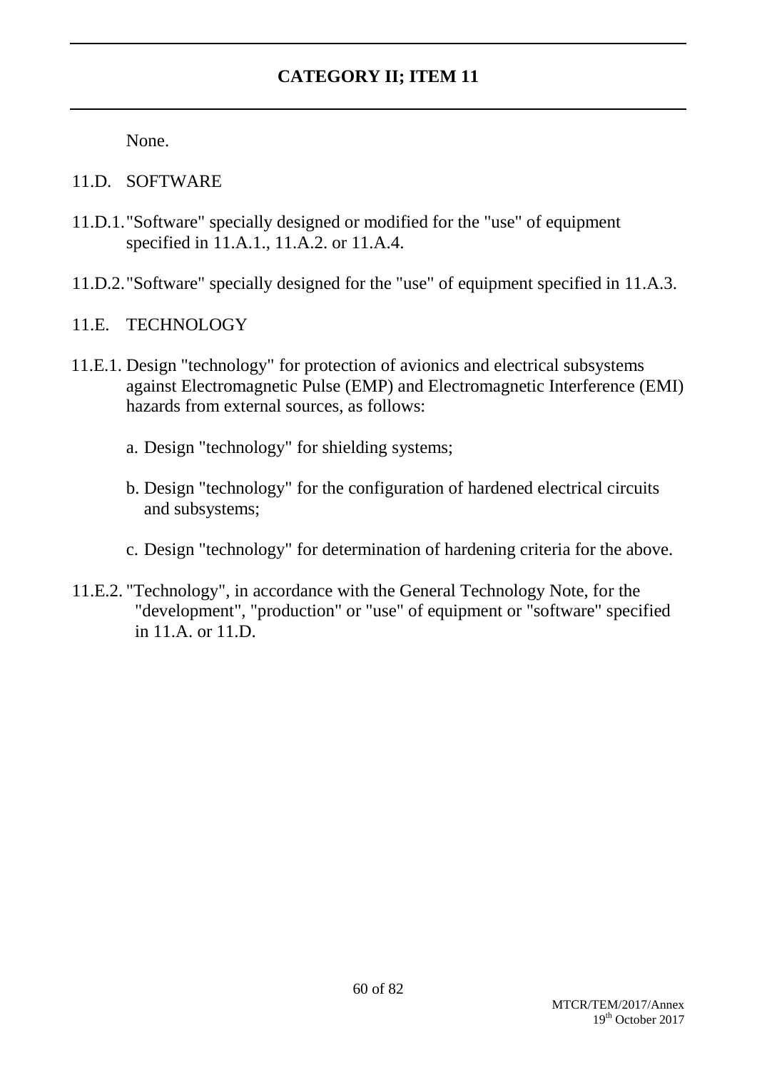**CATEGORY II; ITEM 11**

None.

11.D. SOFTWARE

11.D.1. "Software" specially designed or modified for the "use" of equipment specified in 11.A.1., 11.A.2. or 11.A.4.

11.D.2. "Software" specially designed for the "use" of equipment specified in 11.A.3.

11.E. TECHNOLOGY

11.E.1. Design "technology" for protection of avionics and electrical subsystems against Electromagnetic Pulse (EMP) and Electromagnetic Interference (EMI) hazards from external sources, as follows:

a. Design "technology" for shielding systems;

b. Design "technology" for the configuration of hardened electrical circuits and subsystems;

c. Design "technology" for determination of hardening criteria for the above.

11.E.2. "Technology", in accordance with the General Technology Note, for the "development", "production" or "use" of equipment or "software" specified in 11.A. or 11.D.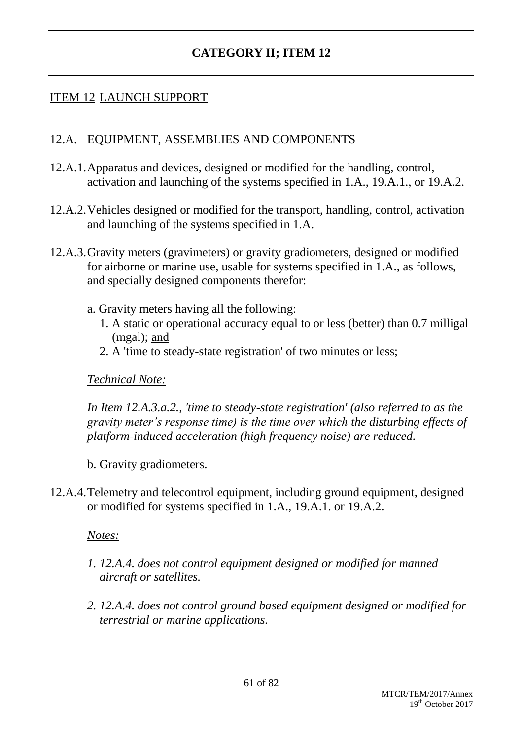# CATEGORY II; ITEM 12

## ITEM 12 LAUNCH SUPPORT

### 12.A. EQUIPMENT, ASSEMBLIES AND COMPONENTS

12.A.1. Apparatus and devices, designed or modified for the handling, control, activation and launching of the systems specified in 1.A., 19.A.1., or 19.A.2.

12.A.2. Vehicles designed or modified for the transport, handling, control, activation and launching of the systems specified in 1.A.

12.A.3. Gravity meters (gravimeters) or gravity gradiometers, designed or modified for airborne or marine use, usable for systems specified in 1.A., as follows, and specially designed components therefor:

a. Gravity meters having all the following:
   1. A static or operational accuracy equal to or less (better) than 0.7 milligal (mgal); and
   2. A 'time to steady-state registration' of two minutes or less;

*Technical Note:*

*In Item 12.A.3.a.2., 'time to steady-state registration' (also referred to as the gravity meter's response time) is the time over which the disturbing effects of platform-induced acceleration (high frequency noise) are reduced.*

b. Gravity gradiometers.

12.A.4. Telemetry and telecontrol equipment, including ground equipment, designed or modified for systems specified in 1.A., 19.A.1. or 19.A.2.

*Notes:*

1. *12.A.4. does not control equipment designed or modified for manned aircraft or satellites.*

2. *12.A.4. does not control ground based equipment designed or modified for terrestrial or marine applications.*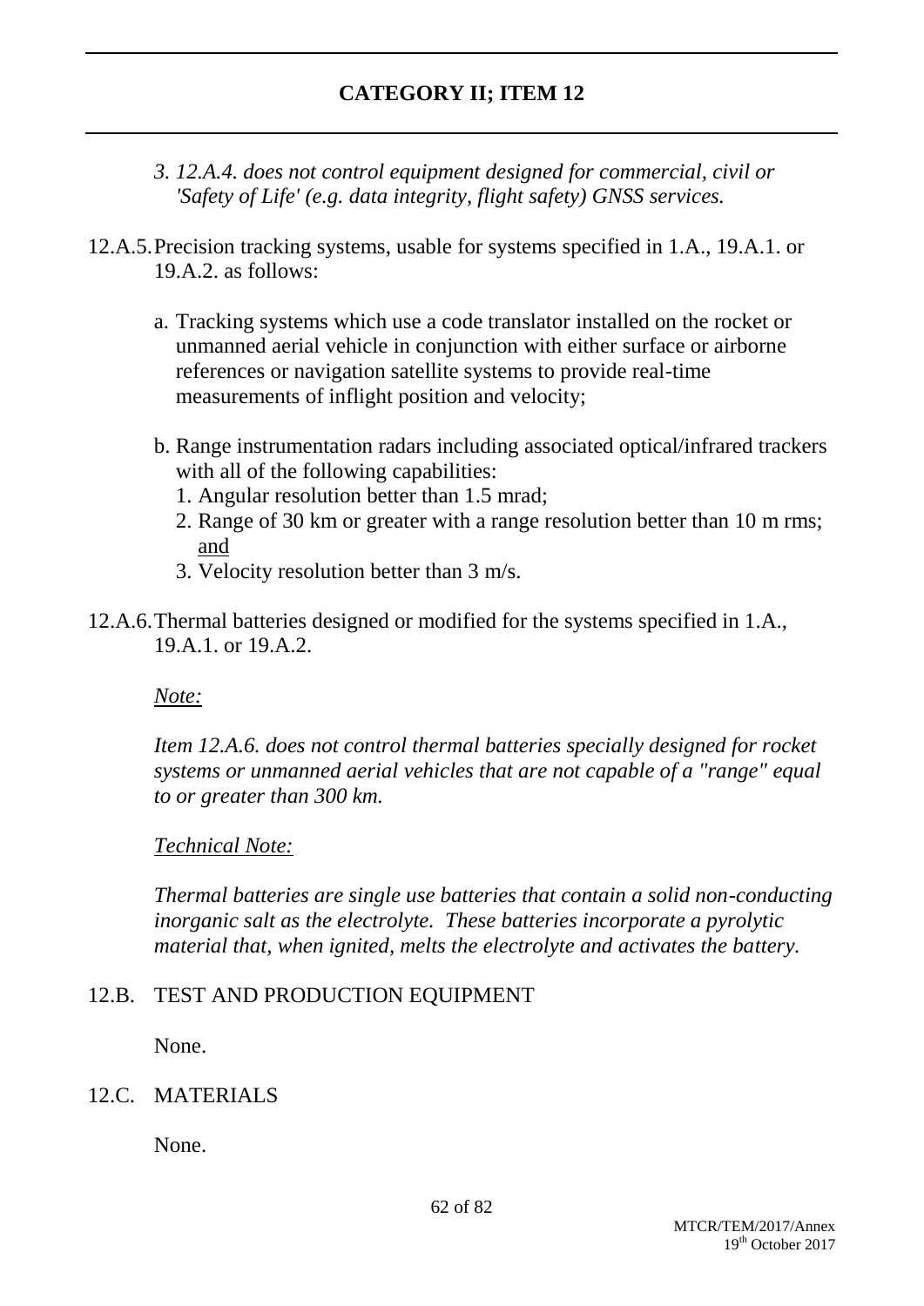*3. 12.A.4. does not control equipment designed for commercial, civil or 'Safety of Life' (e.g. data integrity, flight safety) GNSS services.*

12.A.5. Precision tracking systems, usable for systems specified in 1.A., 19.A.1. or 19.A.2. as follows:

a. Tracking systems which use a code translator installed on the rocket or unmanned aerial vehicle in conjunction with either surface or airborne references or navigation satellite systems to provide real-time measurements of inflight position and velocity;

b. Range instrumentation radars including associated optical/infrared trackers with all of the following capabilities:
   1. Angular resolution better than 1.5 mrad;
   2. Range of 30 km or greater with a range resolution better than 10 m rms; <u>and</u>
   3. Velocity resolution better than 3 m/s.

12.A.6. Thermal batteries designed or modified for the systems specified in 1.A., 19.A.1. or 19.A.2.

*<u>Note:</u>*

*Item 12.A.6. does not control thermal batteries specially designed for rocket systems or unmanned aerial vehicles that are not capable of a "range" equal to or greater than 300 km.*

*<u>Technical Note:</u>*

*Thermal batteries are single use batteries that contain a solid non-conducting inorganic salt as the electrolyte. These batteries incorporate a pyrolytic material that, when ignited, melts the electrolyte and activates the battery.*

12.B. TEST AND PRODUCTION EQUIPMENT

None.

12.C. MATERIALS

None.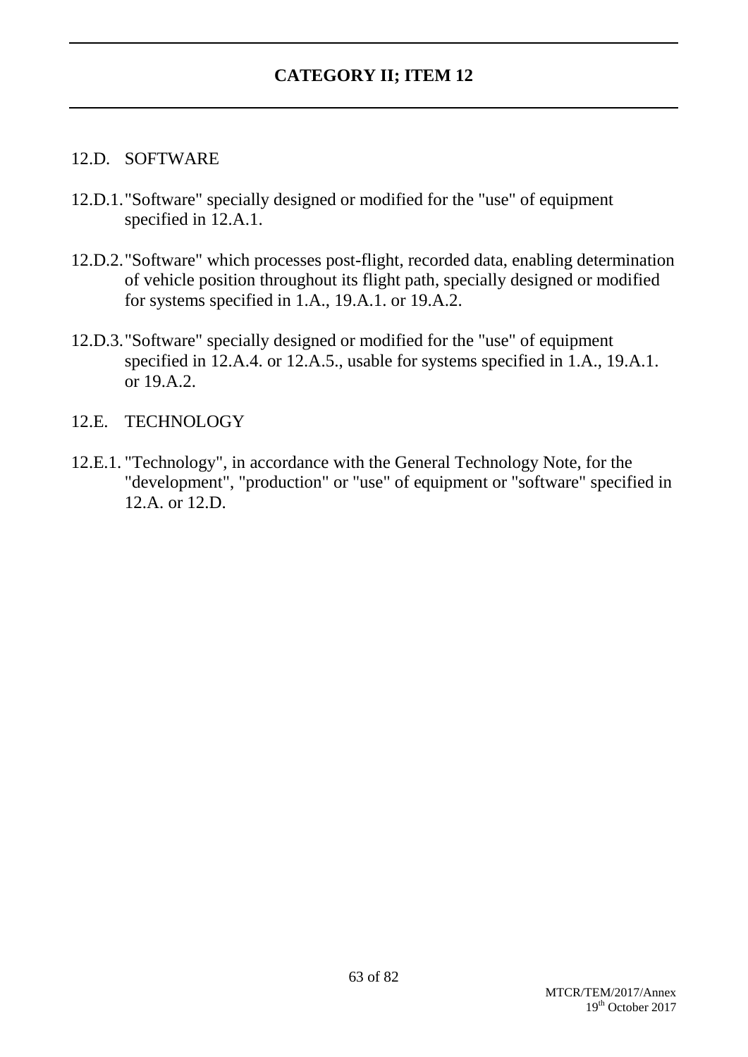# CATEGORY II; ITEM 12

## 12.D. SOFTWARE

12.D.1. "Software" specially designed or modified for the "use" of equipment specified in 12.A.1.

12.D.2. "Software" which processes post-flight, recorded data, enabling determination of vehicle position throughout its flight path, specially designed or modified for systems specified in 1.A., 19.A.1. or 19.A.2.

12.D.3. "Software" specially designed or modified for the "use" of equipment specified in 12.A.4. or 12.A.5., usable for systems specified in 1.A., 19.A.1. or 19.A.2.

## 12.E. TECHNOLOGY

12.E.1. "Technology", in accordance with the General Technology Note, for the "development", "production" or "use" of equipment or "software" specified in 12.A. or 12.D.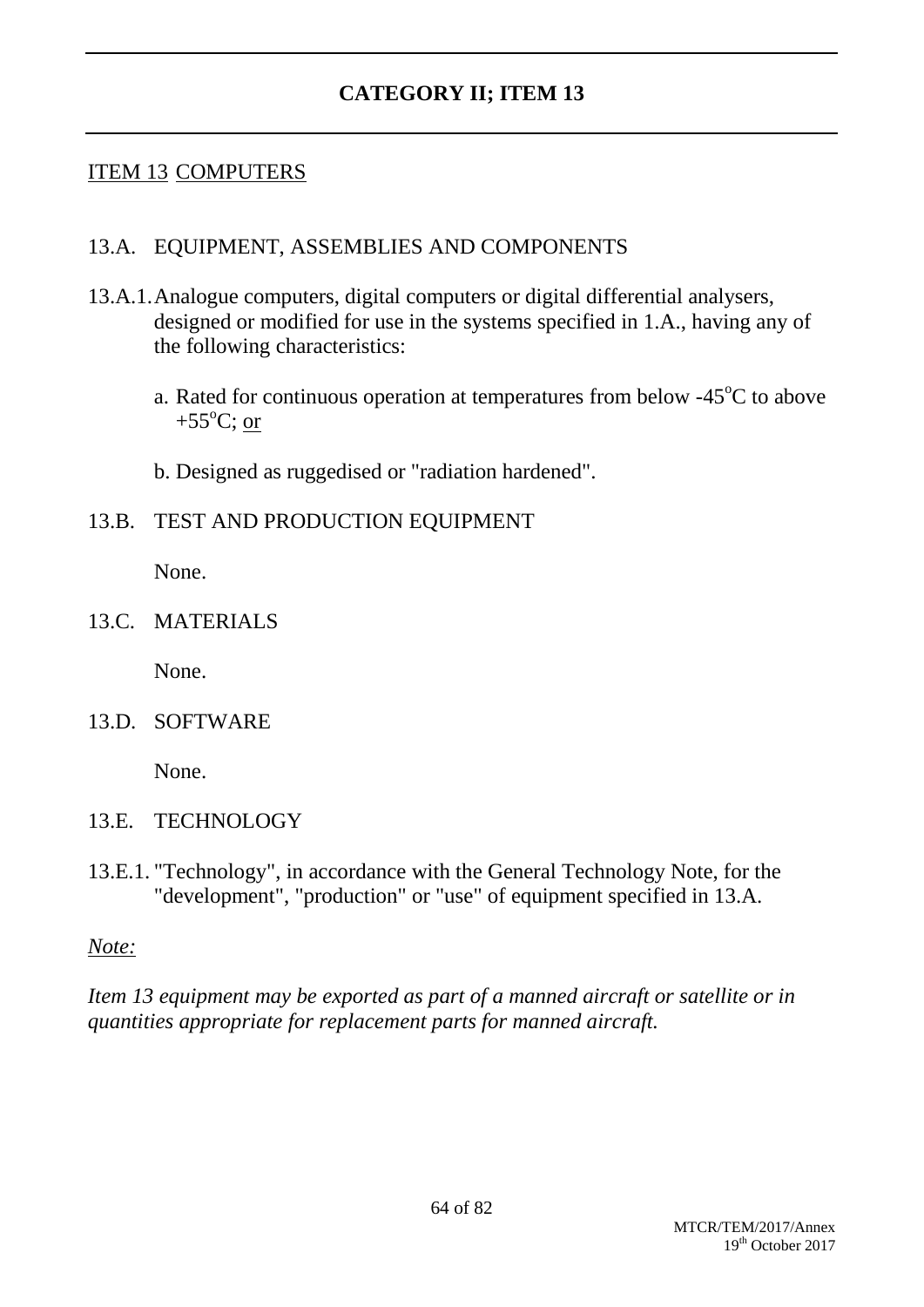# CATEGORY II; ITEM 13

## ITEM 13 COMPUTERS

### 13.A. EQUIPMENT, ASSEMBLIES AND COMPONENTS

13.A.1. Analogue computers, digital computers or digital differential analysers, designed or modified for use in the systems specified in 1.A., having any of the following characteristics:

a. Rated for continuous operation at temperatures from below -45°C to above +55°C; or

b. Designed as ruggedised or "radiation hardened".

### 13.B. TEST AND PRODUCTION EQUIPMENT

None.

### 13.C. MATERIALS

None.

### 13.D. SOFTWARE

None.

### 13.E. TECHNOLOGY

13.E.1. "Technology", in accordance with the General Technology Note, for the "development", "production" or "use" of equipment specified in 13.A.

*Note:*

*Item 13 equipment may be exported as part of a manned aircraft or satellite or in quantities appropriate for replacement parts for manned aircraft.*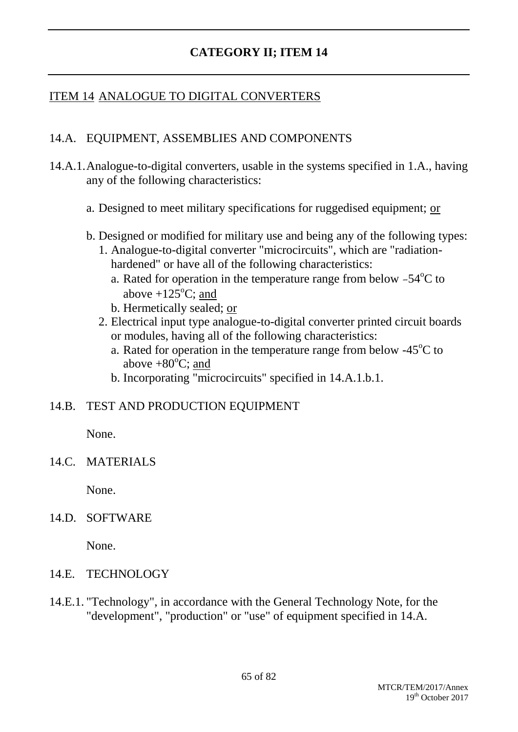# CATEGORY II; ITEM 14

## ITEM 14 ANALOGUE TO DIGITAL CONVERTERS

### 14.A. EQUIPMENT, ASSEMBLIES AND COMPONENTS

14.A.1. Analogue-to-digital converters, usable in the systems specified in 1.A., having any of the following characteristics:

a. Designed to meet military specifications for ruggedised equipment; <u>or</u>

b. Designed or modified for military use and being any of the following types:

1. Analogue-to-digital converter "microcircuits", which are "radiation-hardened" or have all of the following characteristics:
   a. Rated for operation in the temperature range from below $-54^{o}$C to above $+125^{o}$C; <u>and</u>
   b. Hermetically sealed; <u>or</u>
2. Electrical input type analogue-to-digital converter printed circuit boards or modules, having all of the following characteristics:
   a. Rated for operation in the temperature range from below $-45^{o}$C to above $+80^{o}$C; <u>and</u>
   b. Incorporating "microcircuits" specified in 14.A.1.b.1.

### 14.B. TEST AND PRODUCTION EQUIPMENT

None.

### 14.C. MATERIALS

None.

### 14.D. SOFTWARE

None.

### 14.E. TECHNOLOGY

14.E.1. "Technology", in accordance with the General Technology Note, for the "development", "production" or "use" of equipment specified in 14.A.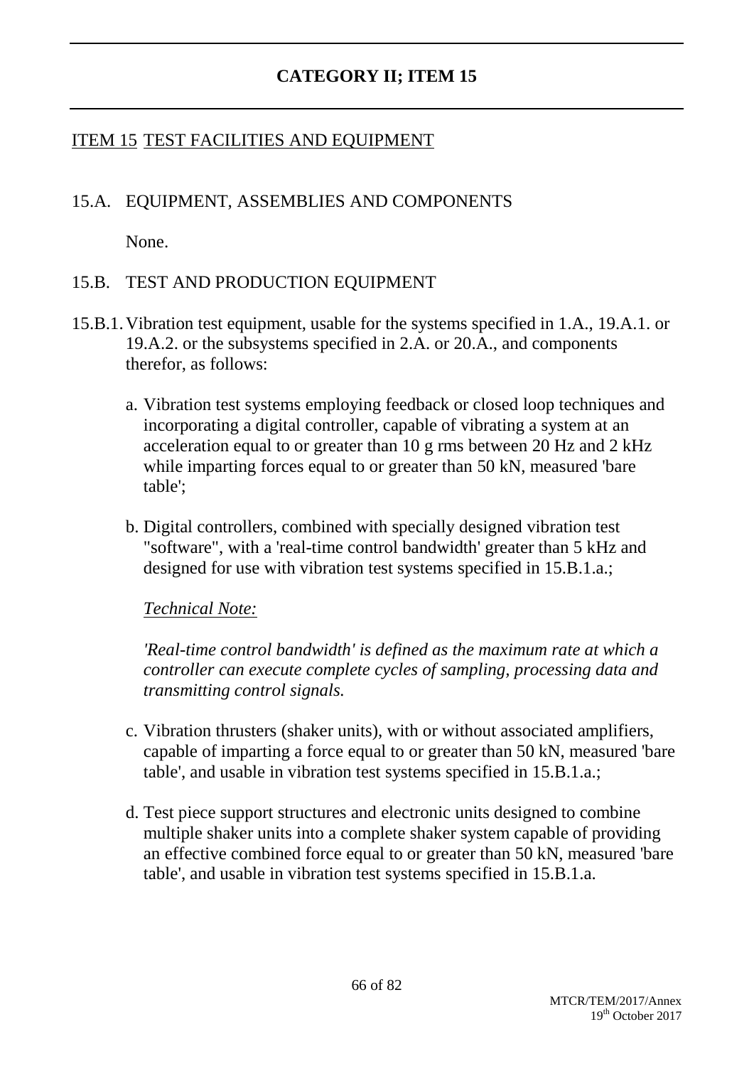# CATEGORY II; ITEM 15

## ITEM 15 TEST FACILITIES AND EQUIPMENT

### 15.A. EQUIPMENT, ASSEMBLIES AND COMPONENTS

None.

### 15.B. TEST AND PRODUCTION EQUIPMENT

15.B.1. Vibration test equipment, usable for the systems specified in 1.A., 19.A.1. or 19.A.2. or the subsystems specified in 2.A. or 20.A., and components therefor, as follows:

a. Vibration test systems employing feedback or closed loop techniques and incorporating a digital controller, capable of vibrating a system at an acceleration equal to or greater than 10 g rms between 20 Hz and 2 kHz while imparting forces equal to or greater than 50 kN, measured 'bare table';

b. Digital controllers, combined with specially designed vibration test "software", with a 'real-time control bandwidth' greater than 5 kHz and designed for use with vibration test systems specified in 15.B.1.a.;

*Technical Note:*

*'Real-time control bandwidth' is defined as the maximum rate at which a controller can execute complete cycles of sampling, processing data and transmitting control signals.*

c. Vibration thrusters (shaker units), with or without associated amplifiers, capable of imparting a force equal to or greater than 50 kN, measured 'bare table', and usable in vibration test systems specified in 15.B.1.a.;

d. Test piece support structures and electronic units designed to combine multiple shaker units into a complete shaker system capable of providing an effective combined force equal to or greater than 50 kN, measured 'bare table', and usable in vibration test systems specified in 15.B.1.a.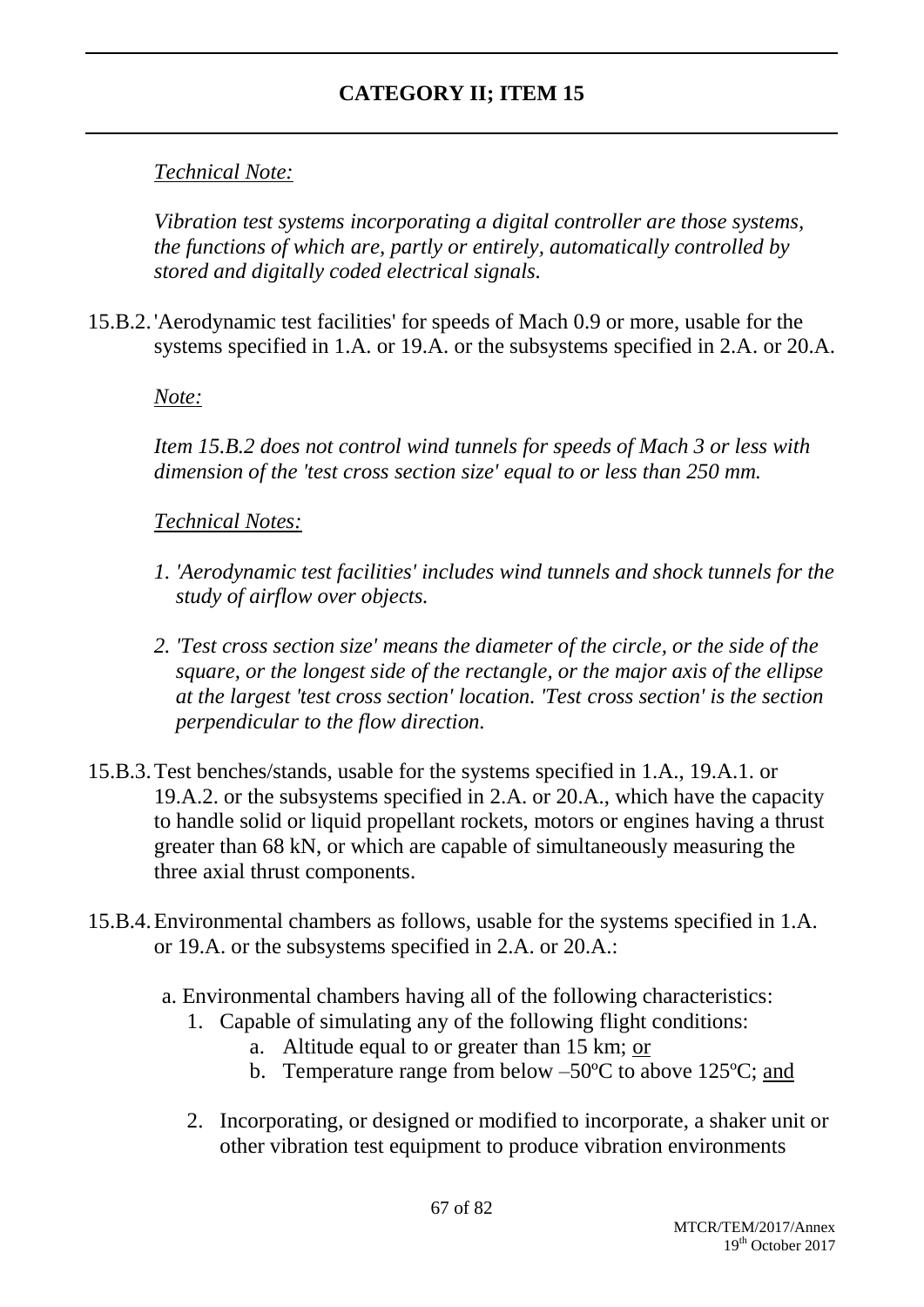## CATEGORY II; ITEM 15

*Technical Note:*

*Vibration test systems incorporating a digital controller are those systems, the functions of which are, partly or entirely, automatically controlled by stored and digitally coded electrical signals.*

15.B.2. 'Aerodynamic test facilities' for speeds of Mach 0.9 or more, usable for the systems specified in 1.A. or 19.A. or the subsystems specified in 2.A. or 20.A.

*Note:*

*Item 15.B.2 does not control wind tunnels for speeds of Mach 3 or less with dimension of the 'test cross section size' equal to or less than 250 mm.*

*Technical Notes:*

1. *'Aerodynamic test facilities' includes wind tunnels and shock tunnels for the study of airflow over objects.*
2. *'Test cross section size' means the diameter of the circle, or the side of the square, or the longest side of the rectangle, or the major axis of the ellipse at the largest 'test cross section' location. 'Test cross section' is the section perpendicular to the flow direction.*

15.B.3. Test benches/stands, usable for the systems specified in 1.A., 19.A.1. or 19.A.2. or the subsystems specified in 2.A. or 20.A., which have the capacity to handle solid or liquid propellant rockets, motors or engines having a thrust greater than 68 kN, or which are capable of simultaneously measuring the three axial thrust components.

15.B.4. Environmental chambers as follows, usable for the systems specified in 1.A. or 19.A. or the subsystems specified in 2.A. or 20.A.:

a. Environmental chambers having all of the following characteristics:
   1. Capable of simulating any of the following flight conditions:
      a. Altitude equal to or greater than 15 km; or
      b. Temperature range from below –50ºC to above 125ºC; and
   2. Incorporating, or designed or modified to incorporate, a shaker unit or other vibration test equipment to produce vibration environments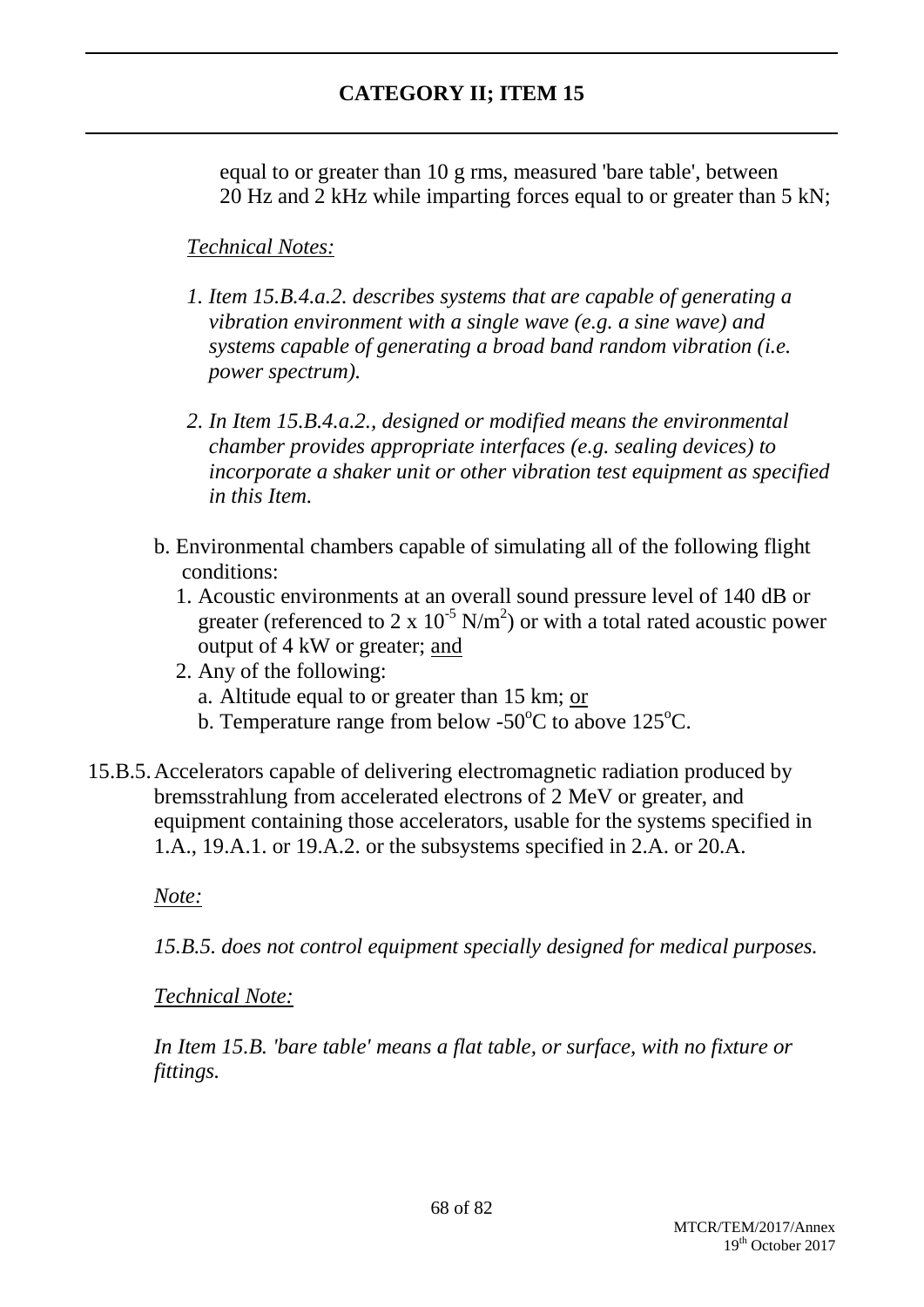equal to or greater than 10 g rms, measured 'bare table', between 20 Hz and 2 kHz while imparting forces equal to or greater than 5 kN;

*Technical Notes:*

1. *Item 15.B.4.a.2. describes systems that are capable of generating a vibration environment with a single wave (e.g. a sine wave) and systems capable of generating a broad band random vibration (i.e. power spectrum).*
2. *In Item 15.B.4.a.2., designed or modified means the environmental chamber provides appropriate interfaces (e.g. sealing devices) to incorporate a shaker unit or other vibration test equipment as specified in this Item.*

b. Environmental chambers capable of simulating all of the following flight conditions:

1. Acoustic environments at an overall sound pressure level of 140 dB or greater (referenced to $2 \times 10^{-5}$ N/m$^2$) or with a total rated acoustic power output of 4 kW or greater; and
2. Any of the following:
   a. Altitude equal to or greater than 15 km; or
   b. Temperature range from below -50$^o$C to above 125$^o$C.

15.B.5. Accelerators capable of delivering electromagnetic radiation produced by bremsstrahlung from accelerated electrons of 2 MeV or greater, and equipment containing those accelerators, usable for the systems specified in 1.A., 19.A.1. or 19.A.2. or the subsystems specified in 2.A. or 20.A.

*Note:*

*15.B.5. does not control equipment specially designed for medical purposes.*

*Technical Note:*

*In Item 15.B. 'bare table' means a flat table, or surface, with no fixture or fittings.*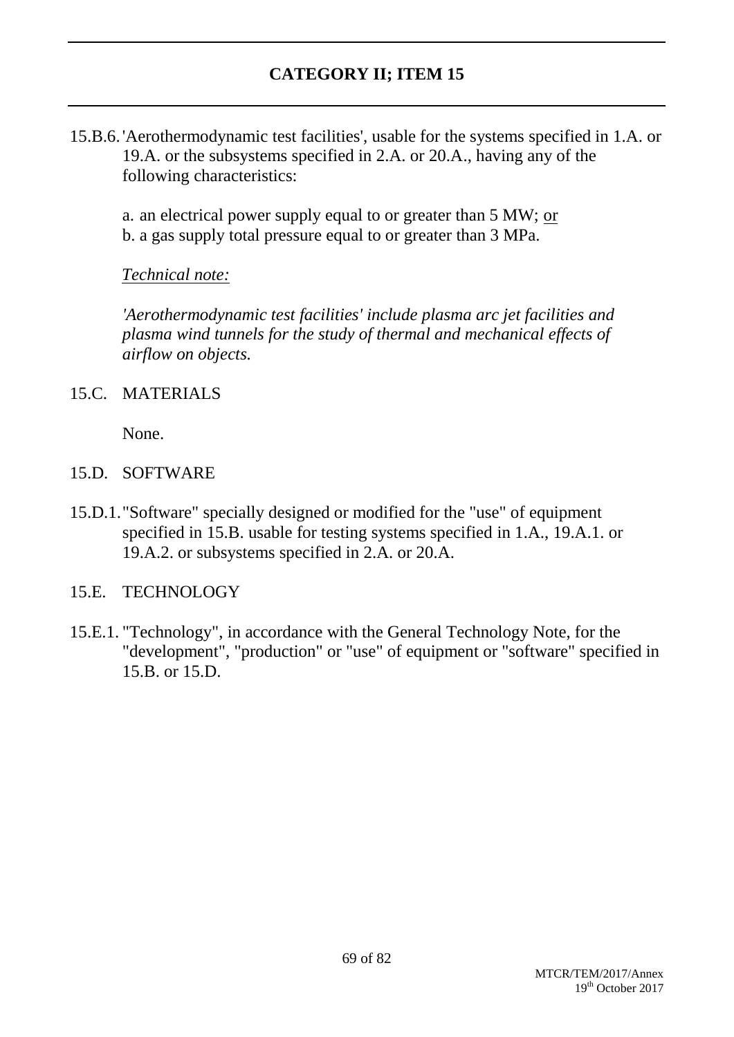## CATEGORY II; ITEM 15

15.B.6. 'Aerothermodynamic test facilities', usable for the systems specified in 1.A. or 19.A. or the subsystems specified in 2.A. or 20.A., having any of the following characteristics:

a. an electrical power supply equal to or greater than 5 MW; <u>or</u>
b. a gas supply total pressure equal to or greater than 3 MPa.

*<u>Technical note:</u>*

*'Aerothermodynamic test facilities' include plasma arc jet facilities and plasma wind tunnels for the study of thermal and mechanical effects of airflow on objects.*

15.C. MATERIALS

None.

15.D. SOFTWARE

15.D.1. "Software" specially designed or modified for the "use" of equipment specified in 15.B. usable for testing systems specified in 1.A., 19.A.1. or 19.A.2. or subsystems specified in 2.A. or 20.A.

15.E. TECHNOLOGY

15.E.1. "Technology", in accordance with the General Technology Note, for the "development", "production" or "use" of equipment or "software" specified in 15.B. or 15.D.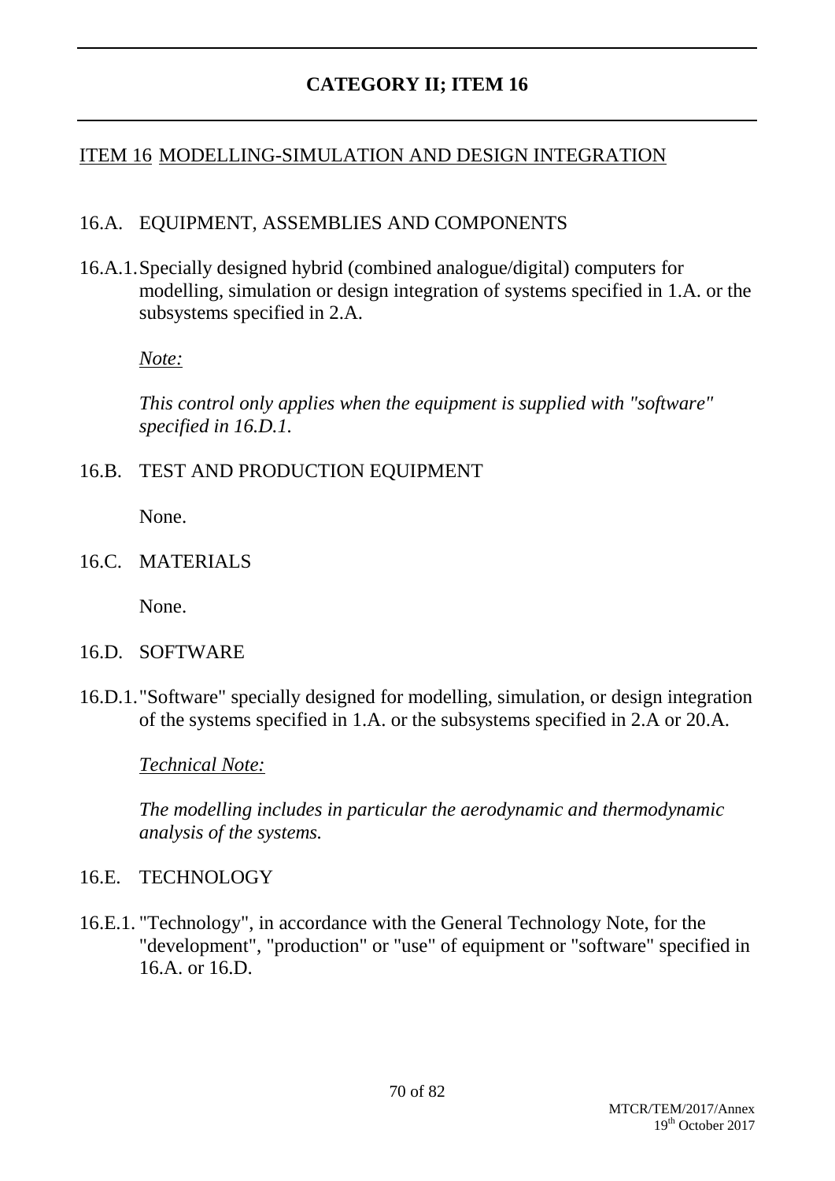# CATEGORY II; ITEM 16

## ITEM 16 MODELLING-SIMULATION AND DESIGN INTEGRATION

### 16.A. EQUIPMENT, ASSEMBLIES AND COMPONENTS

16.A.1. Specially designed hybrid (combined analogue/digital) computers for modelling, simulation or design integration of systems specified in 1.A. or the subsystems specified in 2.A.

*Note:*

*This control only applies when the equipment is supplied with "software" specified in 16.D.1.*

### 16.B. TEST AND PRODUCTION EQUIPMENT

None.

### 16.C. MATERIALS

None.

### 16.D. SOFTWARE

16.D.1. "Software" specially designed for modelling, simulation, or design integration of the systems specified in 1.A. or the subsystems specified in 2.A or 20.A.

*Technical Note:*

*The modelling includes in particular the aerodynamic and thermodynamic analysis of the systems.*

### 16.E. TECHNOLOGY

16.E.1. "Technology", in accordance with the General Technology Note, for the "development", "production" or "use" of equipment or "software" specified in 16.A. or 16.D.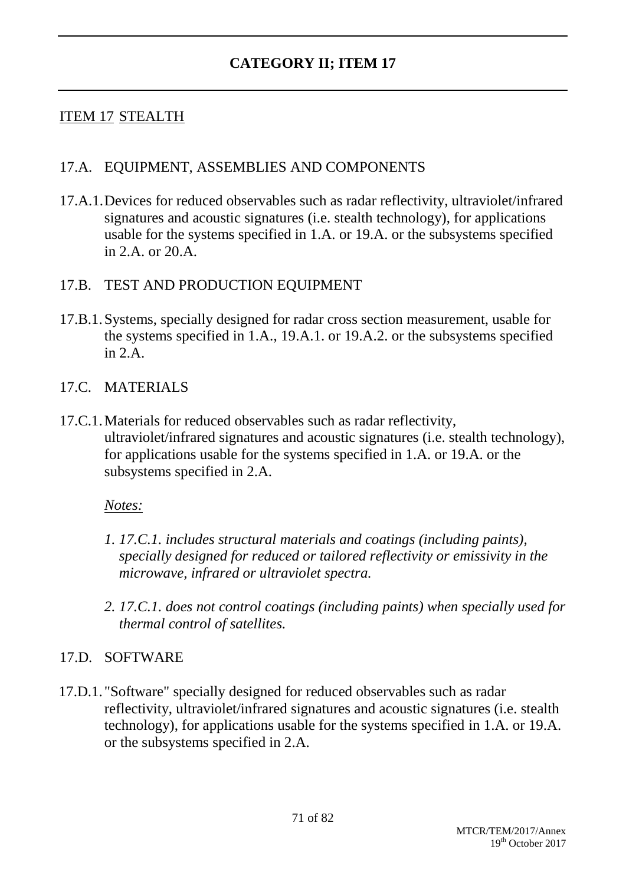# CATEGORY II; ITEM 17

## ITEM 17 STEALTH

### 17.A. EQUIPMENT, ASSEMBLIES AND COMPONENTS

17.A.1. Devices for reduced observables such as radar reflectivity, ultraviolet/infrared signatures and acoustic signatures (i.e. stealth technology), for applications usable for the systems specified in 1.A. or 19.A. or the subsystems specified in 2.A. or 20.A.

### 17.B. TEST AND PRODUCTION EQUIPMENT

17.B.1. Systems, specially designed for radar cross section measurement, usable for the systems specified in 1.A., 19.A.1. or 19.A.2. or the subsystems specified in 2.A.

### 17.C. MATERIALS

17.C.1. Materials for reduced observables such as radar reflectivity, ultraviolet/infrared signatures and acoustic signatures (i.e. stealth technology), for applications usable for the systems specified in 1.A. or 19.A. or the subsystems specified in 2.A.

*Notes:*

1. *17.C.1. includes structural materials and coatings (including paints), specially designed for reduced or tailored reflectivity or emissivity in the microwave, infrared or ultraviolet spectra.*
2. *17.C.1. does not control coatings (including paints) when specially used for thermal control of satellites.*

### 17.D. SOFTWARE

17.D.1. "Software" specially designed for reduced observables such as radar reflectivity, ultraviolet/infrared signatures and acoustic signatures (i.e. stealth technology), for applications usable for the systems specified in 1.A. or 19.A. or the subsystems specified in 2.A.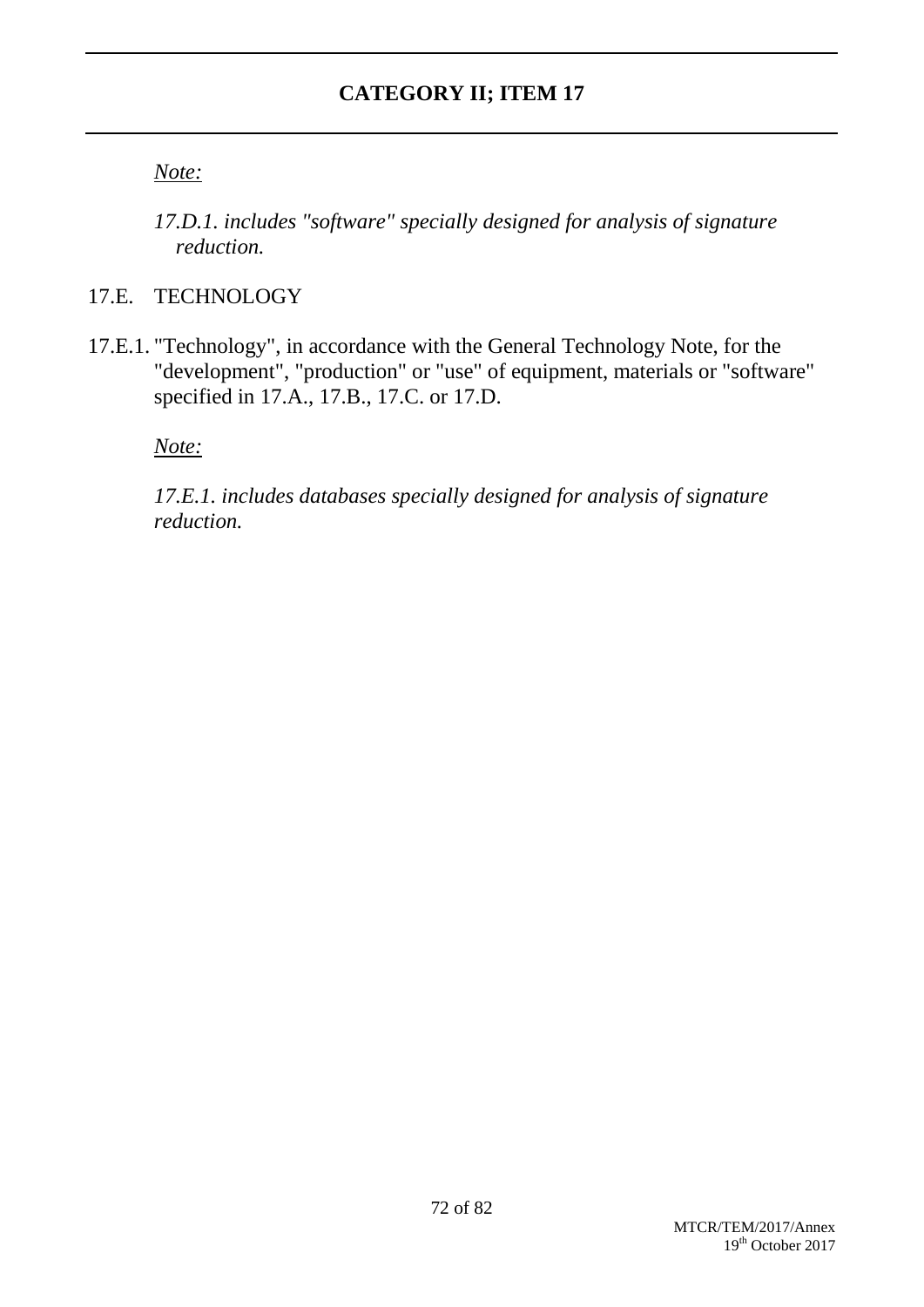*Note:*

*17.D.1. includes "software" specially designed for analysis of signature reduction.*

17.E. TECHNOLOGY

17.E.1. "Technology", in accordance with the General Technology Note, for the "development", "production" or "use" of equipment, materials or "software" specified in 17.A., 17.B., 17.C. or 17.D.

*Note:*

*17.E.1. includes databases specially designed for analysis of signature reduction.*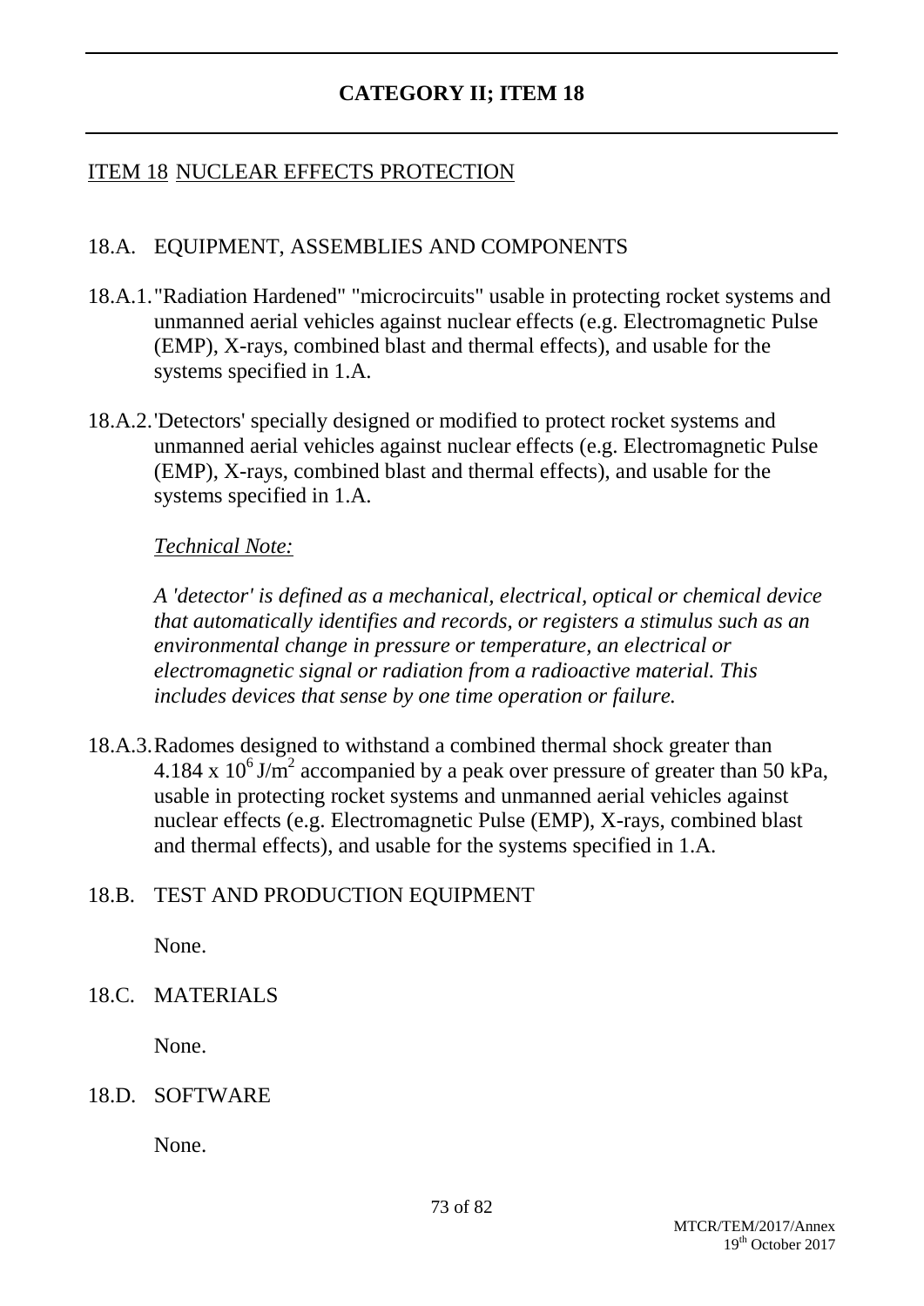## CATEGORY II; ITEM 18

### ITEM 18 NUCLEAR EFFECTS PROTECTION

18.A. EQUIPMENT, ASSEMBLIES AND COMPONENTS

18.A.1. "Radiation Hardened" "microcircuits" usable in protecting rocket systems and unmanned aerial vehicles against nuclear effects (e.g. Electromagnetic Pulse (EMP), X-rays, combined blast and thermal effects), and usable for the systems specified in 1.A.

18.A.2. 'Detectors' specially designed or modified to protect rocket systems and unmanned aerial vehicles against nuclear effects (e.g. Electromagnetic Pulse (EMP), X-rays, combined blast and thermal effects), and usable for the systems specified in 1.A.

*Technical Note:*

*A 'detector' is defined as a mechanical, electrical, optical or chemical device that automatically identifies and records, or registers a stimulus such as an environmental change in pressure or temperature, an electrical or electromagnetic signal or radiation from a radioactive material. This includes devices that sense by one time operation or failure.*

18.A.3. Radomes designed to withstand a combined thermal shock greater than $4.184 \times 10^6$ J/m$^2$ accompanied by a peak over pressure of greater than 50 kPa, usable in protecting rocket systems and unmanned aerial vehicles against nuclear effects (e.g. Electromagnetic Pulse (EMP), X-rays, combined blast and thermal effects), and usable for the systems specified in 1.A.

18.B. TEST AND PRODUCTION EQUIPMENT

None.

18.C. MATERIALS

None.

18.D. SOFTWARE

None.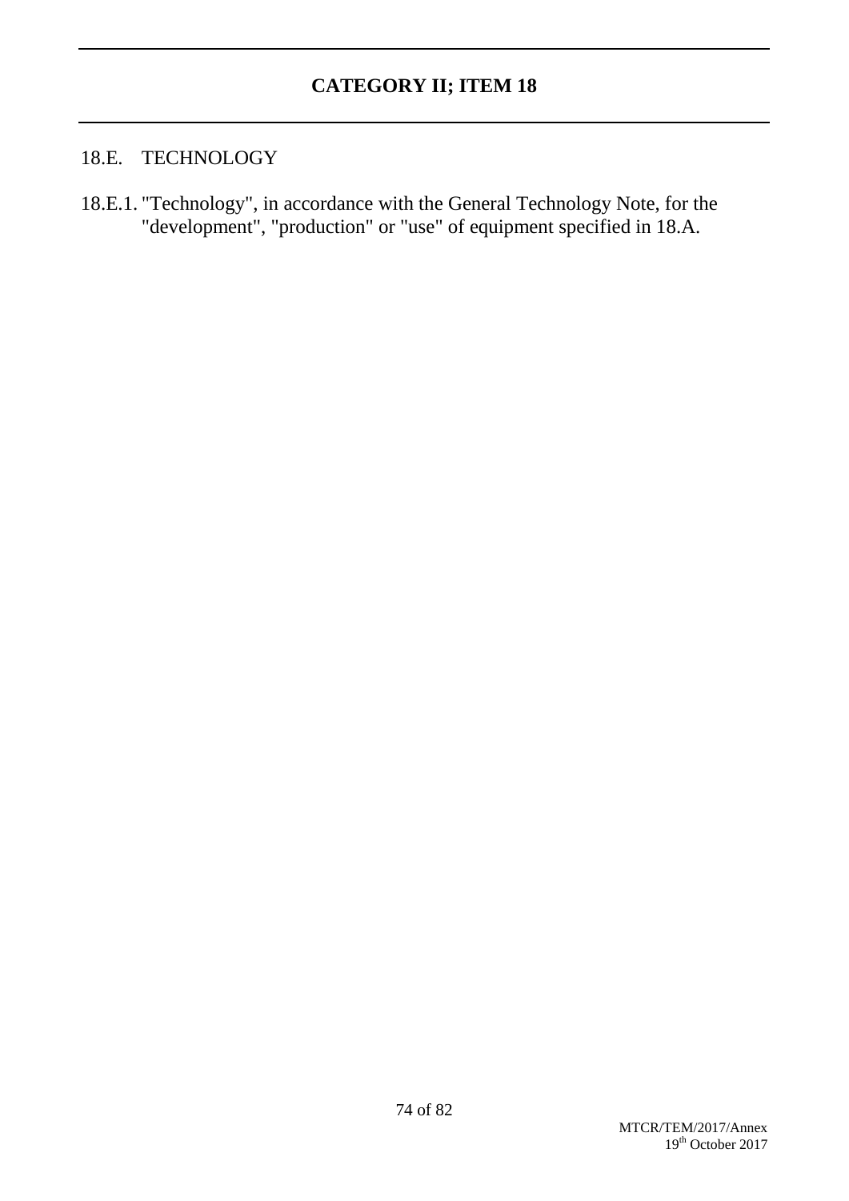# CATEGORY II; ITEM 18

## 18.E. TECHNOLOGY

18.E.1. "Technology", in accordance with the General Technology Note, for the "development", "production" or "use" of equipment specified in 18.A.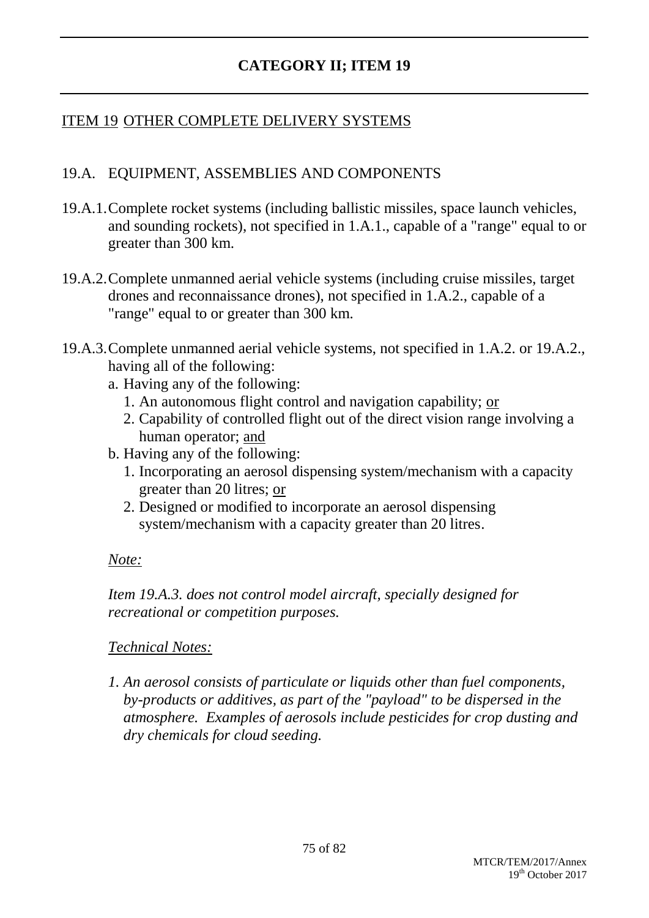# CATEGORY II; ITEM 19

## ITEM 19 OTHER COMPLETE DELIVERY SYSTEMS

### 19.A. EQUIPMENT, ASSEMBLIES AND COMPONENTS

19.A.1. Complete rocket systems (including ballistic missiles, space launch vehicles, and sounding rockets), not specified in 1.A.1., capable of a "range" equal to or greater than 300 km.

19.A.2. Complete unmanned aerial vehicle systems (including cruise missiles, target drones and reconnaissance drones), not specified in 1.A.2., capable of a "range" equal to or greater than 300 km.

19.A.3. Complete unmanned aerial vehicle systems, not specified in 1.A.2. or 19.A.2., having all of the following:

- a. Having any of the following:
  1. An autonomous flight control and navigation capability; <u>or</u>
  2. Capability of controlled flight out of the direct vision range involving a human operator; <u>and</u>
- b. Having any of the following:
  1. Incorporating an aerosol dispensing system/mechanism with a capacity greater than 20 litres; <u>or</u>
  2. Designed or modified to incorporate an aerosol dispensing system/mechanism with a capacity greater than 20 litres.

*<u>Note:</u>*

*Item 19.A.3. does not control model aircraft, specially designed for recreational or competition purposes.*

*<u>Technical Notes:</u>*

*1. An aerosol consists of particulate or liquids other than fuel components, by-products or additives, as part of the "payload" to be dispersed in the atmosphere. Examples of aerosols include pesticides for crop dusting and dry chemicals for cloud seeding.*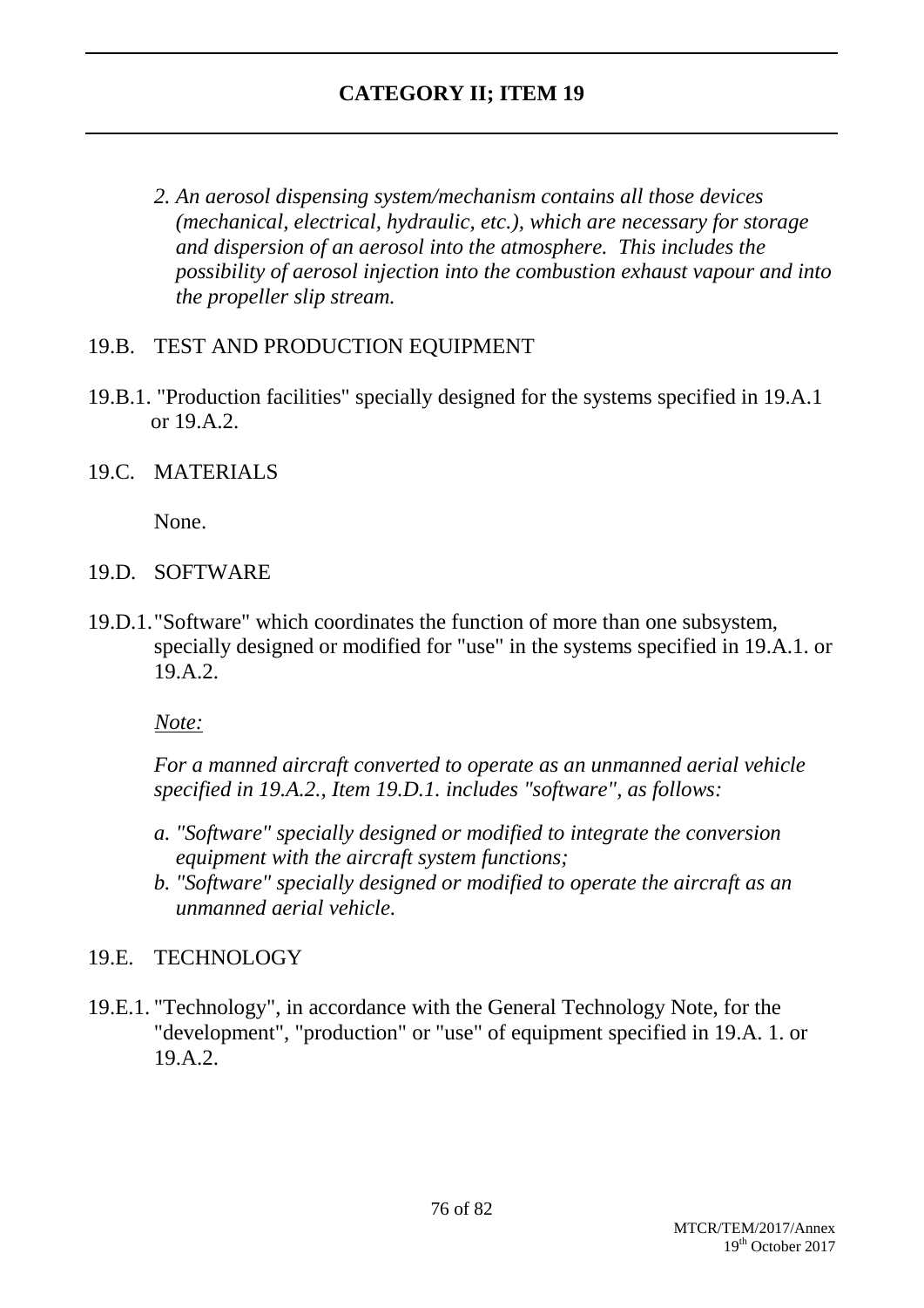# CATEGORY II; ITEM 19

*2. An aerosol dispensing system/mechanism contains all those devices (mechanical, electrical, hydraulic, etc.), which are necessary for storage and dispersion of an aerosol into the atmosphere. This includes the possibility of aerosol injection into the combustion exhaust vapour and into the propeller slip stream.*

## 19.B. TEST AND PRODUCTION EQUIPMENT

19.B.1. "Production facilities" specially designed for the systems specified in 19.A.1 or 19.A.2.

## 19.C. MATERIALS

None.

## 19.D. SOFTWARE

19.D.1. "Software" which coordinates the function of more than one subsystem, specially designed or modified for "use" in the systems specified in 19.A.1. or 19.A.2.

*Note:*

*For a manned aircraft converted to operate as an unmanned aerial vehicle specified in 19.A.2., Item 19.D.1. includes "software", as follows:*

*a. "Software" specially designed or modified to integrate the conversion equipment with the aircraft system functions;*
*b. "Software" specially designed or modified to operate the aircraft as an unmanned aerial vehicle.*

## 19.E. TECHNOLOGY

19.E.1. "Technology", in accordance with the General Technology Note, for the "development", "production" or "use" of equipment specified in 19.A. 1. or 19.A.2.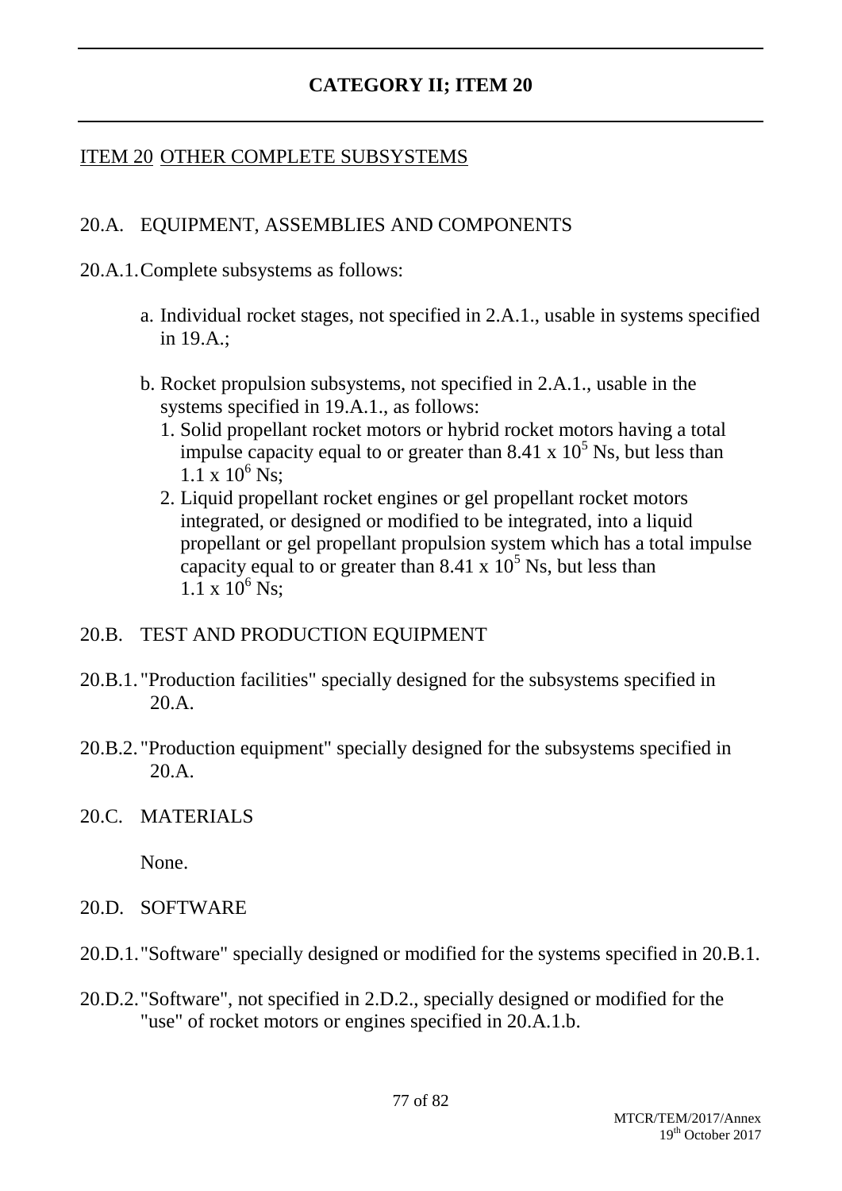# CATEGORY II; ITEM 20

## ITEM 20 OTHER COMPLETE SUBSYSTEMS

### 20.A. EQUIPMENT, ASSEMBLIES AND COMPONENTS

20.A.1. Complete subsystems as follows:

a. Individual rocket stages, not specified in 2.A.1., usable in systems specified in 19.A.;

b. Rocket propulsion subsystems, not specified in 2.A.1., usable in the systems specified in 19.A.1., as follows:

1. Solid propellant rocket motors or hybrid rocket motors having a total impulse capacity equal to or greater than $8.41 \times 10^5$ Ns, but less than $1.1 \times 10^6$ Ns;
2. Liquid propellant rocket engines or gel propellant rocket motors integrated, or designed or modified to be integrated, into a liquid propellant or gel propellant propulsion system which has a total impulse capacity equal to or greater than $8.41 \times 10^5$ Ns, but less than $1.1 \times 10^6$ Ns;

### 20.B. TEST AND PRODUCTION EQUIPMENT

20.B.1. "Production facilities" specially designed for the subsystems specified in 20.A.

20.B.2. "Production equipment" specially designed for the subsystems specified in 20.A.

### 20.C. MATERIALS

None.

### 20.D. SOFTWARE

20.D.1. "Software" specially designed or modified for the systems specified in 20.B.1.

20.D.2. "Software", not specified in 2.D.2., specially designed or modified for the "use" of rocket motors or engines specified in 20.A.1.b.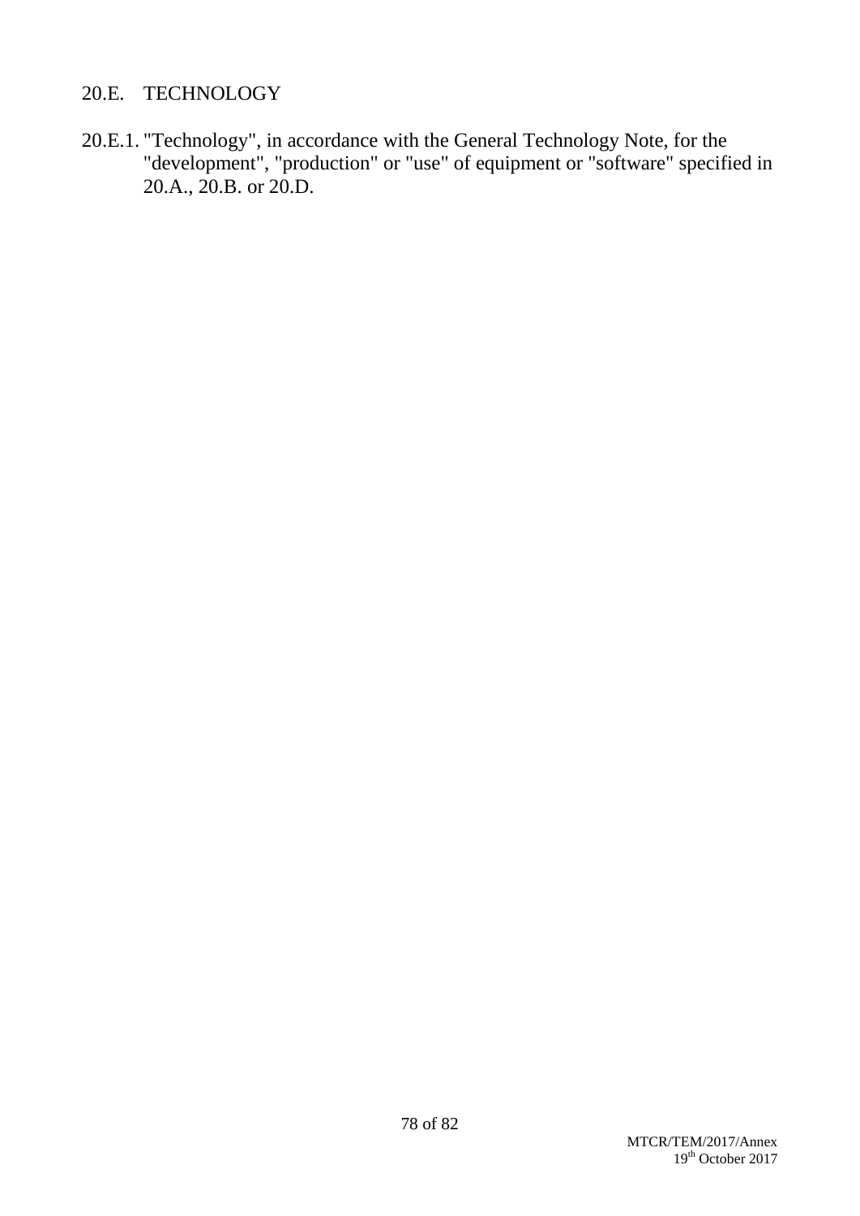## 20.E. TECHNOLOGY

20.E.1. "Technology", in accordance with the General Technology Note, for the "development", "production" or "use" of equipment or "software" specified in 20.A., 20.B. or 20.D.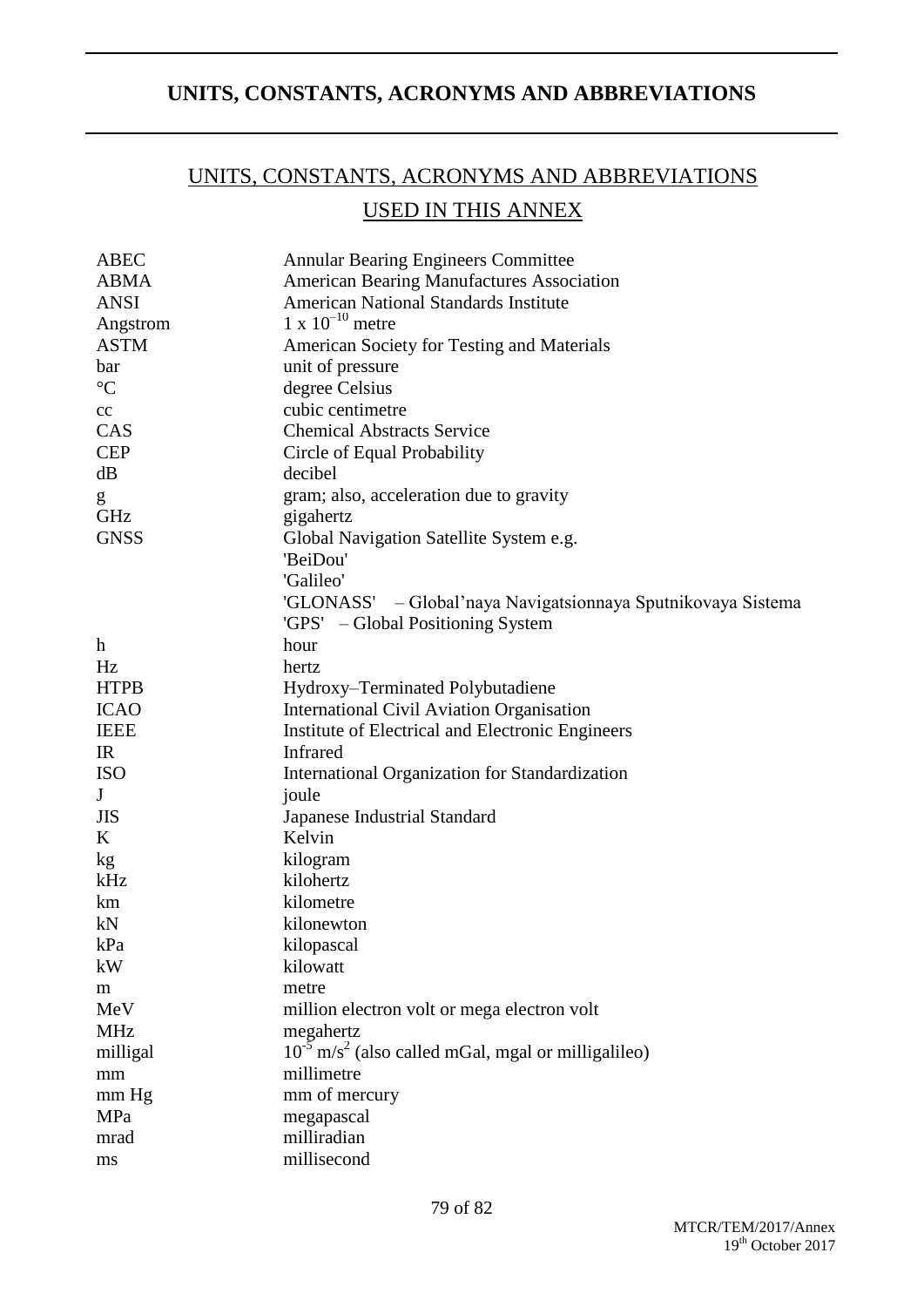# UNITS, CONSTANTS, ACRONYMS AND ABBREVIATIONS

## UNITS, CONSTANTS, ACRONYMS AND ABBREVIATIONS USED IN THIS ANNEX

| | |
|---|---|
| ABEC | Annular Bearing Engineers Committee |
| ABMA | American Bearing Manufactures Association |
| ANSI | American National Standards Institute |
| Angstrom | $1 \times 10^{-10}$ metre |
| ASTM | American Society for Testing and Materials |
| bar | unit of pressure |
| °C | degree Celsius |
| cc | cubic centimetre |
| CAS | Chemical Abstracts Service |
| CEP | Circle of Equal Probability |
| dB | decibel |
| g | gram; also, acceleration due to gravity |
| GHz | gigahertz |
| GNSS | Global Navigation Satellite System e.g.<br>'BeiDou'<br>'Galileo'<br>'GLONASS' – Global'naya Navigatsionnaya Sputnikovaya Sistema<br>'GPS' – Global Positioning System |
| h | hour |
| Hz | hertz |
| HTPB | Hydroxy–Terminated Polybutadiene |
| ICAO | International Civil Aviation Organisation |
| IEEE | Institute of Electrical and Electronic Engineers |
| IR | Infrared |
| ISO | International Organization for Standardization |
| J | joule |
| JIS | Japanese Industrial Standard |
| K | Kelvin |
| kg | kilogram |
| kHz | kilohertz |
| km | kilometre |
| kN | kilonewton |
| kPa | kilopascal |
| kW | kilowatt |
| m | metre |
| MeV | million electron volt or mega electron volt |
| MHz | megahertz |
| milligal | $10^{-5}$ m/s$^2$ (also called mGal, mgal or milligalileo) |
| mm | millimetre |
| mm Hg | mm of mercury |
| MPa | megapascal |
| mrad | milliradian |
| ms | millisecond |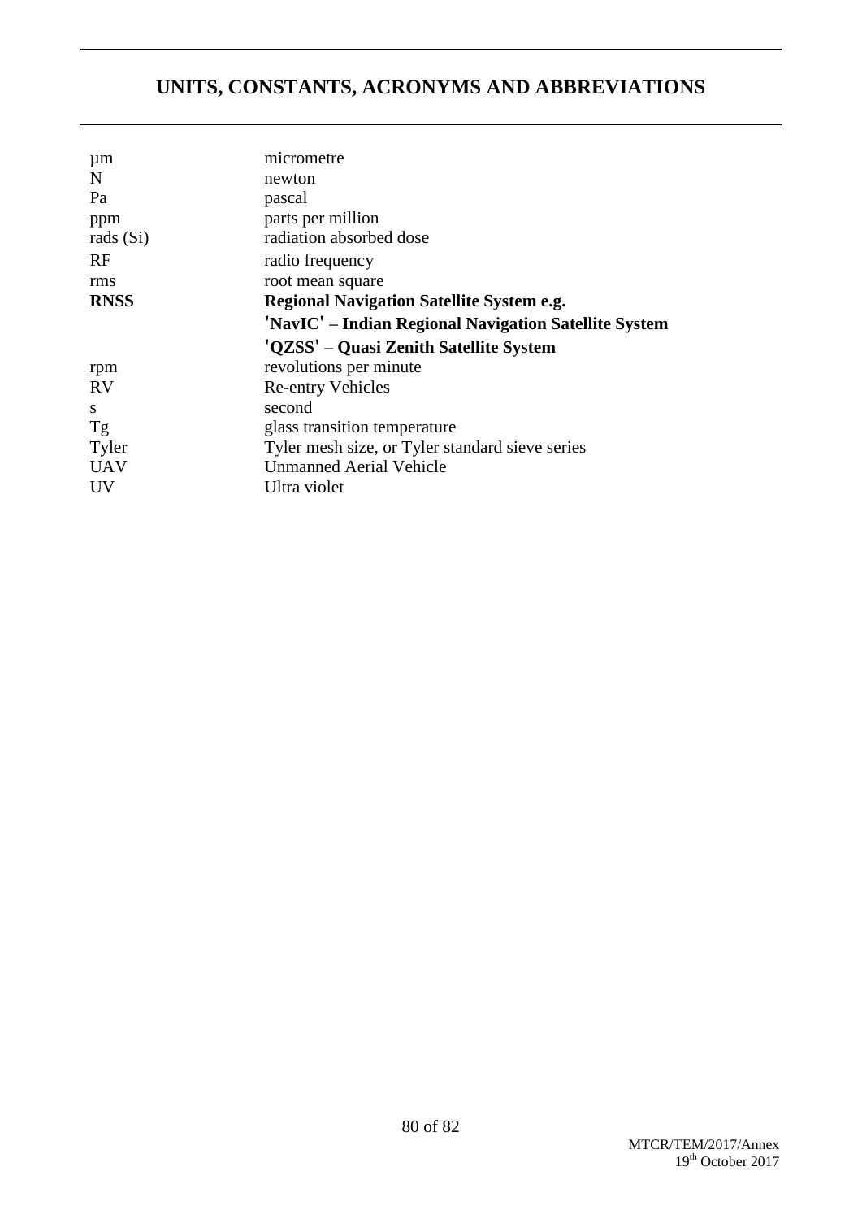# UNITS, CONSTANTS, ACRONYMS AND ABBREVIATIONS

| | |
|---|---|
| μm | micrometre |
| N | newton |
| Pa | pascal |
| ppm | parts per million |
| rads (Si) | radiation absorbed dose |
| RF | radio frequency |
| rms | root mean square |
| **RNSS** | **Regional Navigation Satellite System e.g.** |
| | **'NavIC' – Indian Regional Navigation Satellite System** |
| | **'QZSS' – Quasi Zenith Satellite System** |
| rpm | revolutions per minute |
| RV | Re-entry Vehicles |
| s | second |
| Tg | glass transition temperature |
| Tyler | Tyler mesh size, or Tyler standard sieve series |
| UAV | Unmanned Aerial Vehicle |
| UV | Ultra violet |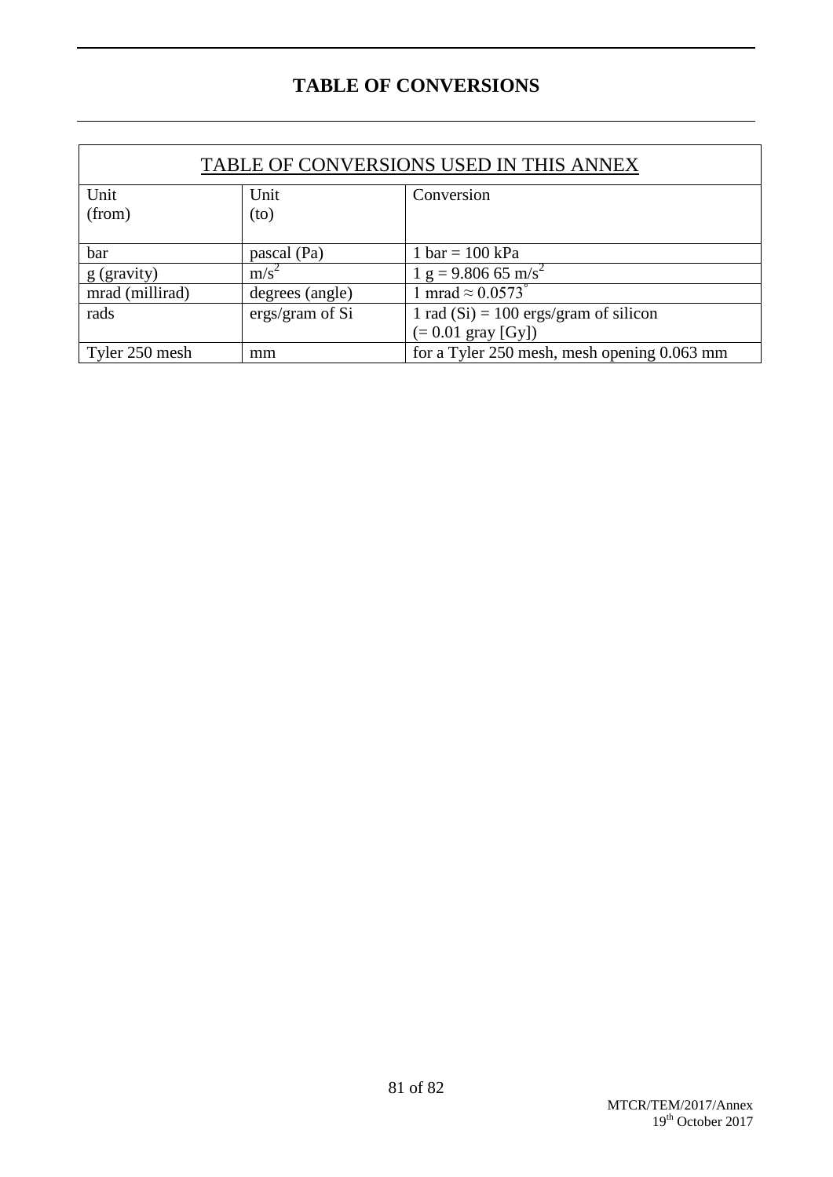# TABLE OF CONVERSIONS

| TABLE OF CONVERSIONS USED IN THIS ANNEX | | |
|---|---|---|
| Unit (from) | Unit (to) | Conversion |
| bar | pascal (Pa) | 1 bar = 100 kPa |
| g (gravity) | $m/s^2$ | 1 g = 9.806 65 $m/s^2$ |
| mrad (millirad) | degrees (angle) | 1 mrad ≈ 0.0573° |
| rads | ergs/gram of Si | 1 rad (Si) = 100 ergs/gram of silicon (= 0.01 gray [Gy]) |
| Tyler 250 mesh | mm | for a Tyler 250 mesh, mesh opening 0.063 mm |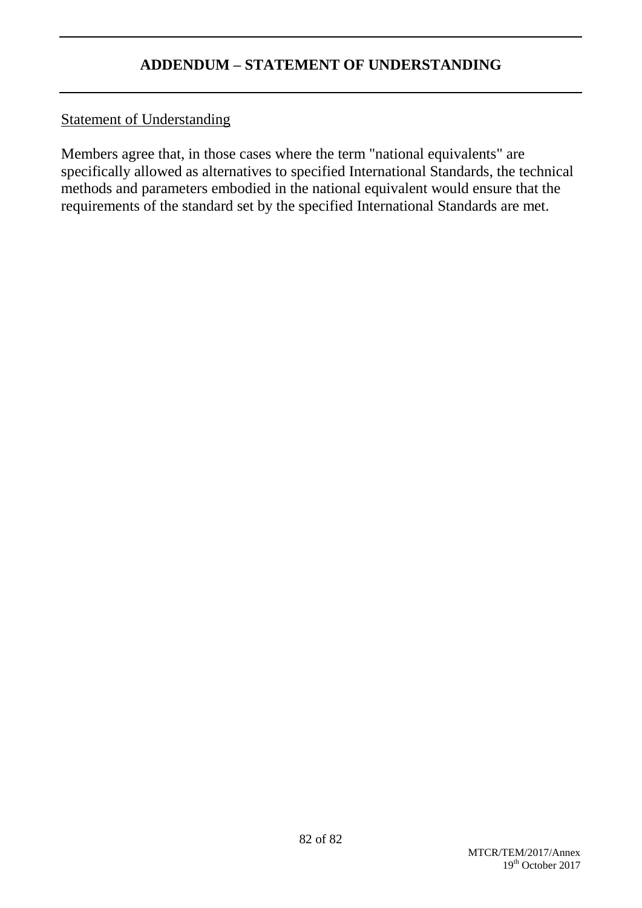# ADDENDUM – STATEMENT OF UNDERSTANDING

Statement of Understanding

Members agree that, in those cases where the term "national equivalents" are specifically allowed as alternatives to specified International Standards, the technical methods and parameters embodied in the national equivalent would ensure that the requirements of the standard set by the specified International Standards are met.